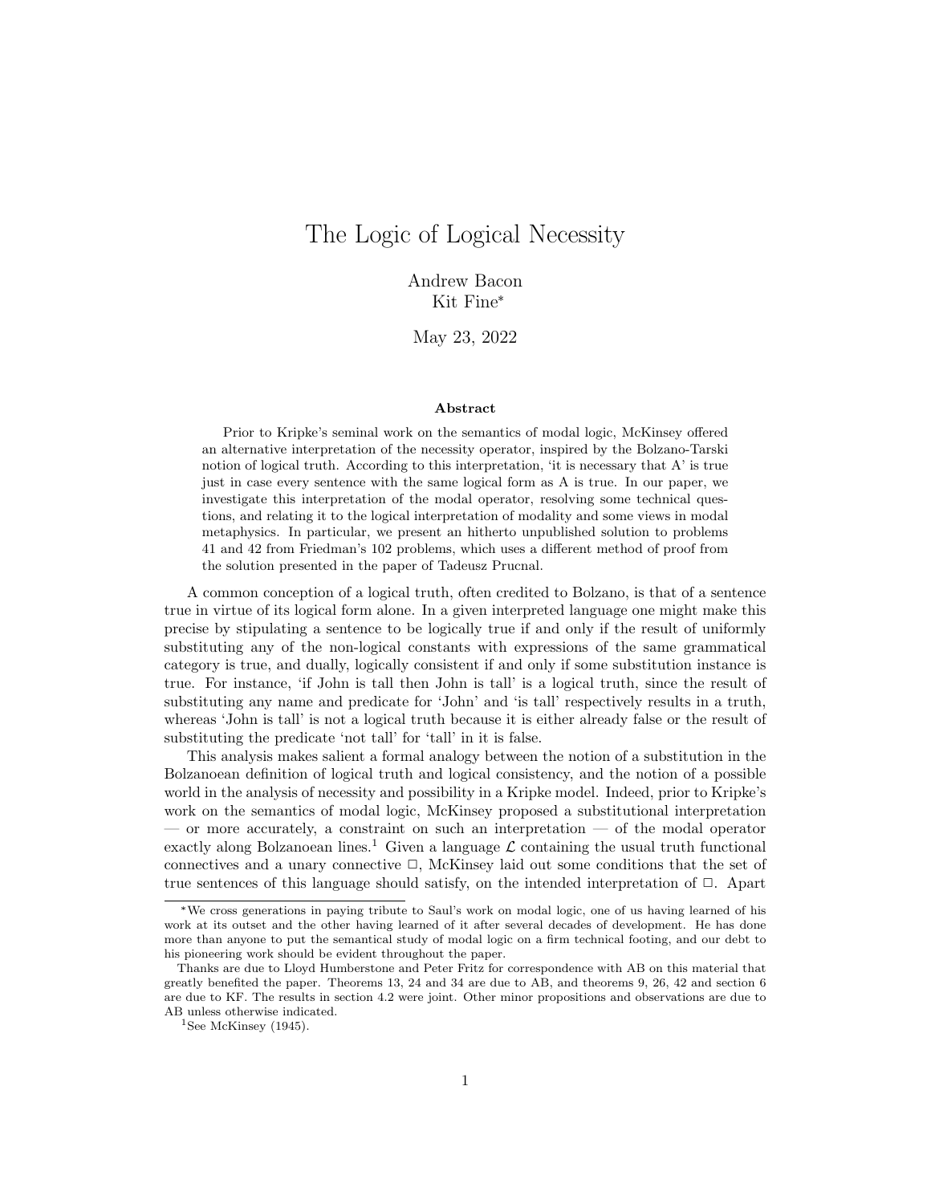# The Logic of Logical Necessity

Andrew Bacon
Kit Fine[*]

May 23, 2022

### Abstract

Prior to Kripke's seminal work on the semantics of modal logic, McKinsey offered an alternative interpretation of the necessity operator, inspired by the Bolzano-Tarski notion of logical truth. According to this interpretation, 'it is necessary that A' is true just in case every sentence with the same logical form as A is true. In our paper, we investigate this interpretation of the modal operator, resolving some technical questions, and relating it to the logical interpretation of modality and some views in modal metaphysics. In particular, we present an hitherto unpublished solution to problems 41 and 42 from Friedman's 102 problems, which uses a different method of proof from the solution presented in the paper of Tadeusz Prucnal.

A common conception of a logical truth, often credited to Bolzano, is that of a sentence true in virtue of its logical form alone. In a given interpreted language one might make this precise by stipulating a sentence to be logically true if and only if the result of uniformly substituting any of the non-logical constants with expressions of the same grammatical category is true, and dually, logically consistent if and only if some substitution instance is true. For instance, 'if John is tall then John is tall' is a logical truth, since the result of substituting any name and predicate for 'John' and 'is tall' respectively results in a truth, whereas 'John is tall' is not a logical truth because it is either already false or the result of substituting the predicate 'not tall' for 'tall' in it is false.

This analysis makes salient a formal analogy between the notion of a substitution in the Bolzanoean definition of logical truth and logical consistency, and the notion of a possible world in the analysis of necessity and possibility in a Kripke model. Indeed, prior to Kripke's work on the semantics of modal logic, McKinsey proposed a substitutional interpretation — or more accurately, a constraint on such an interpretation — of the modal operator exactly along Bolzanoean lines.[1] Given a language $\mathcal{L}$ containing the usual truth functional connectives and a unary connective $\Box$, McKinsey laid out some conditions that the set of true sentences of this language should satisfy, on the intended interpretation of $\Box$. Apart

---

[*] We cross generations in paying tribute to Saul's work on modal logic, one of us having learned of his work at its outset and the other having learned of it after several decades of development. He has done more than anyone to put the semantical study of modal logic on a firm technical footing, and our debt to his pioneering work should be evident throughout the paper.

Thanks are due to Lloyd Humberstone and Peter Fritz for correspondence with AB on this material that greatly benefited the paper. Theorems 13, 24 and 34 are due to AB, and theorems 9, 26, 42 and section 6 are due to KF. The results in section 4.2 were joint. Other minor propositions and observations are due to AB unless otherwise indicated.

[1] See McKinsey (1945).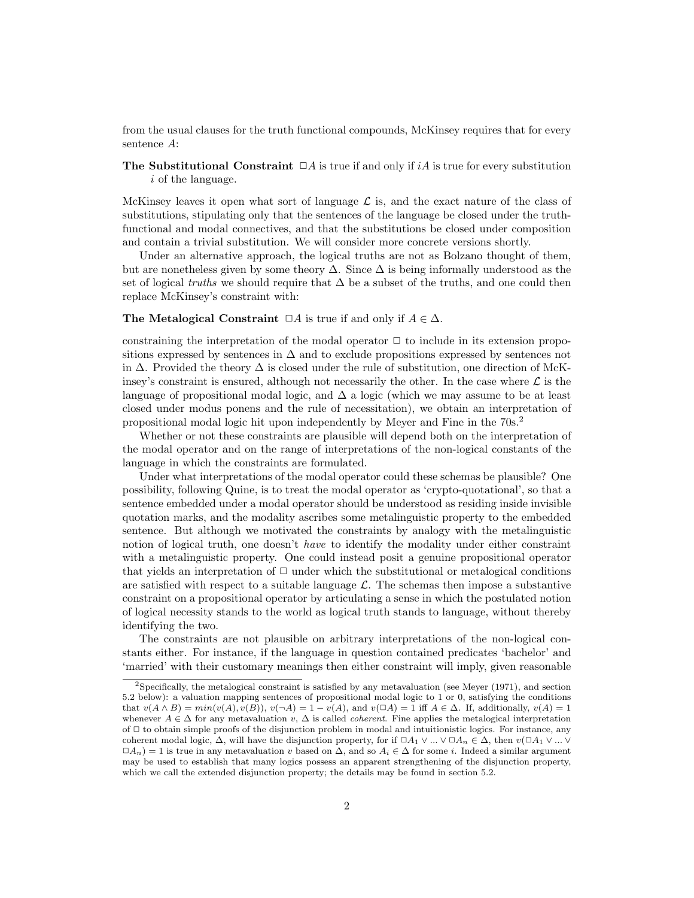from the usual clauses for the truth functional compounds, McKinsey requires that for every sentence $A$:

**The Substitutional Constraint** $\Box A$ is true if and only if $iA$ is true for every substitution $i$ of the language.

McKinsey leaves it open what sort of language $\mathcal{L}$ is, and the exact nature of the class of substitutions, stipulating only that the sentences of the language be closed under the truth-functional and modal connectives, and that the substitutions be closed under composition and contain a trivial substitution. We will consider more concrete versions shortly.

Under an alternative approach, the logical truths are not as Bolzano thought of them, but are nonetheless given by some theory $\Delta$. Since $\Delta$ is being informally understood as the set of logical *truths* we should require that $\Delta$ be a subset of the truths, and one could then replace McKinsey's constraint with:

**The Metalogical Constraint** $\Box A$ is true if and only if $A \in \Delta$.

constraining the interpretation of the modal operator $\Box$ to include in its extension propositions expressed by sentences in $\Delta$ and to exclude propositions expressed by sentences not in $\Delta$. Provided the theory $\Delta$ is closed under the rule of substitution, one direction of McKinsey's constraint is ensured, although not necessarily the other. In the case where $\mathcal{L}$ is the language of propositional modal logic, and $\Delta$ a logic (which we may assume to be at least closed under modus ponens and the rule of necessitation), we obtain an interpretation of propositional modal logic hit upon independently by Meyer and Fine in the 70s.[2]

Whether or not these constraints are plausible will depend both on the interpretation of the modal operator and on the range of interpretations of the non-logical constants of the language in which the constraints are formulated.

Under what interpretations of the modal operator could these schemas be plausible? One possibility, following Quine, is to treat the modal operator as 'crypto-quotational', so that a sentence embedded under a modal operator should be understood as residing inside invisible quotation marks, and the modality ascribes some metalinguistic property to the embedded sentence. But although we motivated the constraints by analogy with the metalinguistic notion of logical truth, one doesn't *have* to identify the modality under either constraint with a metalinguistic property. One could instead posit a genuine propositional operator that yields an interpretation of $\Box$ under which the substitutional or metalogical conditions are satisfied with respect to a suitable language $\mathcal{L}$. The schemas then impose a substantive constraint on a propositional operator by articulating a sense in which the postulated notion of logical necessity stands to the world as logical truth stands to language, without thereby identifying the two.

The constraints are not plausible on arbitrary interpretations of the non-logical constants either. For instance, if the language in question contained predicates 'bachelor' and 'married' with their customary meanings then either constraint will imply, given reasonable

[2]Specifically, the metalogical constraint is satisfied by any metavaluation (see Meyer (1971), and section 5.2 below): a valuation mapping sentences of propositional modal logic to 1 or 0, satisfying the conditions that $v(A \wedge B) = min(v(A), v(B))$, $v(\neg A) = 1 - v(A)$, and $v(\Box A) = 1$ iff $A \in \Delta$. If, additionally, $v(A) = 1$ whenever $A \in \Delta$ for any metavaluation $v$, $\Delta$ is called *coherent*. Fine applies the metalogical interpretation of $\Box$ to obtain simple proofs of the disjunction problem in modal and intuitionistic logics. For instance, any coherent modal logic, $\Delta$, will have the disjunction property, for if $\Box A_1 \vee ... \vee \Box A_n \in \Delta$, then $v(\Box A_1 \vee ... \vee \Box A_n) = 1$ is true in any metavaluation $v$ based on $\Delta$, and so $A_i \in \Delta$ for some $i$. Indeed a similar argument may be used to establish that many logics possess an apparent strengthening of the disjunction property, which we call the extended disjunction property; the details may be found in section 5.2.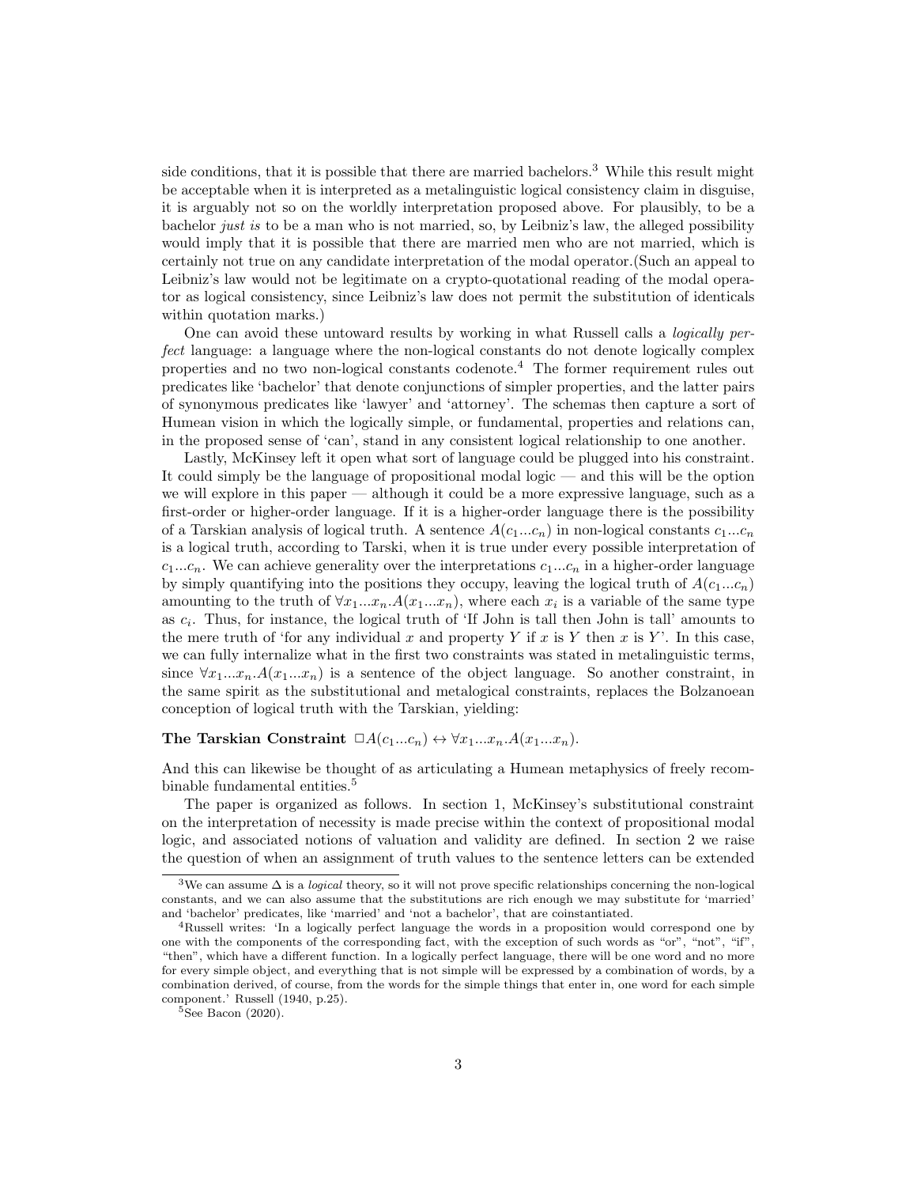side conditions, that it is possible that there are married bachelors.[3] While this result might be acceptable when it is interpreted as a metalinguistic logical consistency claim in disguise, it is arguably not so on the worldly interpretation proposed above. For plausibly, to be a bachelor *just is* to be a man who is not married, so, by Leibniz's law, the alleged possibility would imply that it is possible that there are married men who are not married, which is certainly not true on any candidate interpretation of the modal operator.(Such an appeal to Leibniz's law would not be legitimate on a crypto-quotational reading of the modal operator as logical consistency, since Leibniz's law does not permit the substitution of identicals within quotation marks.)

One can avoid these untoward results by working in what Russell calls a *logically perfect* language: a language where the non-logical constants do not denote logically complex properties and no two non-logical constants codenote.[4] The former requirement rules out predicates like 'bachelor' that denote conjunctions of simpler properties, and the latter pairs of synonymous predicates like 'lawyer' and 'attorney'. The schemas then capture a sort of Humean vision in which the logically simple, or fundamental, properties and relations can, in the proposed sense of 'can', stand in any consistent logical relationship to one another.

Lastly, McKinsey left it open what sort of language could be plugged into his constraint. It could simply be the language of propositional modal logic — and this will be the option we will explore in this paper — although it could be a more expressive language, such as a first-order or higher-order language. If it is a higher-order language there is the possibility of a Tarskian analysis of logical truth. A sentence $A(c_1...c_n)$ in non-logical constants $c_1...c_n$ is a logical truth, according to Tarski, when it is true under every possible interpretation of $c_1...c_n$. We can achieve generality over the interpretations $c_1...c_n$ in a higher-order language by simply quantifying into the positions they occupy, leaving the logical truth of $A(c_1...c_n)$ amounting to the truth of $\forall x_1...x_n.A(x_1...x_n)$, where each $x_i$ is a variable of the same type as $c_i$. Thus, for instance, the logical truth of 'If John is tall then John is tall' amounts to the mere truth of 'for any individual $x$ and property $Y$ if $x$ is $Y$ then $x$ is $Y$'. In this case, we can fully internalize what in the first two constraints was stated in metalinguistic terms, since $\forall x_1...x_n.A(x_1...x_n)$ is a sentence of the object language. So another constraint, in the same spirit as the substitutional and metalogical constraints, replaces the Bolzanoean conception of logical truth with the Tarskian, yielding:

**The Tarskian Constraint** $\Box A(c_1...c_n) \leftrightarrow \forall x_1...x_n.A(x_1...x_n)$.

And this can likewise be thought of as articulating a Humean metaphysics of freely recombinable fundamental entities.[5]

The paper is organized as follows. In section 1, McKinsey's substitutional constraint on the interpretation of necessity is made precise within the context of propositional modal logic, and associated notions of valuation and validity are defined. In section 2 we raise the question of when an assignment of truth values to the sentence letters can be extended

[3] We can assume $\Delta$ is a *logical* theory, so it will not prove specific relationships concerning the non-logical constants, and we can also assume that the substitutions are rich enough we may substitute for 'married' and 'bachelor' predicates, like 'married' and 'not a bachelor', that are coinstantiated.

[4] Russell writes: 'In a logically perfect language the words in a proposition would correspond one by one with the components of the corresponding fact, with the exception of such words as "or", "not", "if", "then", which have a different function. In a logically perfect language, there will be one word and no more for every simple object, and everything that is not simple will be expressed by a combination of words, by a combination derived, of course, from the words for the simple things that enter in, one word for each simple component.' Russell (1940, p.25).

[5] See Bacon (2020).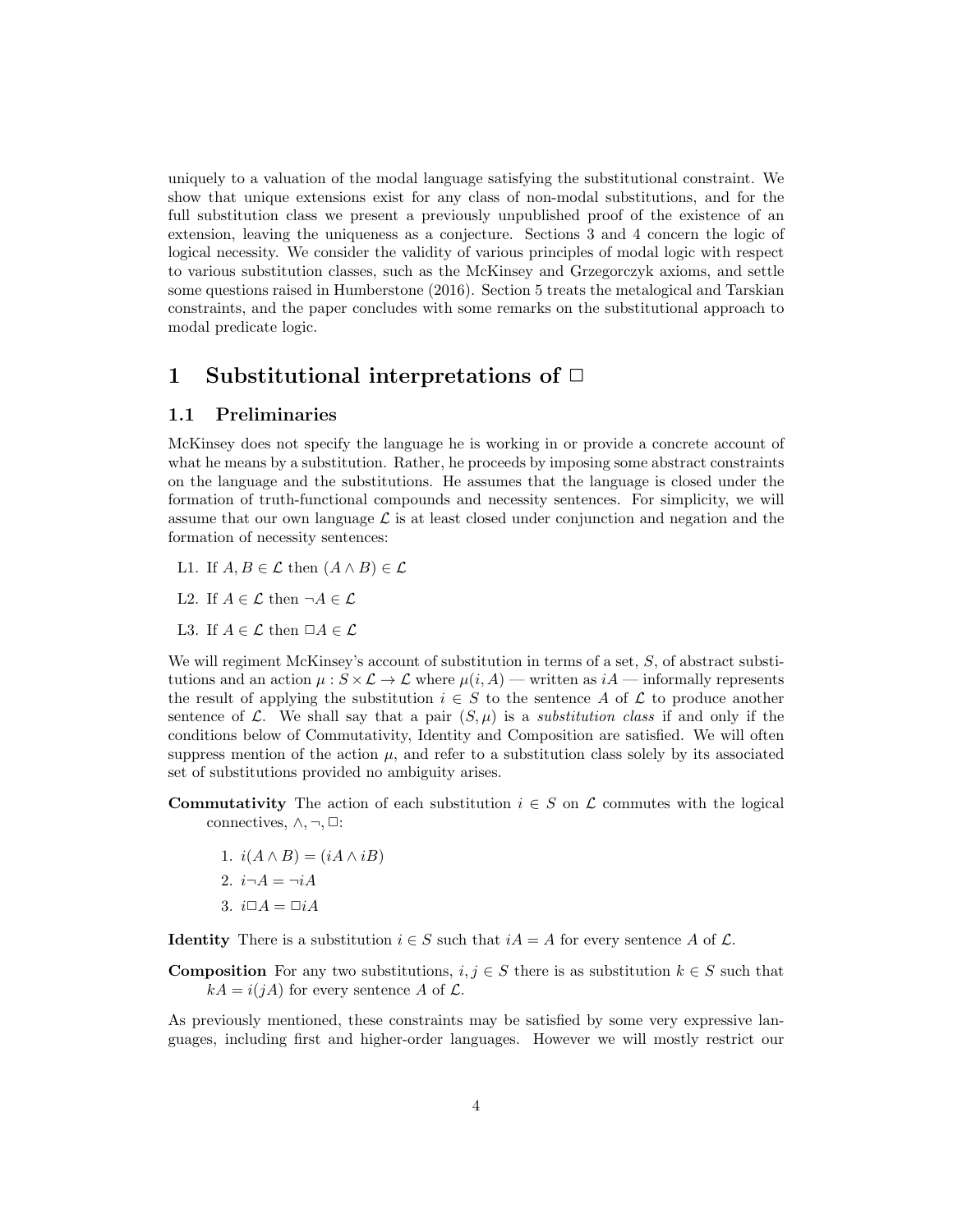uniquely to a valuation of the modal language satisfying the substitutional constraint. We show that unique extensions exist for any class of non-modal substitutions, and for the full substitution class we present a previously unpublished proof of the existence of an extension, leaving the uniqueness as a conjecture. Sections 3 and 4 concern the logic of logical necessity. We consider the validity of various principles of modal logic with respect to various substitution classes, such as the McKinsey and Grzegorczyk axioms, and settle some questions raised in Humberstone (2016). Section 5 treats the metalogical and Tarskian constraints, and the paper concludes with some remarks on the substitutional approach to modal predicate logic.

# 1 Substitutional interpretations of $\Box$

## 1.1 Preliminaries

McKinsey does not specify the language he is working in or provide a concrete account of what he means by a substitution. Rather, he proceeds by imposing some abstract constraints on the language and the substitutions. He assumes that the language is closed under the formation of truth-functional compounds and necessity sentences. For simplicity, we will assume that our own language $\mathcal{L}$ is at least closed under conjunction and negation and the formation of necessity sentences:

L1. If $A, B \in \mathcal{L}$ then $(A \wedge B) \in \mathcal{L}$

L2. If $A \in \mathcal{L}$ then $\neg A \in \mathcal{L}$

L3. If $A \in \mathcal{L}$ then $\Box A \in \mathcal{L}$

We will regiment McKinsey's account of substitution in terms of a set, $S$, of abstract substitutions and an action $\mu : S \times \mathcal{L} \to \mathcal{L}$ where $\mu(i, A)$ — written as $iA$ — informally represents the result of applying the substitution $i \in S$ to the sentence $A$ of $\mathcal{L}$ to produce another sentence of $\mathcal{L}$. We shall say that a pair $(S, \mu)$ is a *substitution class* if and only if the conditions below of Commutativity, Identity and Composition are satisfied. We will often suppress mention of the action $\mu$, and refer to a substitution class solely by its associated set of substitutions provided no ambiguity arises.

**Commutativity** The action of each substitution $i \in S$ on $\mathcal{L}$ commutes with the logical connectives, $\wedge, \neg, \Box$:

1. $i(A \wedge B) = (iA \wedge iB)$
2. $i\neg A = \neg iA$
3. $i\Box A = \Box iA$

**Identity** There is a substitution $i \in S$ such that $iA = A$ for every sentence $A$ of $\mathcal{L}$.

**Composition** For any two substitutions, $i, j \in S$ there is as substitution $k \in S$ such that $kA = i(jA)$ for every sentence $A$ of $\mathcal{L}$.

As previously mentioned, these constraints may be satisfied by some very expressive languages, including first and higher-order languages. However we will mostly restrict our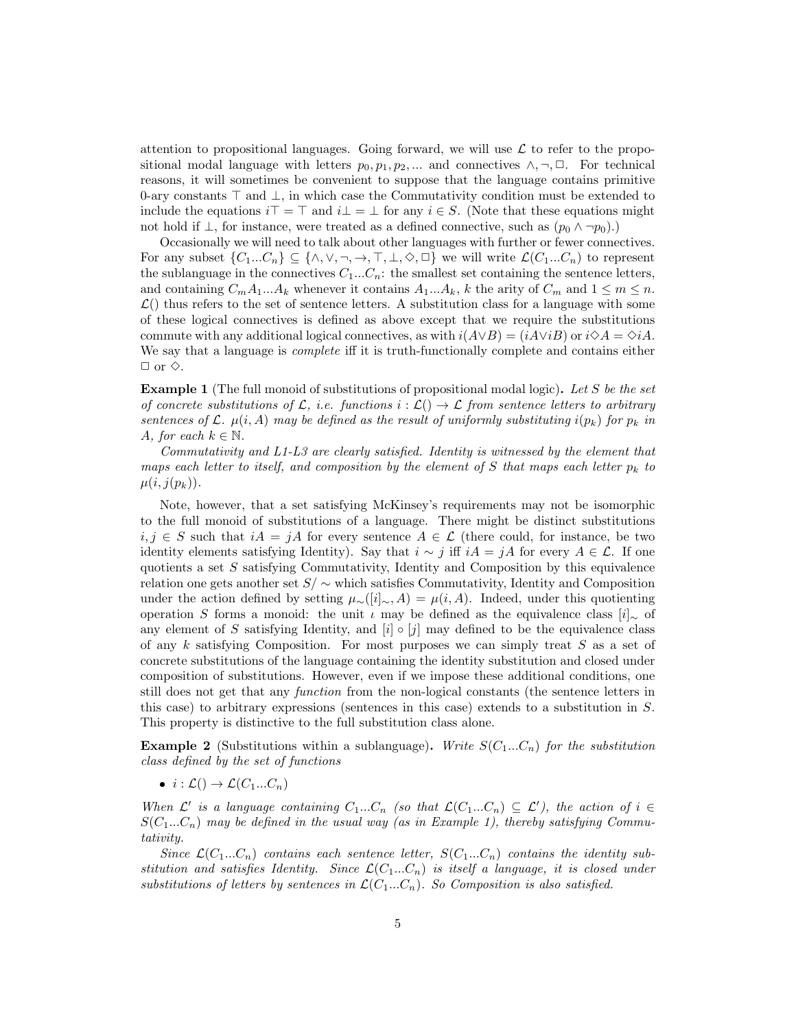attention to propositional languages. Going forward, we will use $\mathcal{L}$ to refer to the propositional modal language with letters $p_0, p_1, p_2, ...$ and connectives $\wedge, \neg, \Box$. For technical reasons, it will sometimes be convenient to suppose that the language contains primitive 0-ary constants $\top$ and $\bot$, in which case the Commutativity condition must be extended to include the equations $i\top = \top$ and $i\bot = \bot$ for any $i \in S$. (Note that these equations might not hold if $\bot$, for instance, were treated as a defined connective, such as $(p_0 \wedge \neg p_0)$.)

Occasionally we will need to talk about other languages with further or fewer connectives. For any subset $\{C_1...C_n\} \subseteq \{\wedge, \vee, \neg, \rightarrow, \top, \bot, \Diamond, \Box\}$ we will write $\mathcal{L}(C_1...C_n)$ to represent the sublanguage in the connectives $C_1...C_n$: the smallest set containing the sentence letters, and containing $C_m A_1...A_k$ whenever it contains $A_1...A_k$, $k$ the arity of $C_m$ and $1 \leq m \leq n$. $\mathcal{L}()$ thus refers to the set of sentence letters. A substitution class for a language with some of these logical connectives is defined as above except that we require the substitutions commute with any additional logical connectives, as with $i(A \vee B) = (iA \vee iB)$ or $i\Diamond A = \Diamond iA$. We say that a language is *complete* iff it is truth-functionally complete and contains either $\Box$ or $\Diamond$.

**Example 1** (The full monoid of substitutions of propositional modal logic)**.** *Let $S$ be the set of concrete substitutions of $\mathcal{L}$, i.e. functions $i : \mathcal{L}() \rightarrow \mathcal{L}$ from sentence letters to arbitrary sentences of $\mathcal{L}$. $\mu(i, A)$ may be defined as the result of uniformly substituting $i(p_k)$ for $p_k$ in $A$, for each $k \in \mathbb{N}$.*

*Commutativity and L1-L3 are clearly satisfied. Identity is witnessed by the element that maps each letter to itself, and composition by the element of $S$ that maps each letter $p_k$ to $\mu(i, j(p_k))$.*

Note, however, that a set satisfying McKinsey's requirements may not be isomorphic to the full monoid of substitutions of a language. There might be distinct substitutions $i, j \in S$ such that $iA = jA$ for every sentence $A \in \mathcal{L}$ (there could, for instance, be two identity elements satisfying Identity). Say that $i \sim j$ iff $iA = jA$ for every $A \in \mathcal{L}$. If one quotients a set $S$ satisfying Commutativity, Identity and Composition by this equivalence relation one gets another set $S/\sim$ which satisfies Commutativity, Identity and Composition under the action defined by setting $\mu_\sim([i]_\sim, A) = \mu(i, A)$. Indeed, under this quotienting operation $S$ forms a monoid: the unit $\iota$ may be defined as the equivalence class $[i]_\sim$ of any element of $S$ satisfying Identity, and $[i] \circ [j]$ may defined to be the equivalence class of any $k$ satisfying Composition. For most purposes we can simply treat $S$ as a set of concrete substitutions of the language containing the identity substitution and closed under composition of substitutions. However, even if we impose these additional conditions, one still does not get that any *function* from the non-logical constants (the sentence letters in this case) to arbitrary expressions (sentences in this case) extends to a substitution in $S$. This property is distinctive to the full substitution class alone.

**Example 2** (Substitutions within a sublanguage)**.** *Write $S(C_1...C_n)$ for the substitution class defined by the set of functions*

- $i : \mathcal{L}() \rightarrow \mathcal{L}(C_1...C_n)$

*When $\mathcal{L}'$ is a language containing $C_1...C_n$ (so that $\mathcal{L}(C_1...C_n) \subseteq \mathcal{L}'$), the action of $i \in S(C_1...C_n)$ may be defined in the usual way (as in Example 1), thereby satisfying Commutativity.*

*Since $\mathcal{L}(C_1...C_n)$ contains each sentence letter, $S(C_1...C_n)$ contains the identity substitution and satisfies Identity. Since $\mathcal{L}(C_1...C_n)$ is itself a language, it is closed under substitutions of letters by sentences in $\mathcal{L}(C_1...C_n)$. So Composition is also satisfied.*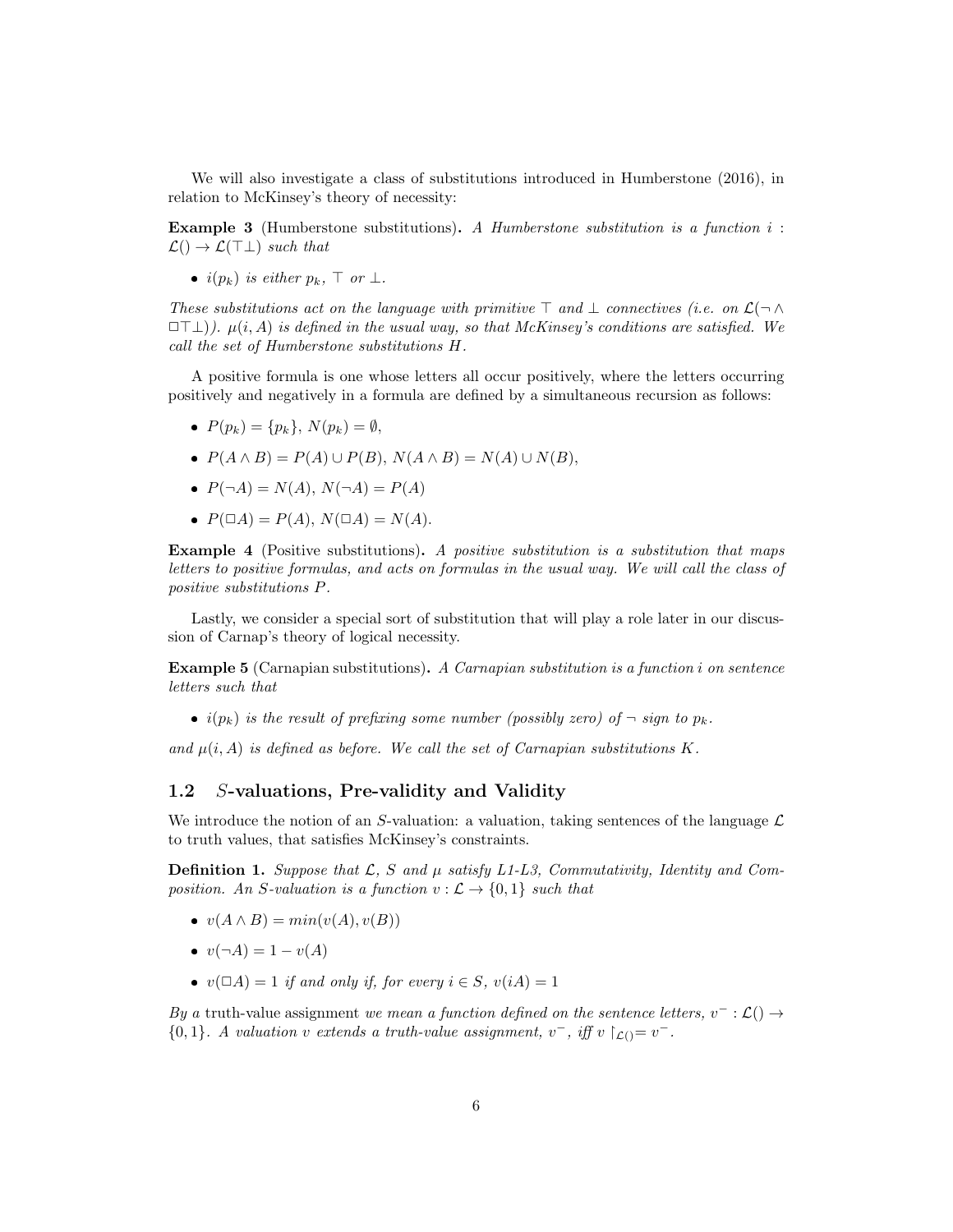We will also investigate a class of substitutions introduced in Humberstone (2016), in relation to McKinsey's theory of necessity:

**Example 3** (Humberstone substitutions)**.** *A Humberstone substitution is a function $i : \mathcal{L}() \to \mathcal{L}(\top\bot)$ such that*

- *$i(p_k)$ is either $p_k$, $\top$ or $\bot$.*

*These substitutions act on the language with primitive $\top$ and $\bot$ connectives (i.e. on $\mathcal{L}(\neg \wedge \Box\top\bot)$). $\mu(i, A)$ is defined in the usual way, so that McKinsey's conditions are satisfied. We call the set of Humberstone substitutions $H$.*

A positive formula is one whose letters all occur positively, where the letters occurring positively and negatively in a formula are defined by a simultaneous recursion as follows:

- $P(p_k) = \{p_k\}$, $N(p_k) = \emptyset$,
- $P(A \wedge B) = P(A) \cup P(B)$, $N(A \wedge B) = N(A) \cup N(B)$,
- $P(\neg A) = N(A)$, $N(\neg A) = P(A)$
- $P(\Box A) = P(A)$, $N(\Box A) = N(A)$.

**Example 4** (Positive substitutions)**.** *A positive substitution is a substitution that maps letters to positive formulas, and acts on formulas in the usual way. We will call the class of positive substitutions $P$.*

Lastly, we consider a special sort of substitution that will play a role later in our discussion of Carnap's theory of logical necessity.

**Example 5** (Carnapian substitutions)**.** *A Carnapian substitution is a function $i$ on sentence letters such that*

- *$i(p_k)$ is the result of prefixing some number (possibly zero) of $\neg$ sign to $p_k$.*

*and $\mu(i, A)$ is defined as before. We call the set of Carnapian substitutions $K$.*

## 1.2 $S$-valuations, Pre-validity and Validity

We introduce the notion of an $S$-valuation: a valuation, taking sentences of the language $\mathcal{L}$ to truth values, that satisfies McKinsey's constraints.

**Definition 1.** *Suppose that $\mathcal{L}$, $S$ and $\mu$ satisfy L1-L3, Commutativity, Identity and Composition. An $S$-valuation is a function $v : \mathcal{L} \to \{0, 1\}$ such that*

- *$v(A \wedge B) = min(v(A), v(B))$*
- *$v(\neg A) = 1 - v(A)$*
- *$v(\Box A) = 1$ if and only if, for every $i \in S$, $v(iA) = 1$*

*By a* truth-value assignment *we mean a function defined on the sentence letters, $v^- : \mathcal{L}() \to \{0, 1\}$. A valuation $v$ extends a truth-value assignment, $v^-$, iff $v \restriction_{\mathcal{L}()} = v^-$.*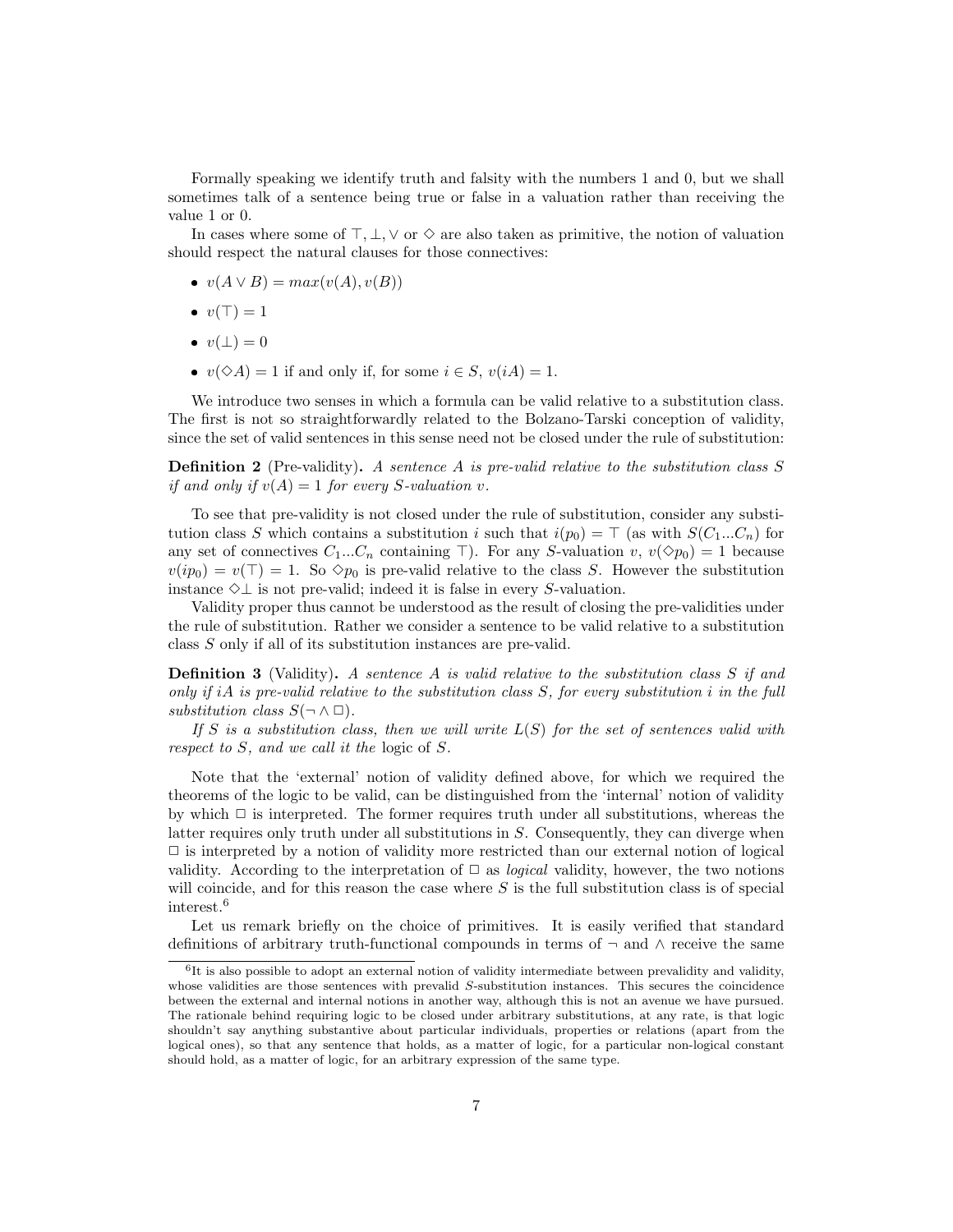Formally speaking we identify truth and falsity with the numbers 1 and 0, but we shall sometimes talk of a sentence being true or false in a valuation rather than receiving the value 1 or 0.

In cases where some of $\top, \bot, \vee$ or $\Diamond$ are also taken as primitive, the notion of valuation should respect the natural clauses for those connectives:

- $v(A \vee B) = max(v(A), v(B))$
- $v(\top) = 1$
- $v(\bot) = 0$
- $v(\Diamond A) = 1$ if and only if, for some $i \in S$, $v(iA) = 1$.

We introduce two senses in which a formula can be valid relative to a substitution class. The first is not so straightforwardly related to the Bolzano-Tarski conception of validity, since the set of valid sentences in this sense need not be closed under the rule of substitution:

**Definition 2** (Pre-validity). *A sentence $A$ is pre-valid relative to the substitution class $S$ if and only if $v(A) = 1$ for every $S$-valuation $v$.*

To see that pre-validity is not closed under the rule of substitution, consider any substitution class $S$ which contains a substitution $i$ such that $i(p_0) = \top$ (as with $S(C_1...C_n)$ for any set of connectives $C_1...C_n$ containing $\top$). For any $S$-valuation $v$, $v(\Diamond p_0) = 1$ because $v(ip_0) = v(\top) = 1$. So $\Diamond p_0$ is pre-valid relative to the class $S$. However the substitution instance $\Diamond\bot$ is not pre-valid; indeed it is false in every $S$-valuation.

Validity proper thus cannot be understood as the result of closing the pre-validities under the rule of substitution. Rather we consider a sentence to be valid relative to a substitution class $S$ only if all of its substitution instances are pre-valid.

**Definition 3** (Validity). *A sentence $A$ is valid relative to the substitution class $S$ if and only if $iA$ is pre-valid relative to the substitution class $S$, for every substitution $i$ in the full substitution class $S(\neg \wedge \Box)$.*

*If $S$ is a substitution class, then we will write $L(S)$ for the set of sentences valid with respect to $S$, and we call it the* logic *of $S$.*

Note that the 'external' notion of validity defined above, for which we required the theorems of the logic to be valid, can be distinguished from the 'internal' notion of validity by which $\Box$ is interpreted. The former requires truth under all substitutions, whereas the latter requires only truth under all substitutions in $S$. Consequently, they can diverge when $\Box$ is interpreted by a notion of validity more restricted than our external notion of logical validity. According to the interpretation of $\Box$ as *logical* validity, however, the two notions will coincide, and for this reason the case where $S$ is the full substitution class is of special interest.[6]

Let us remark briefly on the choice of primitives. It is easily verified that standard definitions of arbitrary truth-functional compounds in terms of $\neg$ and $\wedge$ receive the same

[6] It is also possible to adopt an external notion of validity intermediate between prevalidity and validity, whose validities are those sentences with prevalid $S$-substitution instances. This secures the coincidence between the external and internal notions in another way, although this is not an avenue we have pursued. The rationale behind requiring logic to be closed under arbitrary substitutions, at any rate, is that logic shouldn't say anything substantive about particular individuals, properties or relations (apart from the logical ones), so that any sentence that holds, as a matter of logic, for a particular non-logical constant should hold, as a matter of logic, for an arbitrary expression of the same type.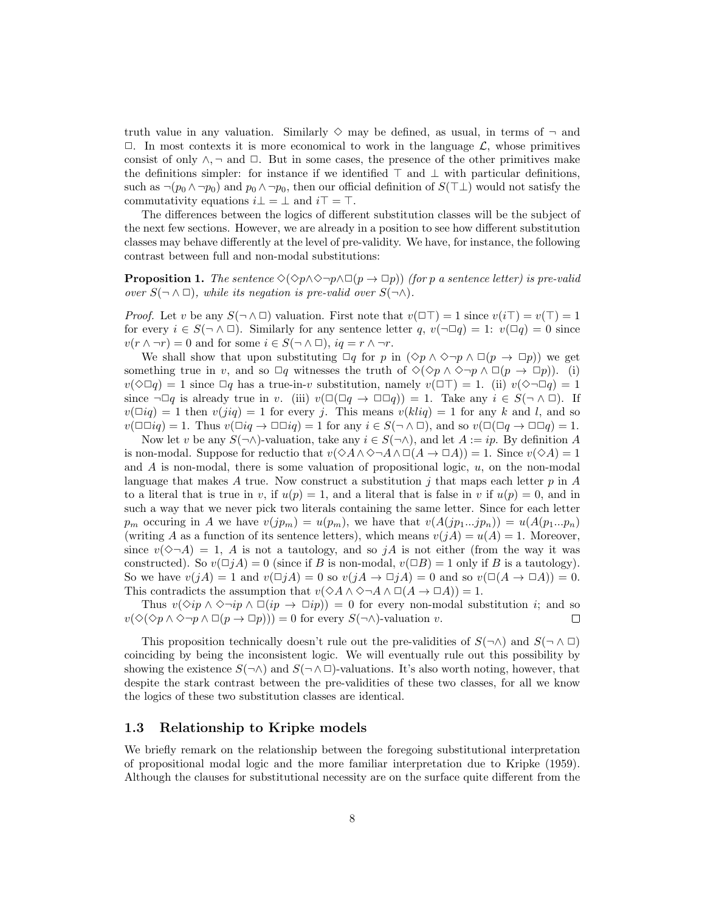truth value in any valuation. Similarly $\Diamond$ may be defined, as usual, in terms of $\neg$ and $\Box$. In most contexts it is more economical to work in the language $\mathcal{L}$, whose primitives consist of only $\wedge, \neg$ and $\Box$. But in some cases, the presence of the other primitives make the definitions simpler: for instance if we identified $\top$ and $\bot$ with particular definitions, such as $\neg(p_0 \wedge \neg p_0)$ and $p_0 \wedge \neg p_0$, then our official definition of $S(\top\bot)$ would not satisfy the commutativity equations $i\bot = \bot$ and $i\top = \top$.

The differences between the logics of different substitution classes will be the subject of the next few sections. However, we are already in a position to see how different substitution classes may behave differently at the level of pre-validity. We have, for instance, the following contrast between full and non-modal substitutions:

**Proposition 1.** *The sentence $\Diamond(\Diamond p \wedge \Diamond\neg p \wedge \Box(p \to \Box p))$ (for $p$ a sentence letter) is pre-valid over $S(\neg \wedge \Box)$, while its negation is pre-valid over $S(\neg\wedge)$.*

*Proof.* Let $v$ be any $S(\neg \wedge \Box)$ valuation. First note that $v(\Box\top) = 1$ since $v(i\top) = v(\top) = 1$ for every $i \in S(\neg \wedge \Box)$. Similarly for any sentence letter $q$, $v(\neg\Box q) = 1$: $v(\Box q) = 0$ since $v(r \wedge \neg r) = 0$ and for some $i \in S(\neg \wedge \Box)$, $iq = r \wedge \neg r$.

We shall show that upon substituting $\Box q$ for $p$ in $(\Diamond p \wedge \Diamond\neg p \wedge \Box(p \to \Box p))$ we get something true in $v$, and so $\Box q$ witnesses the truth of $\Diamond(\Diamond p \wedge \Diamond\neg p \wedge \Box(p \to \Box p))$. (i) $v(\Diamond\Box q) = 1$ since $\Box q$ has a true-in-$v$ substitution, namely $v(\Box\top) = 1$. (ii) $v(\Diamond\neg\Box q) = 1$ since $\neg\Box q$ is already true in $v$. (iii) $v(\Box(\Box q \to \Box\Box q)) = 1$. Take any $i \in S(\neg \wedge \Box)$. If $v(\Box iq) = 1$ then $v(jiq) = 1$ for every $j$. This means $v(kliq) = 1$ for any $k$ and $l$, and so $v(\Box\Box iq) = 1$. Thus $v(\Box iq \to \Box\Box iq) = 1$ for any $i \in S(\neg \wedge \Box)$, and so $v(\Box(\Box q \to \Box\Box q) = 1$.

Now let $v$ be any $S(\neg\wedge)$-valuation, take any $i \in S(\neg\wedge)$, and let $A := ip$. By definition $A$ is non-modal. Suppose for reductio that $v(\Diamond A \wedge \Diamond\neg A \wedge \Box(A \to \Box A)) = 1$. Since $v(\Diamond A) = 1$ and $A$ is non-modal, there is some valuation of propositional logic, $u$, on the non-modal language that makes $A$ true. Now construct a substitution $j$ that maps each letter $p$ in $A$ to a literal that is true in $v$, if $u(p) = 1$, and a literal that is false in $v$ if $u(p) = 0$, and in such a way that we never pick two literals containing the same letter. Since for each letter $p_m$ occuring in $A$ we have $v(jp_m) = u(p_m)$, we have that $v(A(jp_1...jp_n)) = u(A(p_1...p_n)$ (writing $A$ as a function of its sentence letters), which means $v(jA) = u(A) = 1$. Moreover, since $v(\Diamond\neg A) = 1$, $A$ is not a tautology, and so $jA$ is not either (from the way it was constructed). So $v(\Box jA) = 0$ (since if $B$ is non-modal, $v(\Box B) = 1$ only if $B$ is a tautology). So we have $v(jA) = 1$ and $v(\Box jA) = 0$ so $v(jA \to \Box jA) = 0$ and so $v(\Box(A \to \Box A)) = 0$. This contradicts the assumption that $v(\Diamond A \wedge \Diamond\neg A \wedge \Box(A \to \Box A)) = 1$.

Thus $v(\Diamond ip \wedge \Diamond\neg ip \wedge \Box(ip \to \Box ip)) = 0$ for every non-modal substitution $i$; and so $v(\Diamond(\Diamond p \wedge \Diamond\neg p \wedge \Box(p \to \Box p))) = 0$ for every $S(\neg\wedge)$-valuation $v$. $\square$

This proposition technically doesn't rule out the pre-validities of $S(\neg\wedge)$ and $S(\neg \wedge \Box)$ coinciding by being the inconsistent logic. We will eventually rule out this possibility by showing the existence $S(\neg\wedge)$ and $S(\neg \wedge \Box)$-valuations. It's also worth noting, however, that despite the stark contrast between the pre-validities of these two classes, for all we know the logics of these two substitution classes are identical.

### 1.3 Relationship to Kripke models

We briefly remark on the relationship between the foregoing substitutional interpretation of propositional modal logic and the more familiar interpretation due to Kripke (1959). Although the clauses for substitutional necessity are on the surface quite different from the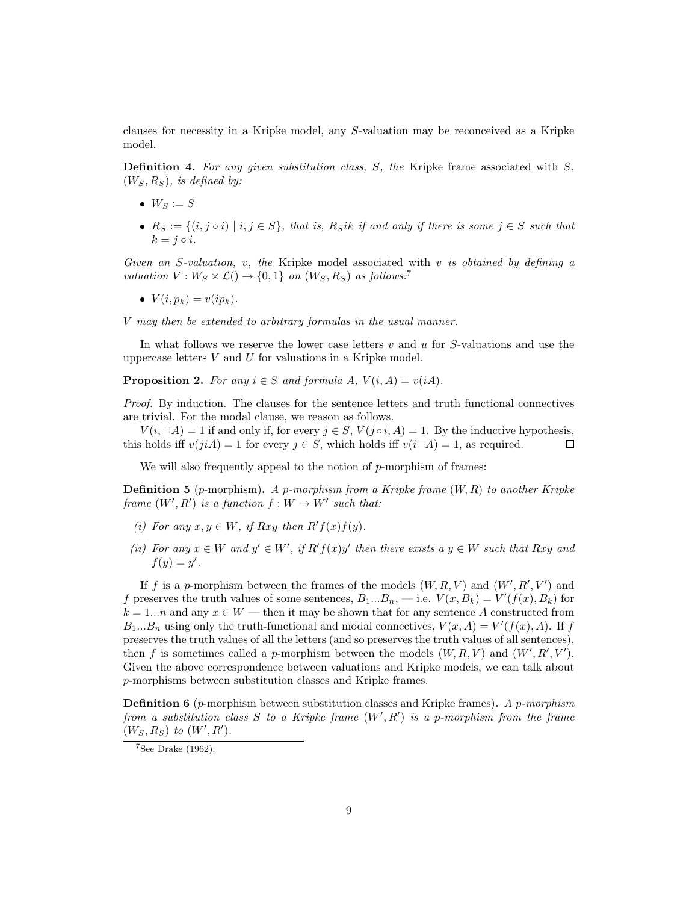clauses for necessity in a Kripke model, any $S$-valuation may be reconceived as a Kripke model.

**Definition 4.** *For any given substitution class, $S$, the* Kripke frame associated with $S$, *$(W_S, R_S)$, is defined by:*

- $W_S := S$
- $R_S := \{(i, j \circ i) \mid i, j \in S\}$*, that is, $R_S ik$ if and only if there is some $j \in S$ such that $k = j \circ i$.*

*Given an $S$-valuation, $v$, the* Kripke model associated with $v$ *is obtained by defining a valuation $V : W_S \times \mathcal{L}() \to \{0, 1\}$ on $(W_S, R_S)$ as follows:*[7]

- $V(i, p_k) = v(ip_k)$.

*$V$ may then be extended to arbitrary formulas in the usual manner.*

In what follows we reserve the lower case letters $v$ and $u$ for $S$-valuations and use the uppercase letters $V$ and $U$ for valuations in a Kripke model.

**Proposition 2.** *For any $i \in S$ and formula $A$, $V(i, A) = v(iA)$.*

*Proof.* By induction. The clauses for the sentence letters and truth functional connectives are trivial. For the modal clause, we reason as follows.

$V(i, \Box A) = 1$ if and only if, for every $j \in S$, $V(j \circ i, A) = 1$. By the inductive hypothesis, this holds iff $v(jiA) = 1$ for every $j \in S$, which holds iff $v(i\Box A) = 1$, as required. $\Box$

We will also frequently appeal to the notion of $p$-morphism of frames:

**Definition 5** ($p$-morphism)**.** *A $p$-morphism from a Kripke frame $(W, R)$ to another Kripke frame $(W', R')$ is a function $f : W \to W'$ such that:*

*(i) For any $x, y \in W$, if $Rxy$ then $R'f(x)f(y)$.*

*(ii) For any $x \in W$ and $y' \in W'$, if $R'f(x)y'$ then there exists a $y \in W$ such that $Rxy$ and $f(y) = y'$.*

If $f$ is a $p$-morphism between the frames of the models $(W, R, V)$ and $(W', R', V')$ and $f$ preserves the truth values of some sentences, $B_1 ... B_n$, — i.e. $V(x, B_k) = V'(f(x), B_k)$ for $k = 1...n$ and any $x \in W$ — then it may be shown that for any sentence $A$ constructed from $B_1 ... B_n$ using only the truth-functional and modal connectives, $V(x, A) = V'(f(x), A)$. If $f$ preserves the truth values of all the letters (and so preserves the truth values of all sentences), then $f$ is sometimes called a $p$-morphism between the models $(W, R, V)$ and $(W', R', V')$. Given the above correspondence between valuations and Kripke models, we can talk about $p$-morphisms between substitution classes and Kripke frames.

**Definition 6** ($p$-morphism between substitution classes and Kripke frames)**.** *A $p$-morphism from a substitution class $S$ to a Kripke frame $(W', R')$ is a $p$-morphism from the frame $(W_S, R_S)$ to $(W', R')$.*

[7] See Drake (1962).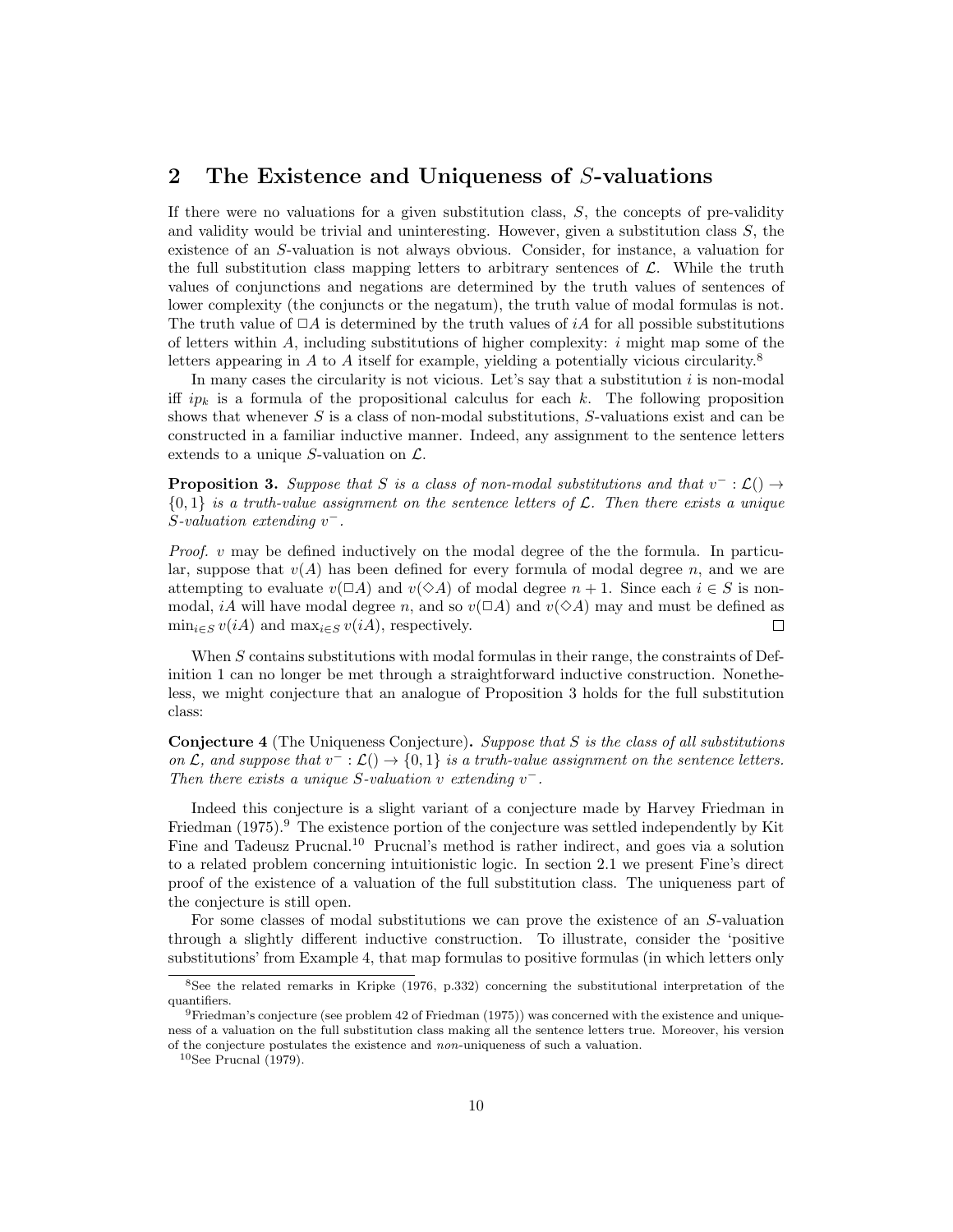## 2 The Existence and Uniqueness of $S$-valuations

If there were no valuations for a given substitution class, $S$, the concepts of pre-validity and validity would be trivial and uninteresting. However, given a substitution class $S$, the existence of an $S$-valuation is not always obvious. Consider, for instance, a valuation for the full substitution class mapping letters to arbitrary sentences of $\mathcal{L}$. While the truth values of conjunctions and negations are determined by the truth values of sentences of lower complexity (the conjuncts or the negatum), the truth value of modal formulas is not. The truth value of $\Box A$ is determined by the truth values of $iA$ for all possible substitutions of letters within $A$, including substitutions of higher complexity: $i$ might map some of the letters appearing in $A$ to $A$ itself for example, yielding a potentially vicious circularity.[8]

In many cases the circularity is not vicious. Let's say that a substitution $i$ is non-modal iff $ip_k$ is a formula of the propositional calculus for each $k$. The following proposition shows that whenever $S$ is a class of non-modal substitutions, $S$-valuations exist and can be constructed in a familiar inductive manner. Indeed, any assignment to the sentence letters extends to a unique $S$-valuation on $\mathcal{L}$.

**Proposition 3.** *Suppose that $S$ is a class of non-modal substitutions and that $v^- : \mathcal{L}() \to \{0, 1\}$ is a truth-value assignment on the sentence letters of $\mathcal{L}$. Then there exists a unique $S$-valuation extending $v^-$.*

*Proof.* $v$ may be defined inductively on the modal degree of the the formula. In particular, suppose that $v(A)$ has been defined for every formula of modal degree $n$, and we are attempting to evaluate $v(\Box A)$ and $v(\Diamond A)$ of modal degree $n + 1$. Since each $i \in S$ is non-modal, $iA$ will have modal degree $n$, and so $v(\Box A)$ and $v(\Diamond A)$ may and must be defined as $\min_{i \in S} v(iA)$ and $\max_{i \in S} v(iA)$, respectively. $\square$

When $S$ contains substitutions with modal formulas in their range, the constraints of Definition 1 can no longer be met through a straightforward inductive construction. Nonetheless, we might conjecture that an analogue of Proposition 3 holds for the full substitution class:

**Conjecture 4** (The Uniqueness Conjecture)**.** *Suppose that $S$ is the class of all substitutions on $\mathcal{L}$, and suppose that $v^- : \mathcal{L}() \to \{0, 1\}$ is a truth-value assignment on the sentence letters. Then there exists a unique $S$-valuation $v$ extending $v^-$.*

Indeed this conjecture is a slight variant of a conjecture made by Harvey Friedman in Friedman (1975).[9] The existence portion of the conjecture was settled independently by Kit Fine and Tadeusz Prucnal.[10] Prucnal's method is rather indirect, and goes via a solution to a related problem concerning intuitionistic logic. In section 2.1 we present Fine's direct proof of the existence of a valuation of the full substitution class. The uniqueness part of the conjecture is still open.

For some classes of modal substitutions we can prove the existence of an $S$-valuation through a slightly different inductive construction. To illustrate, consider the 'positive substitutions' from Example 4, that map formulas to positive formulas (in which letters only

---

[8] See the related remarks in Kripke (1976, p.332) concerning the substitutional interpretation of the quantifiers.

[9] Friedman's conjecture (see problem 42 of Friedman (1975)) was concerned with the existence and uniqueness of a valuation on the full substitution class making all the sentence letters true. Moreover, his version of the conjecture postulates the existence and *non*-uniqueness of such a valuation.

[10] See Prucnal (1979).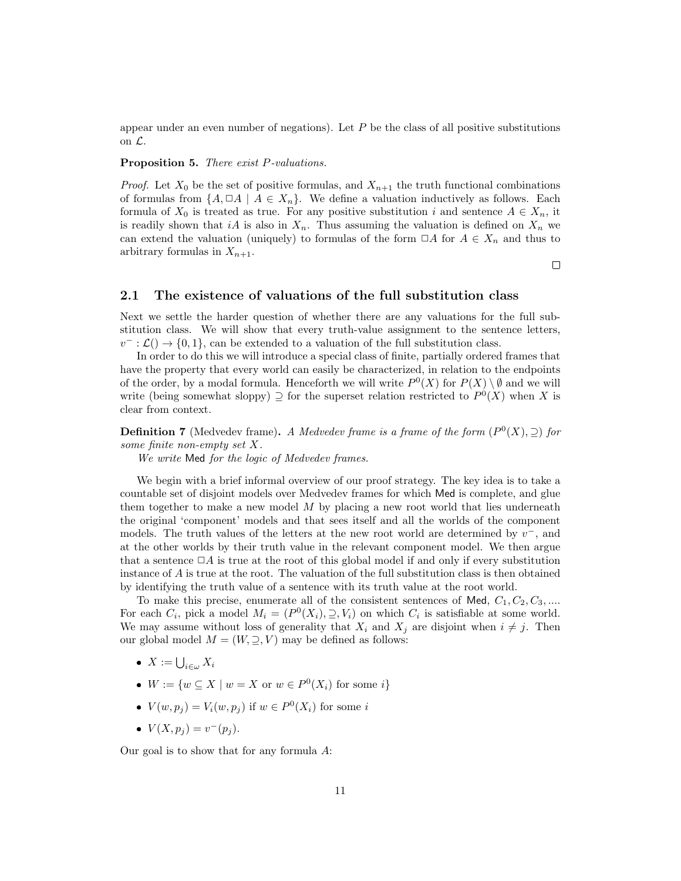appear under an even number of negations). Let $P$ be the class of all positive substitutions on $\mathcal{L}$.

**Proposition 5.** *There exist $P$-valuations.*

*Proof.* Let $X_0$ be the set of positive formulas, and $X_{n+1}$ the truth functional combinations of formulas from $\{A, \Box A \mid A \in X_n\}$. We define a valuation inductively as follows. Each formula of $X_0$ is treated as true. For any positive substitution $i$ and sentence $A \in X_n$, it is readily shown that $iA$ is also in $X_n$. Thus assuming the valuation is defined on $X_n$ we can extend the valuation (uniquely) to formulas of the form $\Box A$ for $A \in X_n$ and thus to arbitrary formulas in $X_{n+1}$. □

## 2.1 The existence of valuations of the full substitution class

Next we settle the harder question of whether there are any valuations for the full substitution class. We will show that every truth-value assignment to the sentence letters, $v^- : \mathcal{L}() \to \{0, 1\}$, can be extended to a valuation of the full substitution class.

In order to do this we will introduce a special class of finite, partially ordered frames that have the property that every world can easily be characterized, in relation to the endpoints of the order, by a modal formula. Henceforth we will write $P^0(X)$ for $P(X) \setminus \emptyset$ and we will write (being somewhat sloppy) $\supseteq$ for the superset relation restricted to $P^0(X)$ when $X$ is clear from context.

**Definition 7** (Medvedev frame)**.** *A Medvedev frame is a frame of the form $(P^0(X), \supseteq)$ for some finite non-empty set $X$.*

*We write* Med *for the logic of Medvedev frames.*

We begin with a brief informal overview of our proof strategy. The key idea is to take a countable set of disjoint models over Medvedev frames for which Med is complete, and glue them together to make a new model $M$ by placing a new root world that lies underneath the original 'component' models and that sees itself and all the worlds of the component models. The truth values of the letters at the new root world are determined by $v^-$, and at the other worlds by their truth value in the relevant component model. We then argue that a sentence $\Box A$ is true at the root of this global model if and only if every substitution instance of $A$ is true at the root. The valuation of the full substitution class is then obtained by identifying the truth value of a sentence with its truth value at the root world.

To make this precise, enumerate all of the consistent sentences of Med, $C_1, C_2, C_3, \ldots$. For each $C_i$, pick a model $M_i = (P^0(X_i), \supseteq, V_i)$ on which $C_i$ is satisfiable at some world. We may assume without loss of generality that $X_i$ and $X_j$ are disjoint when $i \neq j$. Then our global model $M = (W, \supseteq, V)$ may be defined as follows:

- $X := \bigcup_{i \in \omega} X_i$
- $W := \{w \subseteq X \mid w = X \text{ or } w \in P^0(X_i) \text{ for some } i\}$
- $V(w, p_j) = V_i(w, p_j)$ if $w \in P^0(X_i)$ for some $i$
- $V(X, p_j) = v^-(p_j)$.

Our goal is to show that for any formula $A$: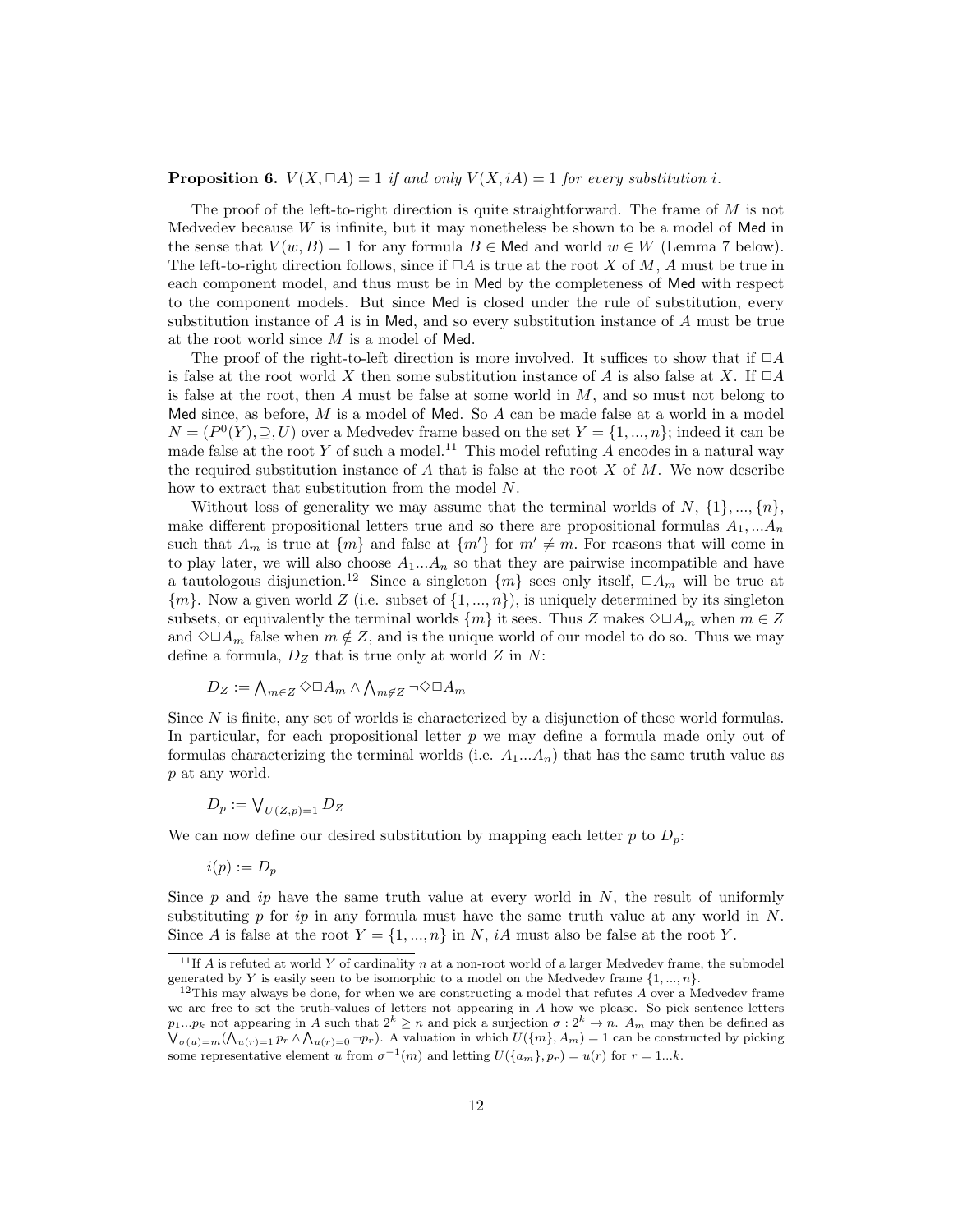**Proposition 6.** *$V(X, \Box A) = 1$ if and only $V(X, iA) = 1$ for every substitution $i$.*

The proof of the left-to-right direction is quite straightforward. The frame of $M$ is not Medvedev because $W$ is infinite, but it may nonetheless be shown to be a model of $\mathsf{Med}$ in the sense that $V(w, B) = 1$ for any formula $B \in \mathsf{Med}$ and world $w \in W$ (Lemma 7 below). The left-to-right direction follows, since if $\Box A$ is true at the root $X$ of $M$, $A$ must be true in each component model, and thus must be in $\mathsf{Med}$ by the completeness of $\mathsf{Med}$ with respect to the component models. But since $\mathsf{Med}$ is closed under the rule of substitution, every substitution instance of $A$ is in $\mathsf{Med}$, and so every substitution instance of $A$ must be true at the root world since $M$ is a model of $\mathsf{Med}$.

The proof of the right-to-left direction is more involved. It suffices to show that if $\Box A$ is false at the root world $X$ then some substitution instance of $A$ is also false at $X$. If $\Box A$ is false at the root, then $A$ must be false at some world in $M$, and so must not belong to $\mathsf{Med}$ since, as before, $M$ is a model of $\mathsf{Med}$. So $A$ can be made false at a world in a model $N = (P^0(Y), \supseteq, U)$ over a Medvedev frame based on the set $Y = \{1, ..., n\}$; indeed it can be made false at the root $Y$ of such a model.[11] This model refuting $A$ encodes in a natural way the required substitution instance of $A$ that is false at the root $X$ of $M$. We now describe how to extract that substitution from the model $N$.

Without loss of generality we may assume that the terminal worlds of $N$, $\{1\}, ..., \{n\}$, make different propositional letters true and so there are propositional formulas $A_1, ... A_n$ such that $A_m$ is true at $\{m\}$ and false at $\{m'\}$ for $m' \neq m$. For reasons that will come in to play later, we will also choose $A_1 ... A_n$ so that they are pairwise incompatible and have a tautologous disjunction.[12] Since a singleton $\{m\}$ sees only itself, $\Box A_m$ will be true at $\{m\}$. Now a given world $Z$ (i.e. subset of $\{1, ..., n\}$), is uniquely determined by its singleton subsets, or equivalently the terminal worlds $\{m\}$ it sees. Thus $Z$ makes $\Diamond \Box A_m$ when $m \in Z$ and $\Diamond \Box A_m$ false when $m \notin Z$, and is the unique world of our model to do so. Thus we may define a formula, $D_Z$ that is true only at world $Z$ in $N$:

$$D_Z := \bigwedge_{m \in Z} \Diamond \Box A_m \wedge \bigwedge_{m \notin Z} \neg \Diamond \Box A_m$$

Since $N$ is finite, any set of worlds is characterized by a disjunction of these world formulas. In particular, for each propositional letter $p$ we may define a formula made only out of formulas characterizing the terminal worlds (i.e. $A_1 ... A_n$) that has the same truth value as $p$ at any world.

$$D_p := \bigvee_{U(Z,p)=1} D_Z$$

We can now define our desired substitution by mapping each letter $p$ to $D_p$:

$$i(p) := D_p$$

Since $p$ and $ip$ have the same truth value at every world in $N$, the result of uniformly substituting $p$ for $ip$ in any formula must have the same truth value at any world in $N$. Since $A$ is false at the root $Y = \{1, ..., n\}$ in $N$, $iA$ must also be false at the root $Y$.

---

[11] If $A$ is refuted at world $Y$ of cardinality $n$ at a non-root world of a larger Medvedev frame, the submodel generated by $Y$ is easily seen to be isomorphic to a model on the Medvedev frame $\{1, ..., n\}$.

[12] This may always be done, for when we are constructing a model that refutes $A$ over a Medvedev frame we are free to set the truth-values of letters not appearing in $A$ how we please. So pick sentence letters $p_1 ... p_k$ not appearing in $A$ such that $2^k \geq n$ and pick a surjection $\sigma : 2^k \to n$. $A_m$ may then be defined as $\bigvee_{\sigma(u)=m} (\bigwedge_{u(r)=1} p_r \wedge \bigwedge_{u(r)=0} \neg p_r)$. A valuation in which $U(\{m\}, A_m) = 1$ can be constructed by picking some representative element $u$ from $\sigma^{-1}(m)$ and letting $U(\{a_m\}, p_r) = u(r)$ for $r = 1 ... k$.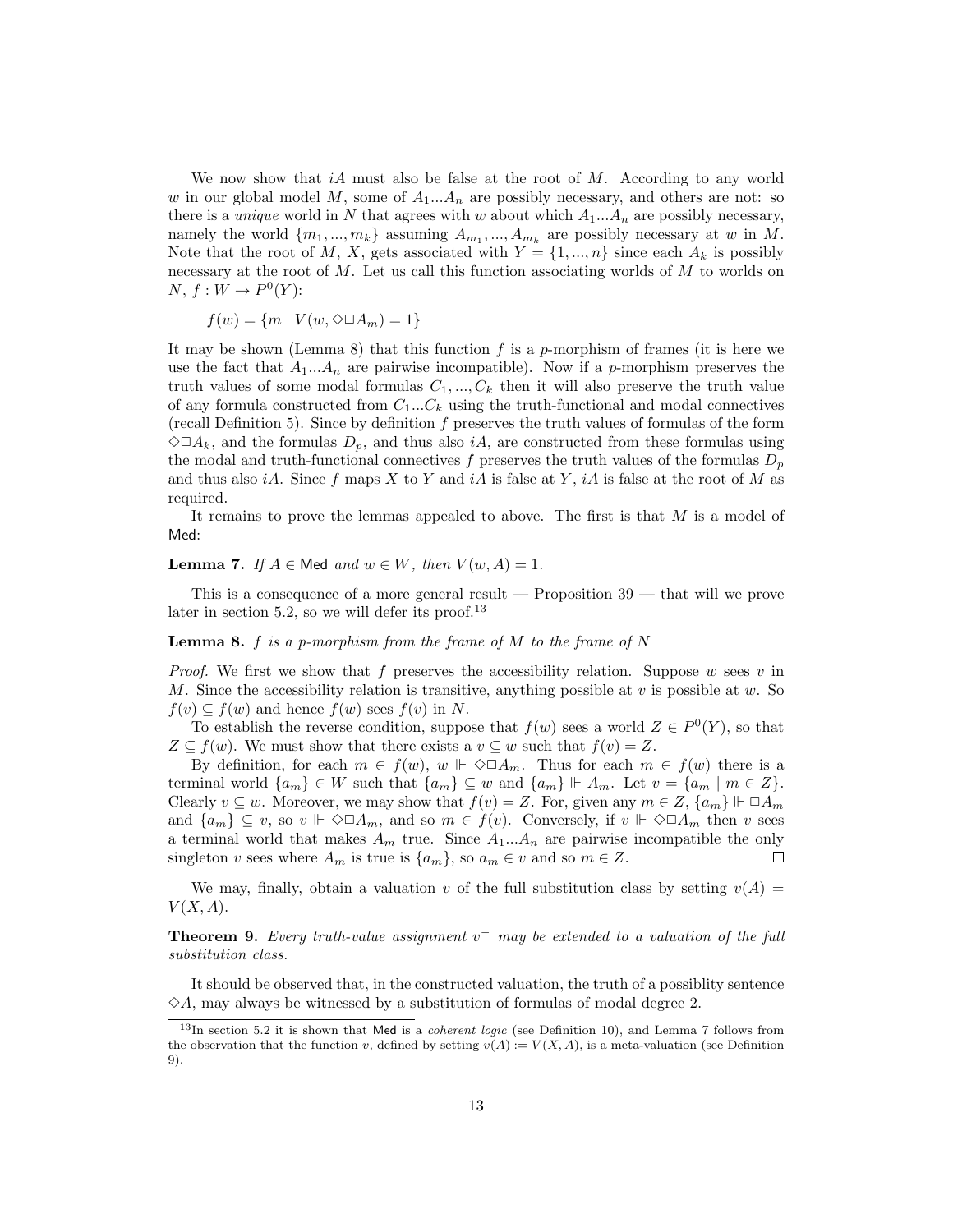We now show that $iA$ must also be false at the root of $M$. According to any world $w$ in our global model $M$, some of $A_1 ... A_n$ are possibly necessary, and others are not: so there is a *unique* world in $N$ that agrees with $w$ about which $A_1 ... A_n$ are possibly necessary, namely the world $\{m_1, ..., m_k\}$ assuming $A_{m_1}, ..., A_{m_k}$ are possibly necessary at $w$ in $M$. Note that the root of $M$, $X$, gets associated with $Y = \{1, ..., n\}$ since each $A_k$ is possibly necessary at the root of $M$. Let us call this function associating worlds of $M$ to worlds on $N$, $f : W \to P^0(Y)$:

$$f(w) = \{m \mid V(w, \Diamond\Box A_m) = 1\}$$

It may be shown (Lemma 8) that this function $f$ is a $p$-morphism of frames (it is here we use the fact that $A_1 ... A_n$ are pairwise incompatible). Now if a $p$-morphism preserves the truth values of some modal formulas $C_1, ..., C_k$ then it will also preserve the truth value of any formula constructed from $C_1 ... C_k$ using the truth-functional and modal connectives (recall Definition 5). Since by definition $f$ preserves the truth values of formulas of the form $\Diamond\Box A_k$, and the formulas $D_p$, and thus also $iA$, are constructed from these formulas using the modal and truth-functional connectives $f$ preserves the truth values of the formulas $D_p$ and thus also $iA$. Since $f$ maps $X$ to $Y$ and $iA$ is false at $Y$, $iA$ is false at the root of $M$ as required.

It remains to prove the lemmas appealed to above. The first is that $M$ is a model of Med:

**Lemma 7.** *If $A \in$ Med and $w \in W$, then $V(w, A) = 1$.*

This is a consequence of a more general result — Proposition 39 — that will we prove later in section 5.2, so we will defer its proof.[13]

**Lemma 8.** *$f$ is a p-morphism from the frame of $M$ to the frame of $N$*

*Proof.* We first we show that $f$ preserves the accessibility relation. Suppose $w$ sees $v$ in $M$. Since the accessibility relation is transitive, anything possible at $v$ is possible at $w$. So $f(v) \subseteq f(w)$ and hence $f(w)$ sees $f(v)$ in $N$.

To establish the reverse condition, suppose that $f(w)$ sees a world $Z \in P^0(Y)$, so that $Z \subseteq f(w)$. We must show that there exists a $v \subseteq w$ such that $f(v) = Z$.

By definition, for each $m \in f(w)$, $w \Vdash \Diamond\Box A_m$. Thus for each $m \in f(w)$ there is a terminal world $\{a_m\} \in W$ such that $\{a_m\} \subseteq w$ and $\{a_m\} \Vdash A_m$. Let $v = \{a_m \mid m \in Z\}$. Clearly $v \subseteq w$. Moreover, we may show that $f(v) = Z$. For, given any $m \in Z$, $\{a_m\} \Vdash \Box A_m$ and $\{a_m\} \subseteq v$, so $v \Vdash \Diamond\Box A_m$, and so $m \in f(v)$. Conversely, if $v \Vdash \Diamond\Box A_m$ then $v$ sees a terminal world that makes $A_m$ true. Since $A_1 ... A_n$ are pairwise incompatible the only singleton $v$ sees where $A_m$ is true is $\{a_m\}$, so $a_m \in v$ and so $m \in Z$. ∎

We may, finally, obtain a valuation $v$ of the full substitution class by setting $v(A) = V(X, A)$.

**Theorem 9.** *Every truth-value assignment $v^-$ may be extended to a valuation of the full substitution class.*

It should be observed that, in the constructed valuation, the truth of a possiblity sentence $\Diamond A$, may always be witnessed by a substitution of formulas of modal degree 2.

[13] In section 5.2 it is shown that Med is a *coherent logic* (see Definition 10), and Lemma 7 follows from the observation that the function $v$, defined by setting $v(A) := V(X, A)$, is a meta-valuation (see Definition 9).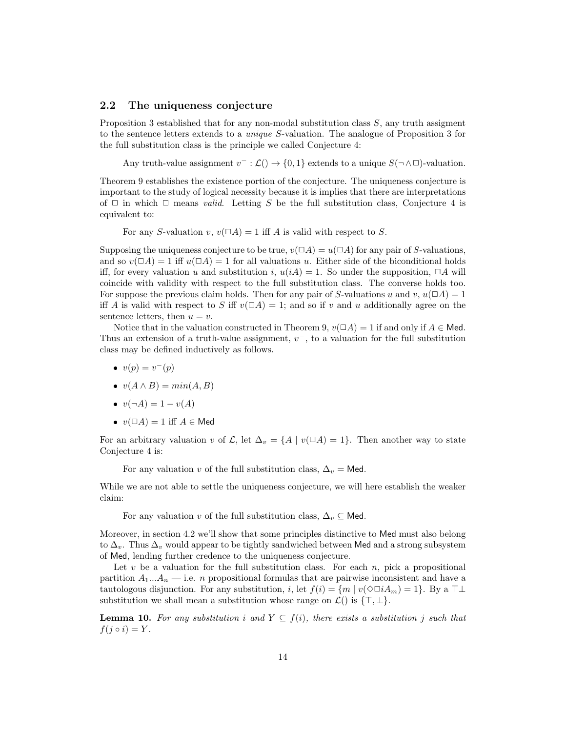### 2.2 The uniqueness conjecture

Proposition 3 established that for any non-modal substitution class $S$, any truth assigment to the sentence letters extends to a *unique* $S$-valuation. The analogue of Proposition 3 for the full substitution class is the principle we called Conjecture 4:

> Any truth-value assignment $v^- : \mathcal{L}() \to \{0,1\}$ extends to a unique $S(\neg\wedge\Box)$-valuation.

Theorem 9 establishes the existence portion of the conjecture. The uniqueness conjecture is important to the study of logical necessity because it is implies that there are interpretations of $\Box$ in which $\Box$ means *valid*. Letting $S$ be the full substitution class, Conjecture 4 is equivalent to:

> For any $S$-valuation $v$, $v(\Box A) = 1$ iff $A$ is valid with respect to $S$.

Supposing the uniqueness conjecture to be true, $v(\Box A) = u(\Box A)$ for any pair of $S$-valuations, and so $v(\Box A) = 1$ iff $u(\Box A) = 1$ for all valuations $u$. Either side of the biconditional holds iff, for every valuation $u$ and substitution $i$, $u(iA) = 1$. So under the supposition, $\Box A$ will coincide with validity with respect to the full substitution class. The converse holds too. For suppose the previous claim holds. Then for any pair of $S$-valuations $u$ and $v$, $u(\Box A) = 1$ iff $A$ is valid with respect to $S$ iff $v(\Box A) = 1$; and so if $v$ and $u$ additionally agree on the sentence letters, then $u = v$.

Notice that in the valuation constructed in Theorem 9, $v(\Box A) = 1$ if and only if $A \in \mathsf{Med}$. Thus an extension of a truth-value assignment, $v^-$, to a valuation for the full substitution class may be defined inductively as follows.

- $v(p) = v^-(p)$
- $v(A \wedge B) = min(A, B)$
- $v(\neg A) = 1 - v(A)$
- $v(\Box A) = 1$ iff $A \in \mathsf{Med}$

For an arbitrary valuation $v$ of $\mathcal{L}$, let $\Delta_v = \{A \mid v(\Box A) = 1\}$. Then another way to state Conjecture 4 is:

> For any valuation $v$ of the full substitution class, $\Delta_v = \mathsf{Med}$.

While we are not able to settle the uniqueness conjecture, we will here establish the weaker claim:

> For any valuation $v$ of the full substitution class, $\Delta_v \subseteq \mathsf{Med}$.

Moreover, in section 4.2 we'll show that some principles distinctive to $\mathsf{Med}$ must also belong to $\Delta_v$. Thus $\Delta_v$ would appear to be tightly sandwiched between $\mathsf{Med}$ and a strong subsystem of $\mathsf{Med}$, lending further credence to the uniqueness conjecture.

Let $v$ be a valuation for the full substitution class. For each $n$, pick a propositional partition $A_1...A_n$ — i.e. $n$ propositional formulas that are pairwise inconsistent and have a tautologous disjunction. For any substitution, $i$, let $f(i) = \{m \mid v(\Diamond\Box iA_m) = 1\}$. By a $\top\bot$ substitution we shall mean a substitution whose range on $\mathcal{L}()$ is $\{\top, \bot\}$.

**Lemma 10.** *For any substitution $i$ and $Y \subseteq f(i)$, there exists a substitution $j$ such that $f(j \circ i) = Y$.*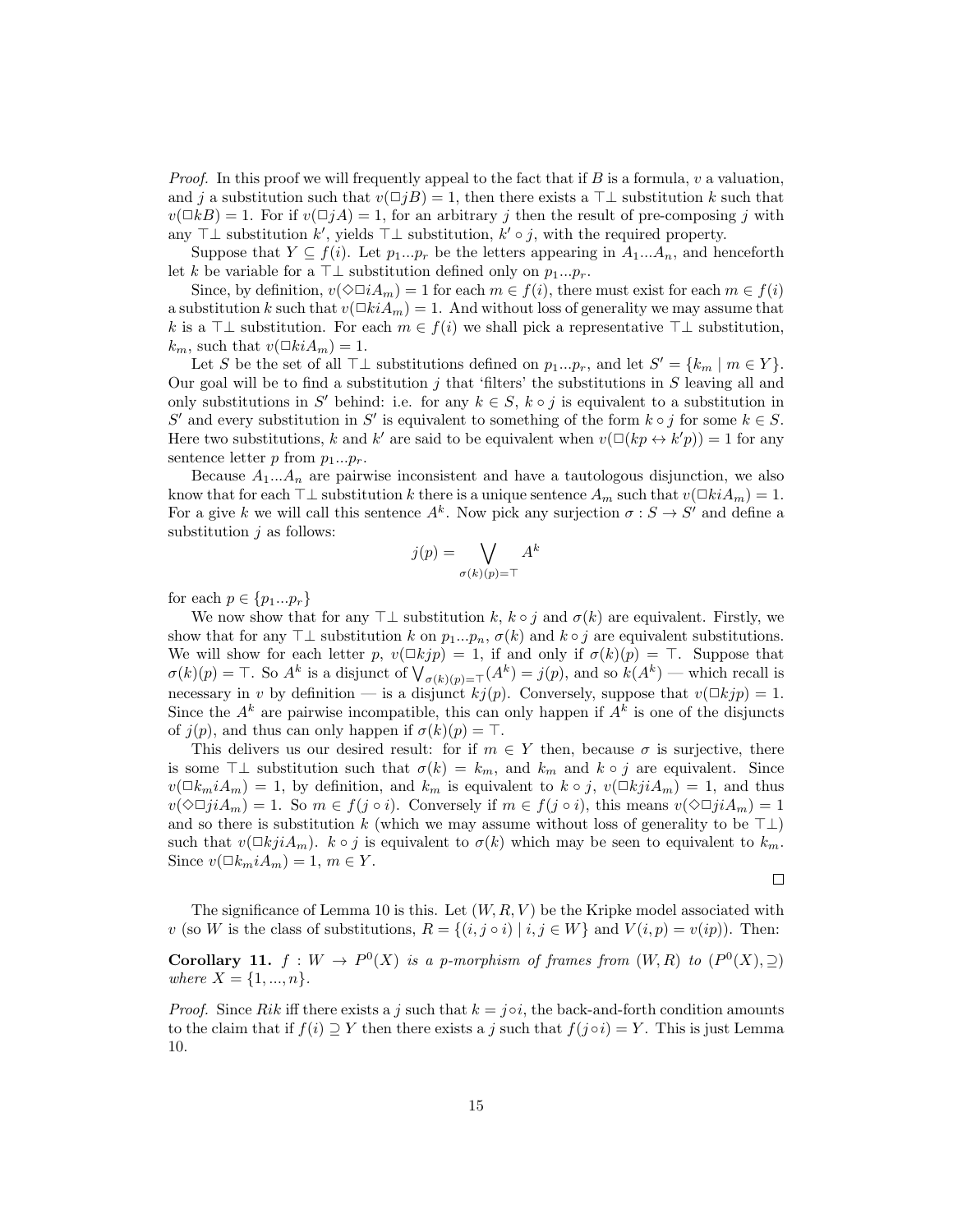*Proof.* In this proof we will frequently appeal to the fact that if $B$ is a formula, $v$ a valuation, and $j$ a substitution such that $v(\Box jB) = 1$, then there exists a $\top\bot$ substitution $k$ such that $v(\Box kB) = 1$. For if $v(\Box jA) = 1$, for an arbitrary $j$ then the result of pre-composing $j$ with any $\top\bot$ substitution $k'$, yields $\top\bot$ substitution, $k' \circ j$, with the required property.

Suppose that $Y \subseteq f(i)$. Let $p_1...p_r$ be the letters appearing in $A_1...A_n$, and henceforth let $k$ be variable for a $\top\bot$ substitution defined only on $p_1...p_r$.

Since, by definition, $v(\Diamond\Box iA_m) = 1$ for each $m \in f(i)$, there must exist for each $m \in f(i)$ a substitution $k$ such that $v(\Box kiA_m) = 1$. And without loss of generality we may assume that $k$ is a $\top\bot$ substitution. For each $m \in f(i)$ we shall pick a representative $\top\bot$ substitution, $k_m$, such that $v(\Box kiA_m) = 1$.

Let $S$ be the set of all $\top\bot$ substitutions defined on $p_1...p_r$, and let $S' = \{k_m \mid m \in Y\}$. Our goal will be to find a substitution $j$ that 'filters' the substitutions in $S$ leaving all and only substitutions in $S'$ behind: i.e. for any $k \in S$, $k \circ j$ is equivalent to a substitution in $S'$ and every substitution in $S'$ is equivalent to something of the form $k \circ j$ for some $k \in S$. Here two substitutions, $k$ and $k'$ are said to be equivalent when $v(\Box(kp \leftrightarrow k'p)) = 1$ for any sentence letter $p$ from $p_1...p_r$.

Because $A_1...A_n$ are pairwise inconsistent and have a tautologous disjunction, we also know that for each $\top\bot$ substitution $k$ there is a unique sentence $A_m$ such that $v(\Box kiA_m) = 1$. For a give $k$ we will call this sentence $A^k$. Now pick any surjection $\sigma : S \to S'$ and define a substitution $j$ as follows:

$$j(p) = \bigvee_{\sigma(k)(p)=\top} A^k$$

for each $p \in \{p_1...p_r\}$

We now show that for any $\top\bot$ substitution $k$, $k \circ j$ and $\sigma(k)$ are equivalent. Firstly, we show that for any $\top\bot$ substitution $k$ on $p_1...p_n$, $\sigma(k)$ and $k \circ j$ are equivalent substitutions. We will show for each letter $p$, $v(\Box kjp) = 1$, if and only if $\sigma(k)(p) = \top$. Suppose that $\sigma(k)(p) = \top$. So $A^k$ is a disjunct of $\bigvee_{\sigma(k)(p)=\top}(A^k) = j(p)$, and so $k(A^k)$ — which recall is necessary in $v$ by definition — is a disjunct $kj(p)$. Conversely, suppose that $v(\Box kjp) = 1$. Since the $A^k$ are pairwise incompatible, this can only happen if $A^k$ is one of the disjuncts of $j(p)$, and thus can only happen if $\sigma(k)(p) = \top$.

This delivers us our desired result: for if $m \in Y$ then, because $\sigma$ is surjective, there is some $\top\bot$ substitution such that $\sigma(k) = k_m$, and $k_m$ and $k \circ j$ are equivalent. Since $v(\Box k_m iA_m) = 1$, by definition, and $k_m$ is equivalent to $k \circ j$, $v(\Box kjiA_m) = 1$, and thus $v(\Diamond\Box jiA_m) = 1$. So $m \in f(j \circ i)$. Conversely if $m \in f(j \circ i)$, this means $v(\Diamond\Box jiA_m) = 1$ and so there is substitution $k$ (which we may assume without loss of generality to be $\top\bot$) such that $v(\Box kjiA_m)$. $k \circ j$ is equivalent to $\sigma(k)$ which may be seen to equivalent to $k_m$. Since $v(\Box k_m iA_m) = 1$, $m \in Y$.

$\square$

The significance of Lemma 10 is this. Let $(W, R, V)$ be the Kripke model associated with $v$ (so $W$ is the class of substitutions, $R = \{(i, j \circ i) \mid i, j \in W\}$ and $V(i, p) = v(ip)$). Then:

**Corollary 11.** *$f : W \to P^0(X)$ is a p-morphism of frames from $(W, R)$ to $(P^0(X), \supseteq)$ where $X = \{1, ..., n\}$.*

*Proof.* Since $Rik$ iff there exists a $j$ such that $k = j \circ i$, the back-and-forth condition amounts to the claim that if $f(i) \supseteq Y$ then there exists a $j$ such that $f(j \circ i) = Y$. This is just Lemma 10.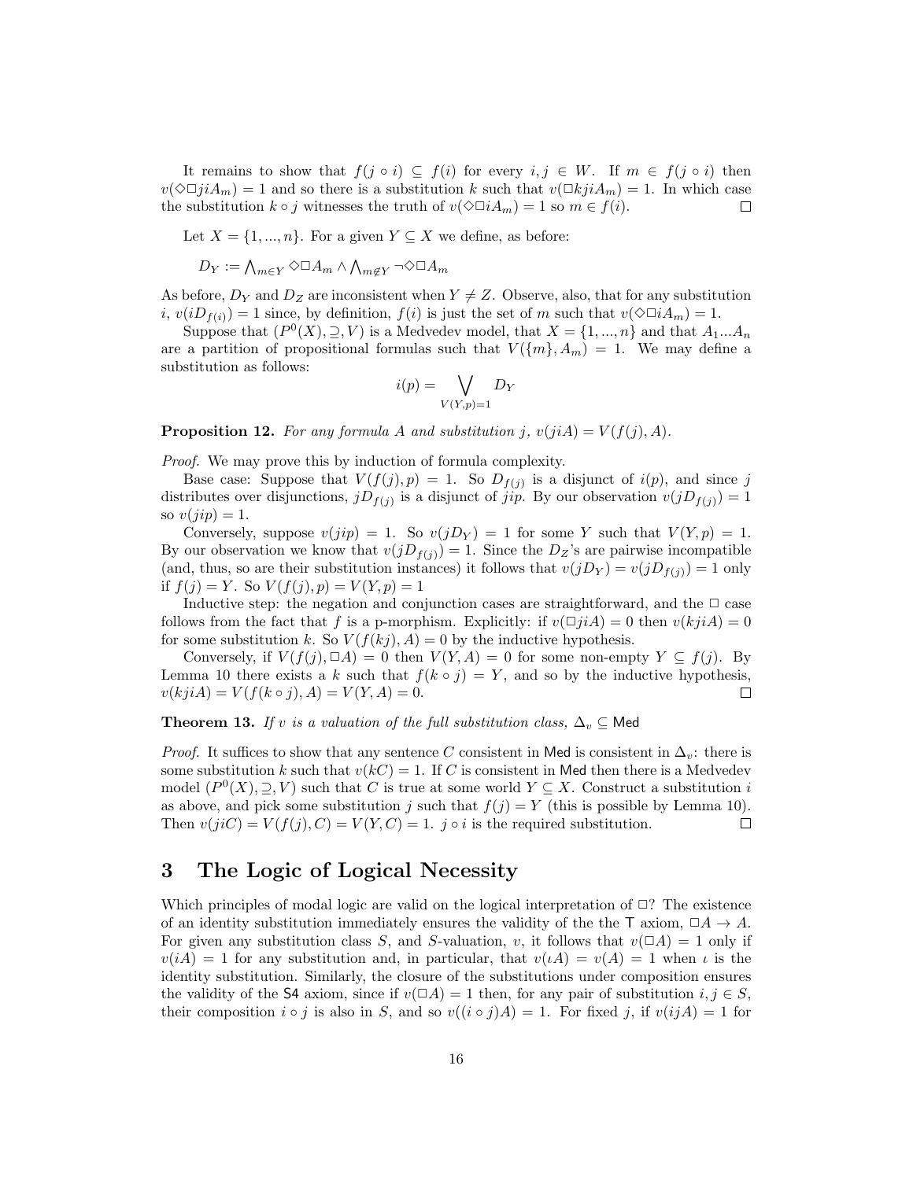It remains to show that $f(j \circ i) \subseteq f(i)$ for every $i, j \in W$. If $m \in f(j \circ i)$ then $v(\Diamond\Box jiA_m) = 1$ and so there is a substitution $k$ such that $v(\Box kjiA_m) = 1$. In which case the substitution $k \circ j$ witnesses the truth of $v(\Diamond\Box iA_m) = 1$ so $m \in f(i)$. $\square$

Let $X = \{1, ..., n\}$. For a given $Y \subseteq X$ we define, as before:

$D_Y := \bigwedge_{m \in Y} \Diamond\Box A_m \wedge \bigwedge_{m \notin Y} \neg\Diamond\Box A_m$

As before, $D_Y$ and $D_Z$ are inconsistent when $Y \neq Z$. Observe, also, that for any substitution $i$, $v(iD_{f(i)}) = 1$ since, by definition, $f(i)$ is just the set of $m$ such that $v(\Diamond\Box iA_m) = 1$.

Suppose that $(P^0(X), \supseteq, V)$ is a Medvedev model, that $X = \{1, ..., n\}$ and that $A_1 ... A_n$ are a partition of propositional formulas such that $V(\{m\}, A_m) = 1$. We may define a substitution as follows:

$$i(p) = \bigvee_{V(Y,p)=1} D_Y$$

**Proposition 12.** *For any formula $A$ and substitution $j$, $v(jiA) = V(f(j), A)$.*

*Proof.* We may prove this by induction of formula complexity.

Base case: Suppose that $V(f(j), p) = 1$. So $D_{f(j)}$ is a disjunct of $i(p)$, and since $j$ distributes over disjunctions, $jD_{f(j)}$ is a disjunct of $jip$. By our observation $v(jD_{f(j)}) = 1$ so $v(jip) = 1$.

Conversely, suppose $v(jip) = 1$. So $v(jD_Y) = 1$ for some $Y$ such that $V(Y, p) = 1$. By our observation we know that $v(jD_{f(j)}) = 1$. Since the $D_Z$'s are pairwise incompatible (and, thus, so are their substitution instances) it follows that $v(jD_Y) = v(jD_{f(j)}) = 1$ only if $f(j) = Y$. So $V(f(j), p) = V(Y, p) = 1$

Inductive step: the negation and conjunction cases are straightforward, and the $\Box$ case follows from the fact that $f$ is a p-morphism. Explicitly: if $v(\Box jiA) = 0$ then $v(kjiA) = 0$ for some substitution $k$. So $V(f(kj), A) = 0$ by the inductive hypothesis.

Conversely, if $V(f(j), \Box A) = 0$ then $V(Y, A) = 0$ for some non-empty $Y \subseteq f(j)$. By Lemma 10 there exists a $k$ such that $f(k \circ j) = Y$, and so by the inductive hypothesis, $v(kjiA) = V(f(k \circ j), A) = V(Y, A) = 0$. $\square$

**Theorem 13.** *If $v$ is a valuation of the full substitution class, $\Delta_v \subseteq \mathsf{Med}$*

*Proof.* It suffices to show that any sentence $C$ consistent in $\mathsf{Med}$ is consistent in $\Delta_v$: there is some substitution $k$ such that $v(kC) = 1$. If $C$ is consistent in $\mathsf{Med}$ then there is a Medvedev model $(P^0(X), \supseteq, V)$ such that $C$ is true at some world $Y \subseteq X$. Construct a substitution $i$ as above, and pick some substitution $j$ such that $f(j) = Y$ (this is possible by Lemma 10). Then $v(jiC) = V(f(j), C) = V(Y, C) = 1$. $j \circ i$ is the required substitution. $\square$

## 3 The Logic of Logical Necessity

Which principles of modal logic are valid on the logical interpretation of $\Box$? The existence of an identity substitution immediately ensures the validity of the the $\mathsf{T}$ axiom, $\Box A \to A$. For given any substitution class $S$, and $S$-valuation, $v$, it follows that $v(\Box A) = 1$ only if $v(iA) = 1$ for any substitution and, in particular, that $v(\iota A) = v(A) = 1$ when $\iota$ is the identity substitution. Similarly, the closure of the substitutions under composition ensures the validity of the $\mathsf{S4}$ axiom, since if $v(\Box A) = 1$ then, for any pair of substitution $i, j \in S$, their composition $i \circ j$ is also in $S$, and so $v((i \circ j)A) = 1$. For fixed $j$, if $v(ijA) = 1$ for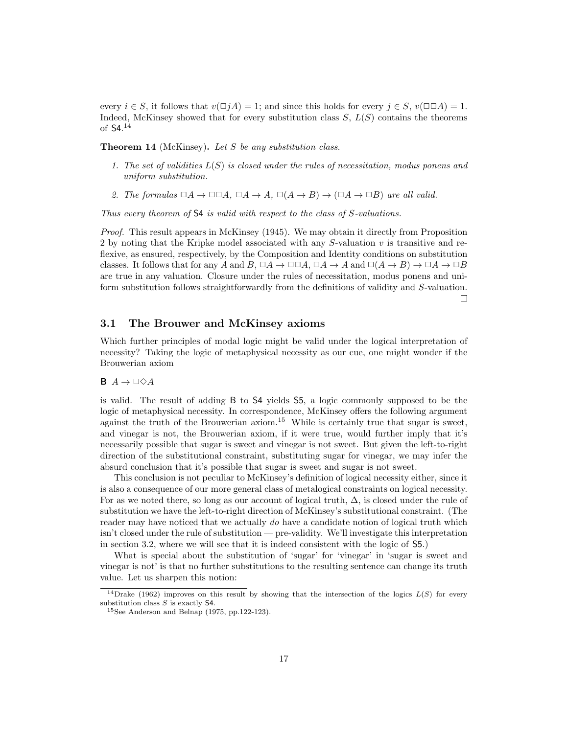every $i \in S$, it follows that $v(\Box jA) = 1$; and since this holds for every $j \in S$, $v(\Box\Box A) = 1$. Indeed, McKinsey showed that for every substitution class $S$, $L(S)$ contains the theorems of S4.[14]

**Theorem 14** (McKinsey)**.** *Let $S$ be any substitution class.*

1. *The set of validities $L(S)$ is closed under the rules of necessitation, modus ponens and uniform substitution.*

2. *The formulas $\Box A \to \Box\Box A$, $\Box A \to A$, $\Box(A \to B) \to (\Box A \to \Box B)$ are all valid.*

*Thus every theorem of* S4 *is valid with respect to the class of $S$-valuations.*

*Proof.* This result appears in McKinsey (1945). We may obtain it directly from Proposition 2 by noting that the Kripke model associated with any $S$-valuation $v$ is transitive and reflexive, as ensured, respectively, by the Composition and Identity conditions on substitution classes. It follows that for any $A$ and $B$, $\Box A \to \Box\Box A$, $\Box A \to A$ and $\Box(A \to B) \to \Box A \to \Box B$ are true in any valuation. Closure under the rules of necessitation, modus ponens and uniform substitution follows straightforwardly from the definitions of validity and $S$-valuation. □

### 3.1 The Brouwer and McKinsey axioms

Which further principles of modal logic might be valid under the logical interpretation of necessity? Taking the logic of metaphysical necessity as our cue, one might wonder if the Brouwerian axiom

**B** $A \to \Box\Diamond A$

is valid. The result of adding B to S4 yields S5, a logic commonly supposed to be the logic of metaphysical necessity. In correspondence, McKinsey offers the following argument against the truth of the Brouwerian axiom.[15] While is certainly true that sugar is sweet, and vinegar is not, the Brouwerian axiom, if it were true, would further imply that it's necessarily possible that sugar is sweet and vinegar is not sweet. But given the left-to-right direction of the substitutional constraint, substituting sugar for vinegar, we may infer the absurd conclusion that it's possible that sugar is sweet and sugar is not sweet.

This conclusion is not peculiar to McKinsey's definition of logical necessity either, since it is also a consequence of our more general class of metalogical constraints on logical necessity. For as we noted there, so long as our account of logical truth, $\Delta$, is closed under the rule of substitution we have the left-to-right direction of McKinsey's substitutional constraint. (The reader may have noticed that we actually *do* have a candidate notion of logical truth which isn't closed under the rule of substitution — pre-validity. We'll investigate this interpretation in section 3.2, where we will see that it is indeed consistent with the logic of S5.)

What is special about the substitution of 'sugar' for 'vinegar' in 'sugar is sweet and vinegar is not' is that no further substitutions to the resulting sentence can change its truth value. Let us sharpen this notion:

[14] Drake (1962) improves on this result by showing that the intersection of the logics $L(S)$ for every substitution class $S$ is exactly S4.

[15] See Anderson and Belnap (1975, pp.122-123).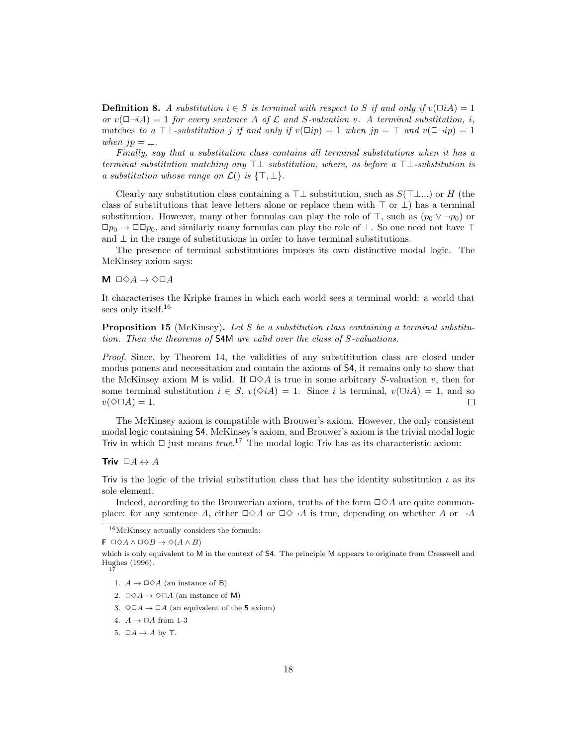**Definition 8.** *A substitution $i \in S$ is terminal with respect to $S$ if and only if $v(\Box iA) = 1$ or $v(\Box\neg iA) = 1$ for every sentence $A$ of $\mathcal{L}$ and $S$-valuation $v$. A terminal substitution, $i$,* matches *to a $\top\bot$-substitution $j$ if and only if $v(\Box ip) = 1$ when $jp = \top$ and $v(\Box\neg ip) = 1$ when $jp = \bot$.*

*Finally, say that a substitution class contains all terminal substitutions when it has a terminal substitution matching any $\top\bot$ substitution, where, as before a $\top\bot$-substitution is a substitution whose range on $\mathcal{L}()$ is $\{\top, \bot\}$.*

Clearly any substitution class containing a $\top\bot$ substitution, such as $S(\top\bot...)$ or $H$ (the class of substitutions that leave letters alone or replace them with $\top$ or $\bot$) has a terminal substitution. However, many other formulas can play the role of $\top$, such as $(p_0 \vee \neg p_0)$ or $\Box p_0 \to \Box\Box p_0$, and similarly many formulas can play the role of $\bot$. So one need not have $\top$ and $\bot$ in the range of substitutions in order to have terminal substitutions.

The presence of terminal substitutions imposes its own distinctive modal logic. The McKinsey axiom says:

**M** $\Box\Diamond A \to \Diamond\Box A$

It characterises the Kripke frames in which each world sees a terminal world: a world that sees only itself.[16]

**Proposition 15** (McKinsey)**.** *Let $S$ be a substitution class containing a terminal substitution. Then the theorems of* S4M *are valid over the class of $S$-valuations.*

*Proof.* Since, by Theorem 14, the validities of any substititution class are closed under modus ponens and necessitation and contain the axioms of S4, it remains only to show that the McKinsey axiom M is valid. If $\Box\Diamond A$ is true in some arbitrary $S$-valuation $v$, then for some terminal substitution $i \in S$, $v(\Diamond iA) = 1$. Since $i$ is terminal, $v(\Box iA) = 1$, and so $v(\Diamond\Box A) = 1$. □

The McKinsey axiom is compatible with Brouwer's axiom. However, the only consistent modal logic containing S4, McKinsey's axiom, and Brouwer's axiom is the trivial modal logic Triv in which $\Box$ just means *true*.[17] The modal logic Triv has as its characteristic axiom:

**Triv** $\Box A \leftrightarrow A$

Triv is the logic of the trivial substitution class that has the identity substitution $\iota$ as its sole element.

Indeed, according to the Brouwerian axiom, truths of the form $\Box\Diamond A$ are quite commonplace: for any sentence $A$, either $\Box\Diamond A$ or $\Box\Diamond\neg A$ is true, depending on whether $A$ or $\neg A$

---

[16] McKinsey actually considers the formula:

**F** $\Box\Diamond A \wedge \Box\Diamond B \to \Diamond(A \wedge B)$

which is only equivalent to M in the context of S4. The principle M appears to originate from Cresswell and Hughes (1996).

[17]

1. $A \to \Box\Diamond A$ (an instance of B)
2. $\Box\Diamond A \to \Diamond\Box A$ (an instance of M)
3. $\Diamond\Box A \to \Box A$ (an equivalent of the 5 axiom)
4. $A \to \Box A$ from 1-3
5. $\Box A \to A$ by T.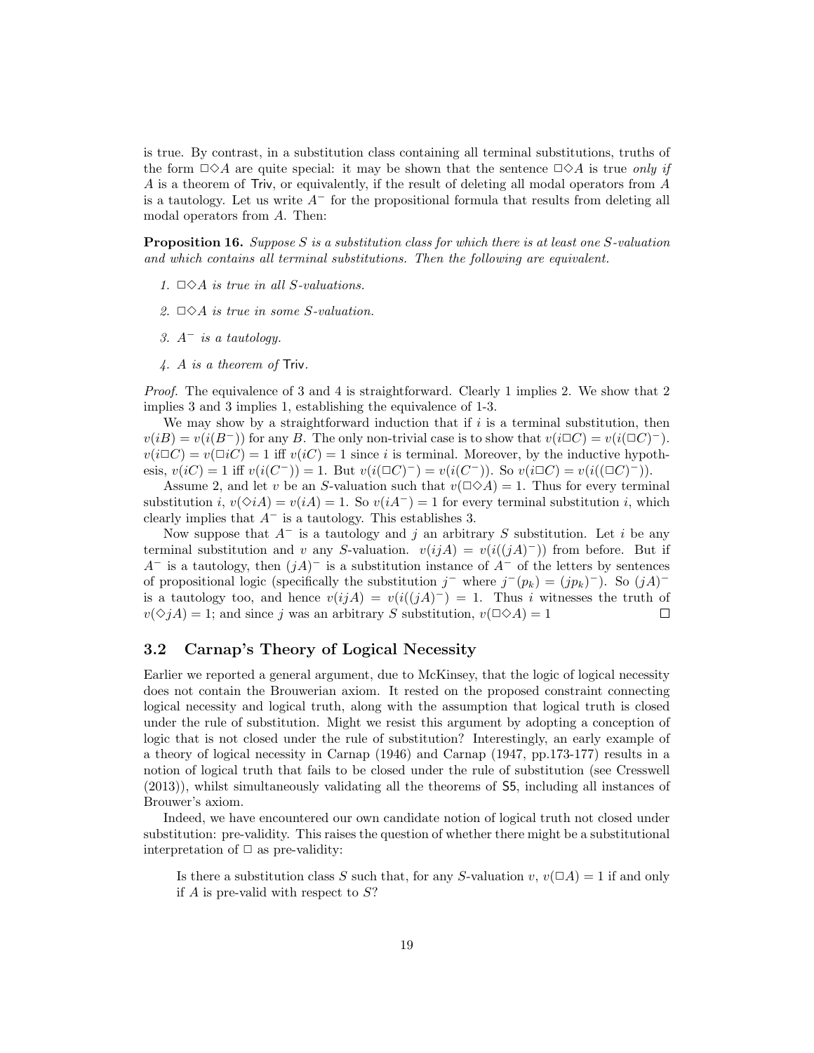is true. By contrast, in a substitution class containing all terminal substitutions, truths of the form $\Box\Diamond A$ are quite special: it may be shown that the sentence $\Box\Diamond A$ is true *only if* $A$ is a theorem of Triv, or equivalently, if the result of deleting all modal operators from $A$ is a tautology. Let us write $A^-$ for the propositional formula that results from deleting all modal operators from $A$. Then:

**Proposition 16.** *Suppose $S$ is a substitution class for which there is at least one $S$-valuation and which contains all terminal substitutions. Then the following are equivalent.*

1. *$\Box\Diamond A$ is true in all $S$-valuations.*
2. *$\Box\Diamond A$ is true in some $S$-valuation.*
3. *$A^-$ is a tautology.*
4. *$A$ is a theorem of Triv.*

*Proof.* The equivalence of 3 and 4 is straightforward. Clearly 1 implies 2. We show that 2 implies 3 and 3 implies 1, establishing the equivalence of 1-3.

We may show by a straightforward induction that if $i$ is a terminal substitution, then $v(iB) = v(i(B^-))$ for any $B$. The only non-trivial case is to show that $v(i\Box C) = v(i(\Box C)^-)$. $v(i\Box C) = v(\Box iC) = 1$ iff $v(iC) = 1$ since $i$ is terminal. Moreover, by the inductive hypothesis, $v(iC) = 1$ iff $v(i(C^-)) = 1$. But $v(i(\Box C)^-) = v(i(C^-))$. So $v(i\Box C) = v(i((\Box C)^-))$.

Assume 2, and let $v$ be an $S$-valuation such that $v(\Box\Diamond A) = 1$. Thus for every terminal substitution $i$, $v(\Diamond iA) = v(iA) = 1$. So $v(iA^-) = 1$ for every terminal substitution $i$, which clearly implies that $A^-$ is a tautology. This establishes 3.

Now suppose that $A^-$ is a tautology and $j$ an arbitrary $S$ substitution. Let $i$ be any terminal substitution and $v$ any $S$-valuation. $v(ijA) = v(i((jA)^-))$ from before. But if $A^-$ is a tautology, then $(jA)^-$ is a substitution instance of $A^-$ of the letters by sentences of propositional logic (specifically the substitution $j^-$ where $j^-(p_k) = (jp_k)^-$). So $(jA)^-$ is a tautology too, and hence $v(ijA) = v(i((jA)^-) = 1$. Thus $i$ witnesses the truth of $v(\Diamond jA) = 1$; and since $j$ was an arbitrary $S$ substitution, $v(\Box\Diamond A) = 1$ $\square$

## 3.2 Carnap's Theory of Logical Necessity

Earlier we reported a general argument, due to McKinsey, that the logic of logical necessity does not contain the Brouwerian axiom. It rested on the proposed constraint connecting logical necessity and logical truth, along with the assumption that logical truth is closed under the rule of substitution. Might we resist this argument by adopting a conception of logic that is not closed under the rule of substitution? Interestingly, an early example of a theory of logical necessity in Carnap (1946) and Carnap (1947, pp.173-177) results in a notion of logical truth that fails to be closed under the rule of substitution (see Cresswell (2013)), whilst simultaneously validating all the theorems of S5, including all instances of Brouwer's axiom.

Indeed, we have encountered our own candidate notion of logical truth not closed under substitution: pre-validity. This raises the question of whether there might be a substitutional interpretation of $\Box$ as pre-validity:

> Is there a substitution class $S$ such that, for any $S$-valuation $v$, $v(\Box A) = 1$ if and only if $A$ is pre-valid with respect to $S$?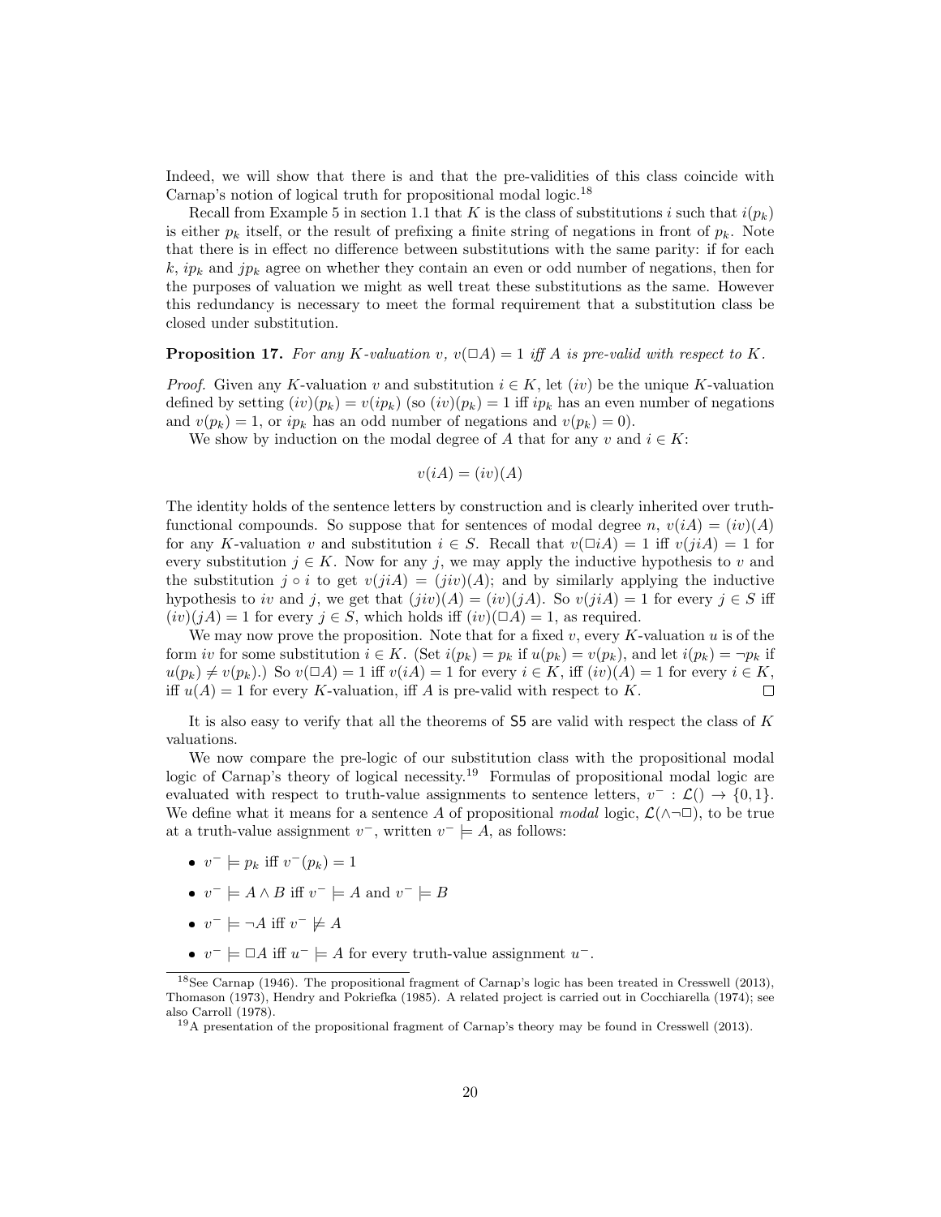Indeed, we will show that there is and that the pre-validities of this class coincide with Carnap's notion of logical truth for propositional modal logic.[18]

Recall from Example 5 in section 1.1 that $K$ is the class of substitutions $i$ such that $i(p_k)$ is either $p_k$ itself, or the result of prefixing a finite string of negations in front of $p_k$. Note that there is in effect no difference between substitutions with the same parity: if for each $k$, $ip_k$ and $jp_k$ agree on whether they contain an even or odd number of negations, then for the purposes of valuation we might as well treat these substitutions as the same. However this redundancy is necessary to meet the formal requirement that a substitution class be closed under substitution.

**Proposition 17.** *For any $K$-valuation $v$, $v(\Box A) = 1$ iff $A$ is pre-valid with respect to $K$.*

*Proof.* Given any $K$-valuation $v$ and substitution $i \in K$, let $(iv)$ be the unique $K$-valuation defined by setting $(iv)(p_k) = v(ip_k)$ (so $(iv)(p_k) = 1$ iff $ip_k$ has an even number of negations and $v(p_k) = 1$, or $ip_k$ has an odd number of negations and $v(p_k) = 0$).

We show by induction on the modal degree of $A$ that for any $v$ and $i \in K$:

$$v(iA) = (iv)(A)$$

The identity holds of the sentence letters by construction and is clearly inherited over truth-functional compounds. So suppose that for sentences of modal degree $n$, $v(iA) = (iv)(A)$ for any $K$-valuation $v$ and substitution $i \in S$. Recall that $v(\Box iA) = 1$ iff $v(jiA) = 1$ for every substitution $j \in K$. Now for any $j$, we may apply the inductive hypothesis to $v$ and the substitution $j \circ i$ to get $v(jiA) = (jiv)(A)$; and by similarly applying the inductive hypothesis to $iv$ and $j$, we get that $(jiv)(A) = (iv)(jA)$. So $v(jiA) = 1$ for every $j \in S$ iff $(iv)(jA) = 1$ for every $j \in S$, which holds iff $(iv)(\Box A) = 1$, as required.

We may now prove the proposition. Note that for a fixed $v$, every $K$-valuation $u$ is of the form $iv$ for some substitution $i \in K$. (Set $i(p_k) = p_k$ if $u(p_k) = v(p_k)$, and let $i(p_k) = \neg p_k$ if $u(p_k) \neq v(p_k)$.) So $v(\Box A) = 1$ iff $v(iA) = 1$ for every $i \in K$, iff $(iv)(A) = 1$ for every $i \in K$, iff $u(A) = 1$ for every $K$-valuation, iff $A$ is pre-valid with respect to $K$. $\Box$

It is also easy to verify that all the theorems of S5 are valid with respect the class of $K$ valuations.

We now compare the pre-logic of our substitution class with the propositional modal logic of Carnap's theory of logical necessity.[19] Formulas of propositional modal logic are evaluated with respect to truth-value assignments to sentence letters, $v^- : \mathcal{L}() \to \{0, 1\}$. We define what it means for a sentence $A$ of propositional *modal* logic, $\mathcal{L}(\wedge\neg\Box)$, to be true at a truth-value assignment $v^-$, written $v^- \models A$, as follows:

- $v^- \models p_k$ iff $v^-(p_k) = 1$
- $v^- \models A \wedge B$ iff $v^- \models A$ and $v^- \models B$
- $v^- \models \neg A$ iff $v^- \not\models A$
- $v^- \models \Box A$ iff $u^- \models A$ for every truth-value assignment $u^-$.

[18] See Carnap (1946). The propositional fragment of Carnap's logic has been treated in Cresswell (2013), Thomason (1973), Hendry and Pokriefka (1985). A related project is carried out in Cocchiarella (1974); see also Carroll (1978).

[19] A presentation of the propositional fragment of Carnap's theory may be found in Cresswell (2013).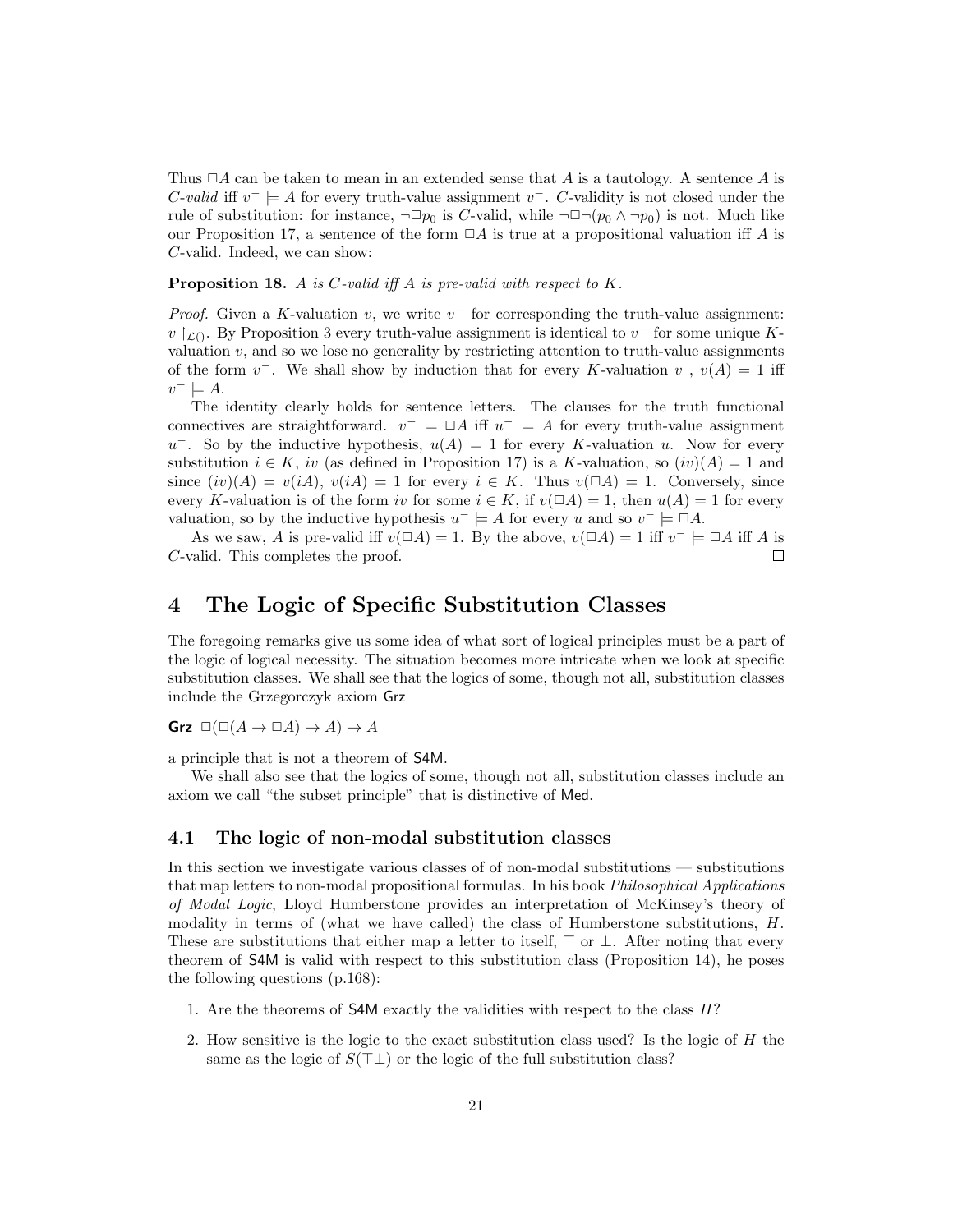Thus $\Box A$ can be taken to mean in an extended sense that $A$ is a tautology. A sentence $A$ is *C-valid* iff $v^- \models A$ for every truth-value assignment $v^-$. $C$-validity is not closed under the rule of substitution: for instance, $\neg\Box p_0$ is $C$-valid, while $\neg\Box\neg(p_0 \wedge \neg p_0)$ is not. Much like our Proposition 17, a sentence of the form $\Box A$ is true at a propositional valuation iff $A$ is $C$-valid. Indeed, we can show:

**Proposition 18.** *A is C-valid iff A is pre-valid with respect to K.*

*Proof.* Given a $K$-valuation $v$, we write $v^-$ for corresponding the truth-value assignment: $v \restriction_{\mathcal{L}()}$. By Proposition 3 every truth-value assignment is identical to $v^-$ for some unique $K$-valuation $v$, and so we lose no generality by restricting attention to truth-value assignments of the form $v^-$. We shall show by induction that for every $K$-valuation $v$ , $v(A) = 1$ iff $v^- \models A$.

The identity clearly holds for sentence letters. The clauses for the truth functional connectives are straightforward. $v^- \models \Box A$ iff $u^- \models A$ for every truth-value assignment $u^-$. So by the inductive hypothesis, $u(A) = 1$ for every $K$-valuation $u$. Now for every substitution $i \in K$, $iv$ (as defined in Proposition 17) is a $K$-valuation, so $(iv)(A) = 1$ and since $(iv)(A) = v(iA)$, $v(iA) = 1$ for every $i \in K$. Thus $v(\Box A) = 1$. Conversely, since every $K$-valuation is of the form $iv$ for some $i \in K$, if $v(\Box A) = 1$, then $u(A) = 1$ for every valuation, so by the inductive hypothesis $u^- \models A$ for every $u$ and so $v^- \models \Box A$.

As we saw, $A$ is pre-valid iff $v(\Box A) = 1$. By the above, $v(\Box A) = 1$ iff $v^- \models \Box A$ iff $A$ is $C$-valid. This completes the proof. $\square$

# 4 The Logic of Specific Substitution Classes

The foregoing remarks give us some idea of what sort of logical principles must be a part of the logic of logical necessity. The situation becomes more intricate when we look at specific substitution classes. We shall see that the logics of some, though not all, substitution classes include the Grzegorczyk axiom Grz

**Grz** $\Box(\Box(A \to \Box A) \to A) \to A$

a principle that is not a theorem of S4M.

We shall also see that the logics of some, though not all, substitution classes include an axiom we call "the subset principle" that is distinctive of Med.

## 4.1 The logic of non-modal substitution classes

In this section we investigate various classes of of non-modal substitutions — substitutions that map letters to non-modal propositional formulas. In his book *Philosophical Applications of Modal Logic*, Lloyd Humberstone provides an interpretation of McKinsey's theory of modality in terms of (what we have called) the class of Humberstone substitutions, $H$. These are substitutions that either map a letter to itself, $\top$ or $\bot$. After noting that every theorem of S4M is valid with respect to this substitution class (Proposition 14), he poses the following questions (p.168):

1. Are the theorems of S4M exactly the validities with respect to the class $H$?
2. How sensitive is the logic to the exact substitution class used? Is the logic of $H$ the same as the logic of $S(\top\bot)$ or the logic of the full substitution class?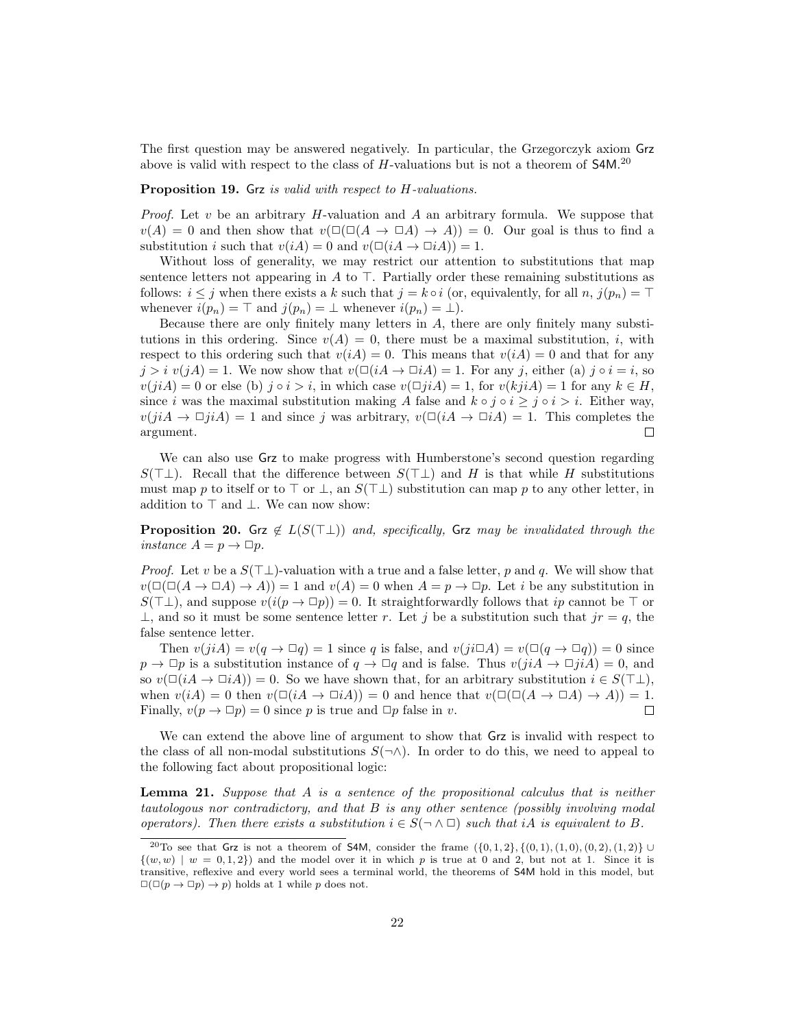The first question may be answered negatively. In particular, the Grzegorczyk axiom Grz above is valid with respect to the class of $H$-valuations but is not a theorem of S4M.[20]

**Proposition 19.** *Grz is valid with respect to $H$-valuations.*

*Proof.* Let $v$ be an arbitrary $H$-valuation and $A$ an arbitrary formula. We suppose that $v(A) = 0$ and then show that $v(\Box(\Box(A \to \Box A) \to A)) = 0$. Our goal is thus to find a substitution $i$ such that $v(iA) = 0$ and $v(\Box(iA \to \Box iA)) = 1$.

Without loss of generality, we may restrict our attention to substitutions that map sentence letters not appearing in $A$ to $\top$. Partially order these remaining substitutions as follows: $i \leq j$ when there exists a $k$ such that $j = k \circ i$ (or, equivalently, for all $n$, $j(p_n) = \top$ whenever $i(p_n) = \top$ and $j(p_n) = \bot$ whenever $i(p_n) = \bot$).

Because there are only finitely many letters in $A$, there are only finitely many substitutions in this ordering. Since $v(A) = 0$, there must be a maximal substitution, $i$, with respect to this ordering such that $v(iA) = 0$. This means that $v(iA) = 0$ and that for any $j > i$ $v(jA) = 1$. We now show that $v(\Box(iA \to \Box iA) = 1$. For any $j$, either (a) $j \circ i = i$, so $v(jiA) = 0$ or else (b) $j \circ i > i$, in which case $v(\Box jiA) = 1$, for $v(kjiA) = 1$ for any $k \in H$, since $i$ was the maximal substitution making $A$ false and $k \circ j \circ i \geq j \circ i > i$. Either way, $v(jiA \to \Box jiA) = 1$ and since $j$ was arbitrary, $v(\Box(iA \to \Box iA) = 1$. This completes the argument. $\square$

We can also use Grz to make progress with Humberstone's second question regarding $S(\top\bot)$. Recall that the difference between $S(\top\bot)$ and $H$ is that while $H$ substitutions must map $p$ to itself or to $\top$ or $\bot$, an $S(\top\bot)$ substitution can map $p$ to any other letter, in addition to $\top$ and $\bot$. We can now show:

**Proposition 20.** *Grz $\notin L(S(\top\bot))$ and, specifically, Grz may be invalidated through the instance $A = p \to \Box p$.*

*Proof.* Let $v$ be a $S(\top\bot)$-valuation with a true and a false letter, $p$ and $q$. We will show that $v(\Box(\Box(A \to \Box A) \to A)) = 1$ and $v(A) = 0$ when $A = p \to \Box p$. Let $i$ be any substitution in $S(\top\bot)$, and suppose $v(i(p \to \Box p)) = 0$. It straightforwardly follows that $ip$ cannot be $\top$ or $\bot$, and so it must be some sentence letter $r$. Let $j$ be a substitution such that $jr = q$, the false sentence letter.

Then $v(jiA) = v(q \to \Box q) = 1$ since $q$ is false, and $v(ji\Box A) = v(\Box(q \to \Box q)) = 0$ since $p \to \Box p$ is a substitution instance of $q \to \Box q$ and is false. Thus $v(jiA \to \Box jiA) = 0$, and so $v(\Box(iA \to \Box iA)) = 0$. So we have shown that, for an arbitrary substitution $i \in S(\top\bot)$, when $v(iA) = 0$ then $v(\Box(iA \to \Box iA)) = 0$ and hence that $v(\Box(\Box(A \to \Box A) \to A)) = 1$. Finally, $v(p \to \Box p) = 0$ since $p$ is true and $\Box p$ false in $v$. $\square$

We can extend the above line of argument to show that Grz is invalid with respect to the class of all non-modal substitutions $S(\neg\wedge)$. In order to do this, we need to appeal to the following fact about propositional logic:

**Lemma 21.** *Suppose that $A$ is a sentence of the propositional calculus that is neither tautologous nor contradictory, and that $B$ is any other sentence (possibly involving modal operators). Then there exists a substitution $i \in S(\neg \wedge \Box)$ such that $iA$ is equivalent to $B$.*

---

[20] To see that Grz is not a theorem of S4M, consider the frame $(\{0,1,2\}, \{(0,1),(1,0),(0,2),(1,2)\} \cup \{(w,w) \mid w = 0,1,2\})$ and the model over it in which $p$ is true at 0 and 2, but not at 1. Since it is transitive, reflexive and every world sees a terminal world, the theorems of S4M hold in this model, but $\Box(\Box(p \to \Box p) \to p)$ holds at 1 while $p$ does not.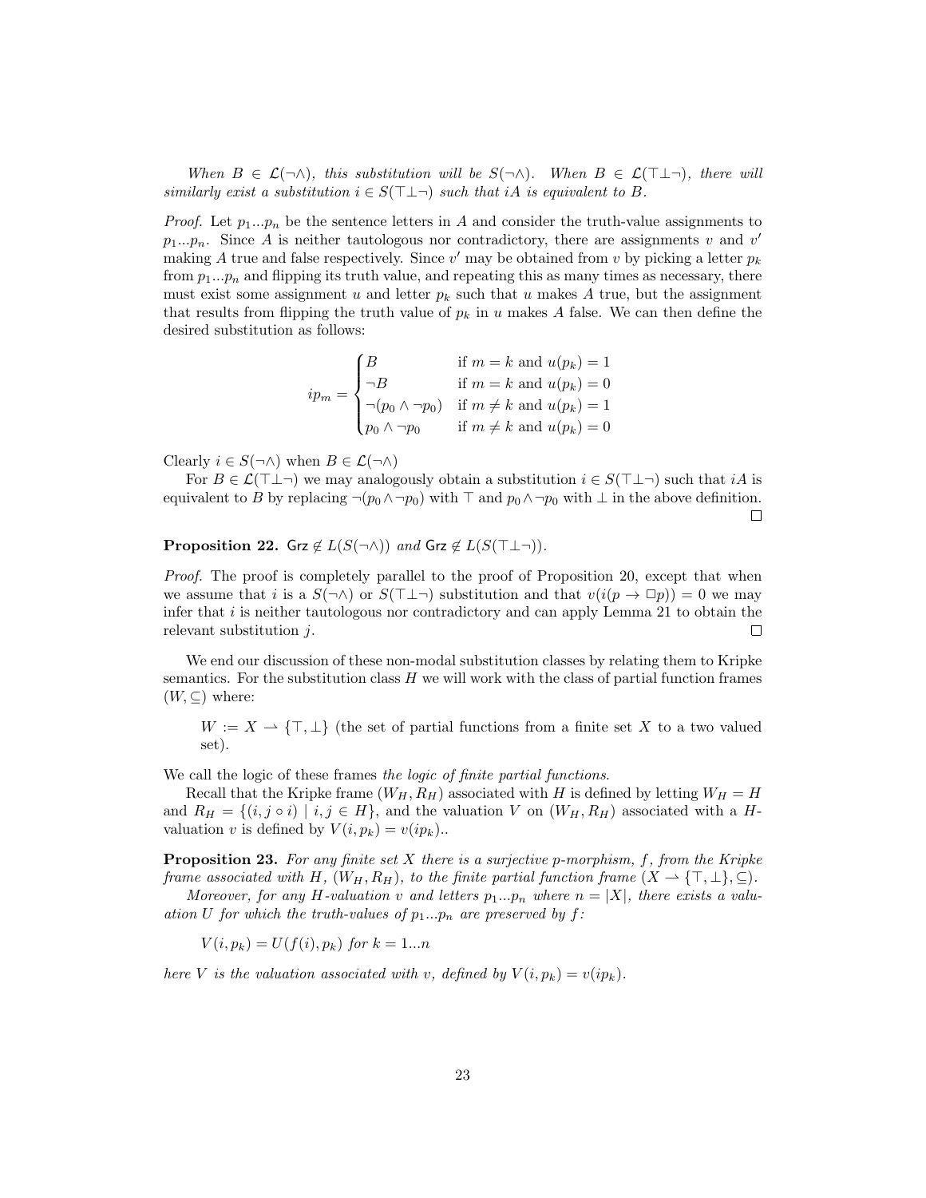*When $B \in \mathcal{L}(\neg\wedge)$, this substitution will be $S(\neg\wedge)$. When $B \in \mathcal{L}(\top\bot\neg)$, there will similarly exist a substitution $i \in S(\top\bot\neg)$ such that $iA$ is equivalent to $B$.*

*Proof.* Let $p_1...p_n$ be the sentence letters in $A$ and consider the truth-value assignments to $p_1...p_n$. Since $A$ is neither tautologous nor contradictory, there are assignments $v$ and $v'$ making $A$ true and false respectively. Since $v'$ may be obtained from $v$ by picking a letter $p_k$ from $p_1...p_n$ and flipping its truth value, and repeating this as many times as necessary, there must exist some assignment $u$ and letter $p_k$ such that $u$ makes $A$ true, but the assignment that results from flipping the truth value of $p_k$ in $u$ makes $A$ false. We can then define the desired substitution as follows:

$$ip_m = \begin{cases} B & \text{if } m = k \text{ and } u(p_k) = 1 \\ \neg B & \text{if } m = k \text{ and } u(p_k) = 0 \\ \neg(p_0 \wedge \neg p_0) & \text{if } m \neq k \text{ and } u(p_k) = 1 \\ p_0 \wedge \neg p_0 & \text{if } m \neq k \text{ and } u(p_k) = 0 \end{cases}$$

Clearly $i \in S(\neg\wedge)$ when $B \in \mathcal{L}(\neg\wedge)$

For $B \in \mathcal{L}(\top\bot\neg)$ we may analogously obtain a substitution $i \in S(\top\bot\neg)$ such that $iA$ is equivalent to $B$ by replacing $\neg(p_0 \wedge \neg p_0)$ with $\top$ and $p_0 \wedge \neg p_0$ with $\bot$ in the above definition. □

**Proposition 22.** *$\mathsf{Grz} \notin L(S(\neg\wedge))$ and $\mathsf{Grz} \notin L(S(\top\bot\neg))$.*

*Proof.* The proof is completely parallel to the proof of Proposition 20, except that when we assume that $i$ is a $S(\neg\wedge)$ or $S(\top\bot\neg)$ substitution and that $v(i(p \to \Box p)) = 0$ we may infer that $i$ is neither tautologous nor contradictory and can apply Lemma 21 to obtain the relevant substitution $j$. □

We end our discussion of these non-modal substitution classes by relating them to Kripke semantics. For the substitution class $H$ we will work with the class of partial function frames $(W, \subseteq)$ where:

> $W := X \rightharpoonup \{\top, \bot\}$ (the set of partial functions from a finite set $X$ to a two valued set).

We call the logic of these frames *the logic of finite partial functions*.

Recall that the Kripke frame $(W_H, R_H)$ associated with $H$ is defined by letting $W_H = H$ and $R_H = \{(i, j \circ i) \mid i, j \in H\}$, and the valuation $V$ on $(W_H, R_H)$ associated with a $H$-valuation $v$ is defined by $V(i, p_k) = v(ip_k)$..

**Proposition 23.** *For any finite set $X$ there is a surjective p-morphism, $f$, from the Kripke frame associated with $H$, $(W_H, R_H)$, to the finite partial function frame $(X \rightharpoonup \{\top, \bot\}, \subseteq)$.*

*Moreover, for any $H$-valuation $v$ and letters $p_1...p_n$ where $n = |X|$, there exists a valuation $U$ for which the truth-values of $p_1...p_n$ are preserved by $f$:*

> $V(i, p_k) = U(f(i), p_k)$ *for* $k = 1...n$

*here $V$ is the valuation associated with $v$, defined by $V(i, p_k) = v(ip_k)$.*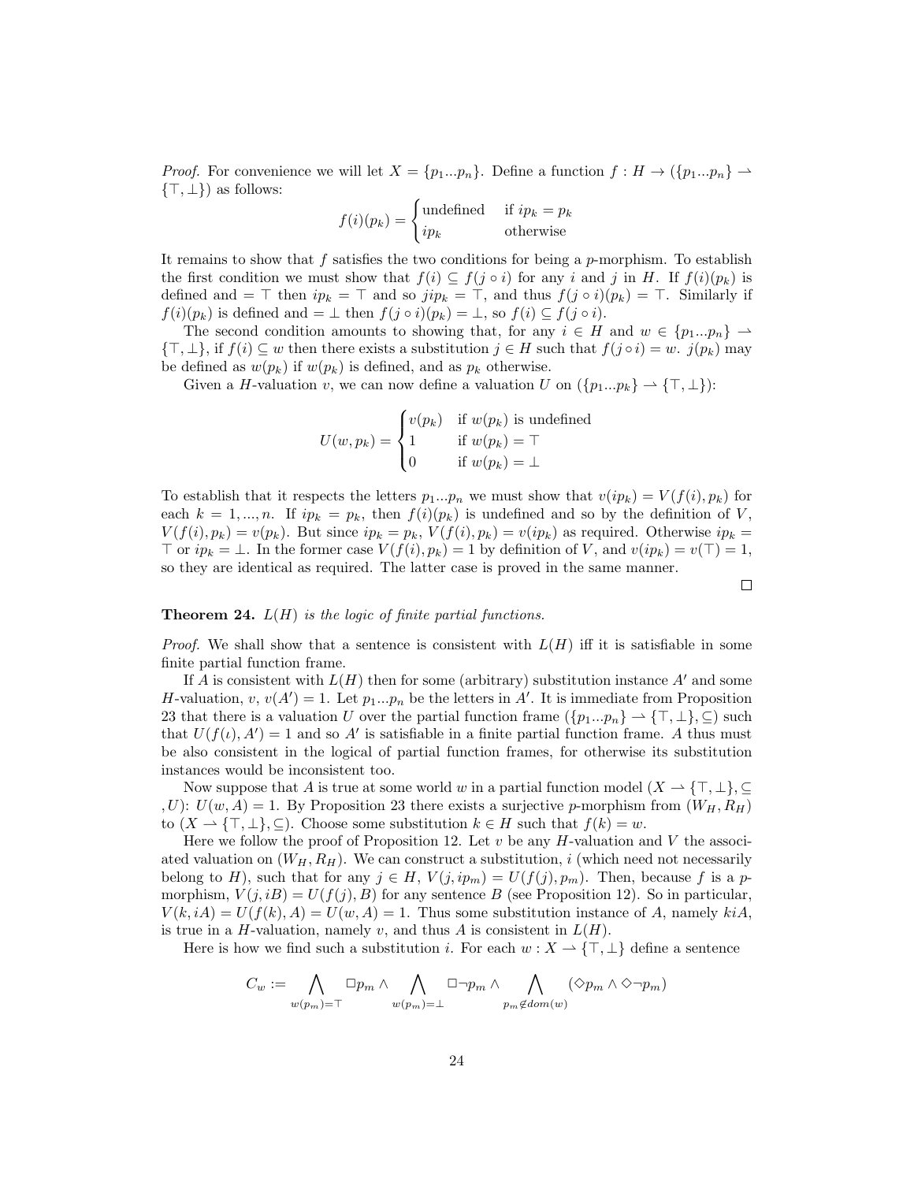*Proof.* For convenience we will let $X = \{p_1...p_n\}$. Define a function $f : H \to (\{p_1...p_n\} \rightharpoonup \{\top, \bot\})$ as follows:

$$f(i)(p_k) = \begin{cases} \text{undefined} & \text{if } ip_k = p_k \\ ip_k & \text{otherwise} \end{cases}$$

It remains to show that $f$ satisfies the two conditions for being a $p$-morphism. To establish the first condition we must show that $f(i) \subseteq f(j \circ i)$ for any $i$ and $j$ in $H$. If $f(i)(p_k)$ is defined and $= \top$ then $ip_k = \top$ and so $jip_k = \top$, and thus $f(j \circ i)(p_k) = \top$. Similarly if $f(i)(p_k)$ is defined and $= \bot$ then $f(j \circ i)(p_k) = \bot$, so $f(i) \subseteq f(j \circ i)$.

The second condition amounts to showing that, for any $i \in H$ and $w \in \{p_1...p_n\} \rightharpoonup \{\top, \bot\}$, if $f(i) \subseteq w$ then there exists a substitution $j \in H$ such that $f(j \circ i) = w$. $j(p_k)$ may be defined as $w(p_k)$ if $w(p_k)$ is defined, and as $p_k$ otherwise.

Given a $H$-valuation $v$, we can now define a valuation $U$ on $(\{p_1...p_k\} \rightharpoonup \{\top, \bot\})$:

$$U(w, p_k) = \begin{cases} v(p_k) & \text{if } w(p_k) \text{ is undefined} \\ 1 & \text{if } w(p_k) = \top \\ 0 & \text{if } w(p_k) = \bot \end{cases}$$

To establish that it respects the letters $p_1...p_n$ we must show that $v(ip_k) = V(f(i), p_k)$ for each $k = 1, ..., n$. If $ip_k = p_k$, then $f(i)(p_k)$ is undefined and so by the definition of $V$, $V(f(i), p_k) = v(p_k)$. But since $ip_k = p_k$, $V(f(i), p_k) = v(ip_k)$ as required. Otherwise $ip_k = \top$ or $ip_k = \bot$. In the former case $V(f(i), p_k) = 1$ by definition of $V$, and $v(ip_k) = v(\top) = 1$, so they are identical as required. The latter case is proved in the same manner. □

**Theorem 24.** *$L(H)$ is the logic of finite partial functions.*

*Proof.* We shall show that a sentence is consistent with $L(H)$ iff it is satisfiable in some finite partial function frame.

If $A$ is consistent with $L(H)$ then for some (arbitrary) substitution instance $A'$ and some $H$-valuation, $v$, $v(A') = 1$. Let $p_1...p_n$ be the letters in $A'$. It is immediate from Proposition 23 that there is a valuation $U$ over the partial function frame $(\{p_1...p_n\} \rightharpoonup \{\top, \bot\}, \subseteq)$ such that $U(f(\iota), A') = 1$ and so $A'$ is satisfiable in a finite partial function frame. $A$ thus must be also consistent in the logical of partial function frames, for otherwise its substitution instances would be inconsistent too.

Now suppose that $A$ is true at some world $w$ in a partial function model $(X \rightharpoonup \{\top, \bot\}, \subseteq, U)$: $U(w, A) = 1$. By Proposition 23 there exists a surjective $p$-morphism from $(W_H, R_H)$ to $(X \rightharpoonup \{\top, \bot\}, \subseteq)$. Choose some substitution $k \in H$ such that $f(k) = w$.

Here we follow the proof of Proposition 12. Let $v$ be any $H$-valuation and $V$ the associated valuation on $(W_H, R_H)$. We can construct a substitution, $i$ (which need not necessarily belong to $H$), such that for any $j \in H$, $V(j, ip_m) = U(f(j), p_m)$. Then, because $f$ is a $p$-morphism, $V(j, iB) = U(f(j), B)$ for any sentence $B$ (see Proposition 12). So in particular, $V(k, iA) = U(f(k), A) = U(w, A) = 1$. Thus some substitution instance of $A$, namely $kiA$, is true in a $H$-valuation, namely $v$, and thus $A$ is consistent in $L(H)$.

Here is how we find such a substitution $i$. For each $w : X \rightharpoonup \{\top, \bot\}$ define a sentence

$$C_w := \bigwedge_{w(p_m)=\top} \Box p_m \wedge \bigwedge_{w(p_m)=\bot} \Box \neg p_m \wedge \bigwedge_{p_m \notin dom(w)} (\Diamond p_m \wedge \Diamond \neg p_m)$$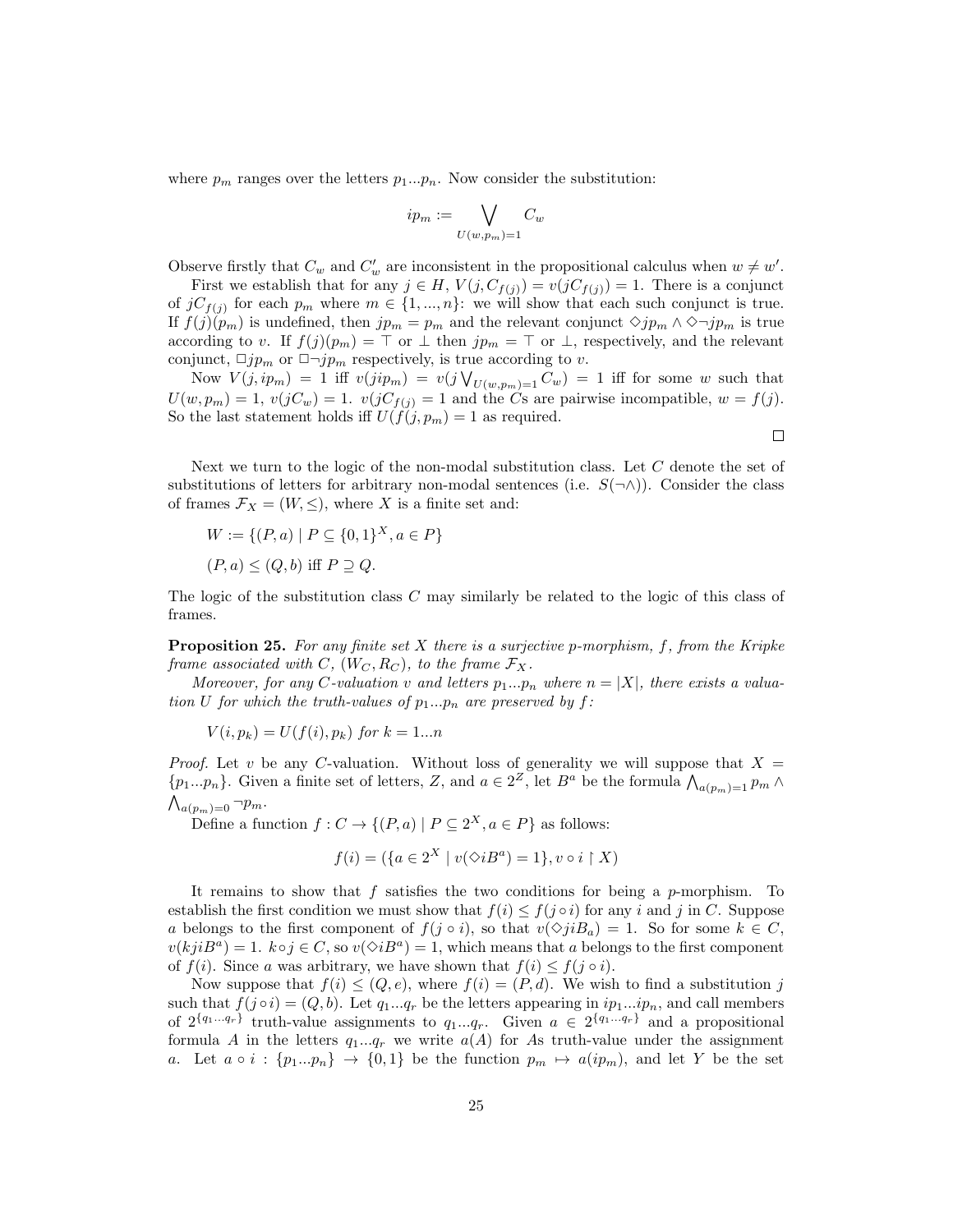where $p_m$ ranges over the letters $p_1...p_n$. Now consider the substitution:

$$ip_m := \bigvee_{U(w,p_m)=1} C_w$$

Observe firstly that $C_w$ and $C'_w$ are inconsistent in the propositional calculus when $w \neq w'$.

First we establish that for any $j \in H$, $V(j, C_{f(j)}) = v(jC_{f(j)}) = 1$. There is a conjunct of $jC_{f(j)}$ for each $p_m$ where $m \in \{1,...,n\}$: we will show that each such conjunct is true. If $f(j)(p_m)$ is undefined, then $jp_m = p_m$ and the relevant conjunct $\Diamond jp_m \wedge \Diamond \neg jp_m$ is true according to $v$. If $f(j)(p_m) = \top$ or $\bot$ then $jp_m = \top$ or $\bot$, respectively, and the relevant conjunct, $\Box jp_m$ or $\Box \neg jp_m$ respectively, is true according to $v$.

Now $V(j, ip_m) = 1$ iff $v(jip_m) = v(j \bigvee_{U(w,p_m)=1} C_w) = 1$ iff for some $w$ such that $U(w, p_m) = 1$, $v(jC_w) = 1$. $v(jC_{f(j)} = 1$ and the $C$s are pairwise incompatible, $w = f(j)$. So the last statement holds iff $U(f(j, p_m) = 1$ as required.

□

Next we turn to the logic of the non-modal substitution class. Let $C$ denote the set of substitutions of letters for arbitrary non-modal sentences (i.e. $S(\neg \wedge)$). Consider the class of frames $\mathcal{F}_X = (W, \leq)$, where $X$ is a finite set and:

$W := \{(P, a) \mid P \subseteq \{0,1\}^X, a \in P\}$

$(P, a) \leq (Q, b)$ iff $P \supseteq Q$.

The logic of the substitution class $C$ may similarly be related to the logic of this class of frames.

**Proposition 25.** *For any finite set $X$ there is a surjective p-morphism, $f$, from the Kripke frame associated with $C$, $(W_C, R_C)$, to the frame $\mathcal{F}_X$.*

*Moreover, for any $C$-valuation $v$ and letters $p_1...p_n$ where $n = |X|$, there exists a valuation $U$ for which the truth-values of $p_1...p_n$ are preserved by $f$:*

$V(i, p_k) = U(f(i), p_k)$ *for* $k = 1...n$

*Proof.* Let $v$ be any $C$-valuation. Without loss of generality we will suppose that $X = \{p_1...p_n\}$. Given a finite set of letters, $Z$, and $a \in 2^Z$, let $B^a$ be the formula $\bigwedge_{a(p_m)=1} p_m \wedge \bigwedge_{a(p_m)=0} \neg p_m$.

Define a function $f : C \to \{(P, a) \mid P \subseteq 2^X, a \in P\}$ as follows:

$$f(i) = (\{a \in 2^X \mid v(\Diamond iB^a) = 1\}, v \circ i \restriction X)$$

It remains to show that $f$ satisfies the two conditions for being a $p$-morphism. To establish the first condition we must show that $f(i) \leq f(j \circ i)$ for any $i$ and $j$ in $C$. Suppose $a$ belongs to the first component of $f(j \circ i)$, so that $v(\Diamond jiB_a) = 1$. So for some $k \in C$, $v(kjiB^a) = 1$. $k \circ j \in C$, so $v(\Diamond iB^a) = 1$, which means that $a$ belongs to the first component of $f(i)$. Since $a$ was arbitrary, we have shown that $f(i) \leq f(j \circ i)$.

Now suppose that $f(i) \leq (Q, e)$, where $f(i) = (P, d)$. We wish to find a substitution $j$ such that $f(j \circ i) = (Q, b)$. Let $q_1...q_r$ be the letters appearing in $ip_1...ip_n$, and call members of $2^{\{q_1...q_r\}}$ truth-value assignments to $q_1...q_r$. Given $a \in 2^{\{q_1...q_r\}}$ and a propositional formula $A$ in the letters $q_1...q_r$ we write $a(A)$ for $A$s truth-value under the assignment $a$. Let $a \circ i : \{p_1...p_n\} \to \{0,1\}$ be the function $p_m \mapsto a(ip_m)$, and let $Y$ be the set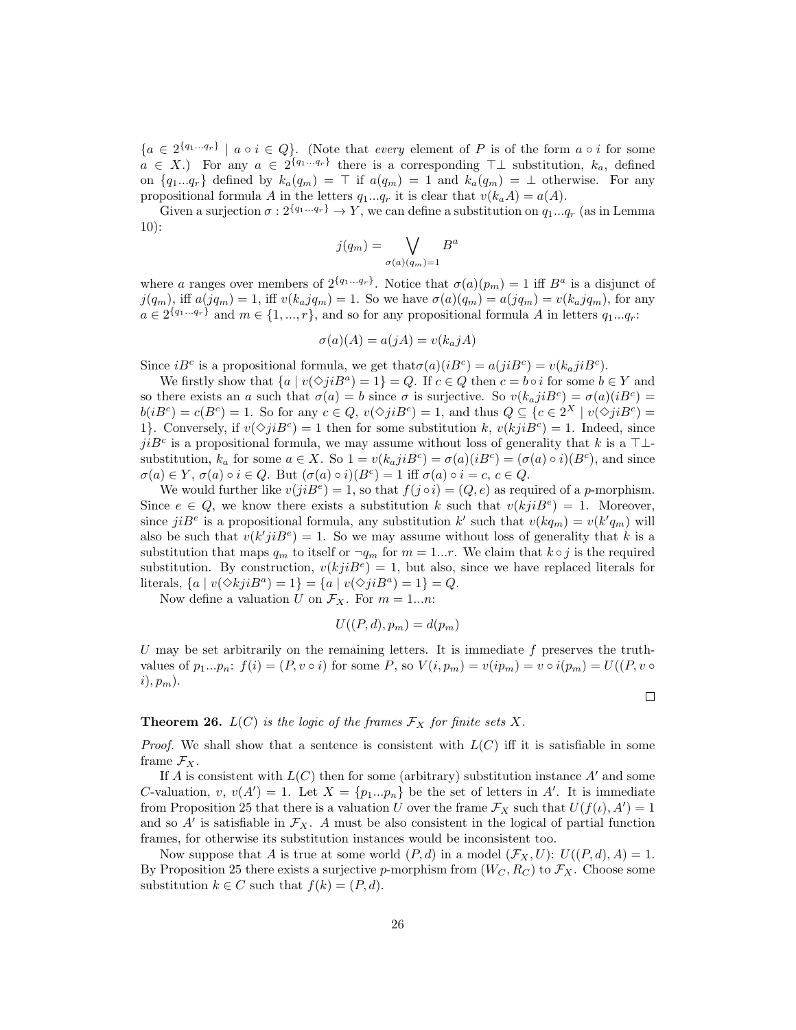$\{a \in 2^{\{q_1...q_r\}} \mid a \circ i \in Q\}$. (Note that *every* element of $P$ is of the form $a \circ i$ for some $a \in X$.) For any $a \in 2^{\{q_1...q_r\}}$ there is a corresponding $\top\bot$ substitution, $k_a$, defined on $\{q_1...q_r\}$ defined by $k_a(q_m) = \top$ if $a(q_m) = 1$ and $k_a(q_m) = \bot$ otherwise. For any propositional formula $A$ in the letters $q_1...q_r$ it is clear that $v(k_a A) = a(A)$.

Given a surjection $\sigma : 2^{\{q_1...q_r\}} \to Y$, we can define a substitution on $q_1...q_r$ (as in Lemma 10):

$$j(q_m) = \bigvee_{\sigma(a)(q_m)=1} B^a$$

where $a$ ranges over members of $2^{\{q_1...q_r\}}$. Notice that $\sigma(a)(p_m) = 1$ iff $B^a$ is a disjunct of $j(q_m)$, iff $a(jq_m) = 1$, iff $v(k_a j q_m) = 1$. So we have $\sigma(a)(q_m) = a(jq_m) = v(k_a j q_m)$, for any $a \in 2^{\{q_1...q_r\}}$ and $m \in \{1, ..., r\}$, and so for any propositional formula $A$ in letters $q_1...q_r$:

$$\sigma(a)(A) = a(jA) = v(k_a jA)$$

Since $iB^c$ is a propositional formula, we get that$\sigma(a)(iB^c) = a(jiB^c) = v(k_a jiB^c)$.

We firstly show that $\{a \mid v(\Diamond jiB^a) = 1\} = Q$. If $c \in Q$ then $c = b \circ i$ for some $b \in Y$ and so there exists an $a$ such that $\sigma(a) = b$ since $\sigma$ is surjective. So $v(k_a jiB^c) = \sigma(a)(iB^c) = b(iB^c) = c(B^c) = 1$. So for any $c \in Q$, $v(\Diamond jiB^c) = 1$, and thus $Q \subseteq \{c \in 2^X \mid v(\Diamond jiB^c) = 1\}$. Conversely, if $v(\Diamond jiB^c) = 1$ then for some substitution $k$, $v(kjiB^c) = 1$. Indeed, since $jiB^c$ is a propositional formula, we may assume without loss of generality that $k$ is a $\top\bot$-substitution, $k_a$ for some $a \in X$. So $1 = v(k_a jiB^c) = \sigma(a)(iB^c) = (\sigma(a) \circ i)(B^c)$, and since $\sigma(a) \in Y$, $\sigma(a) \circ i \in Q$. But $(\sigma(a) \circ i)(B^c) = 1$ iff $\sigma(a) \circ i = c$, $c \in Q$.

We would further like $v(jiB^e) = 1$, so that $f(j \circ i) = (Q, e)$ as required of a $p$-morphism. Since $e \in Q$, we know there exists a substitution $k$ such that $v(kjiB^e) = 1$. Moreover, since $jiB^e$ is a propositional formula, any substitution $k'$ such that $v(kq_m) = v(k'q_m)$ will also be such that $v(k'jiB^e) = 1$. So we may assume without loss of generality that $k$ is a substitution that maps $q_m$ to itself or $\neg q_m$ for $m = 1...r$. We claim that $k \circ j$ is the required substitution. By construction, $v(kjiB^e) = 1$, but also, since we have replaced literals for literals, $\{a \mid v(\Diamond kjiB^a) = 1\} = \{a \mid v(\Diamond jiB^a) = 1\} = Q$.

Now define a valuation $U$ on $\mathcal{F}_X$. For $m = 1...n$:

$$U((P, d), p_m) = d(p_m)$$

$U$ may be set arbitrarily on the remaining letters. It is immediate $f$ preserves the truth-values of $p_1...p_n$: $f(i) = (P, v \circ i)$ for some $P$, so $V(i, p_m) = v(ip_m) = v \circ i(p_m) = U((P, v \circ i), p_m)$.

□

**Theorem 26.** *$L(C)$ is the logic of the frames $\mathcal{F}_X$ for finite sets $X$.*

*Proof.* We shall show that a sentence is consistent with $L(C)$ iff it is satisfiable in some frame $\mathcal{F}_X$.

If $A$ is consistent with $L(C)$ then for some (arbitrary) substitution instance $A'$ and some $C$-valuation, $v$, $v(A') = 1$. Let $X = \{p_1...p_n\}$ be the set of letters in $A'$. It is immediate from Proposition 25 that there is a valuation $U$ over the frame $\mathcal{F}_X$ such that $U(f(\iota), A') = 1$ and so $A'$ is satisfiable in $\mathcal{F}_X$. $A$ must be also consistent in the logical of partial function frames, for otherwise its substitution instances would be inconsistent too.

Now suppose that $A$ is true at some world $(P, d)$ in a model $(\mathcal{F}_X, U)$: $U((P, d), A) = 1$. By Proposition 25 there exists a surjective $p$-morphism from $(W_C, R_C)$ to $\mathcal{F}_X$. Choose some substitution $k \in C$ such that $f(k) = (P, d)$.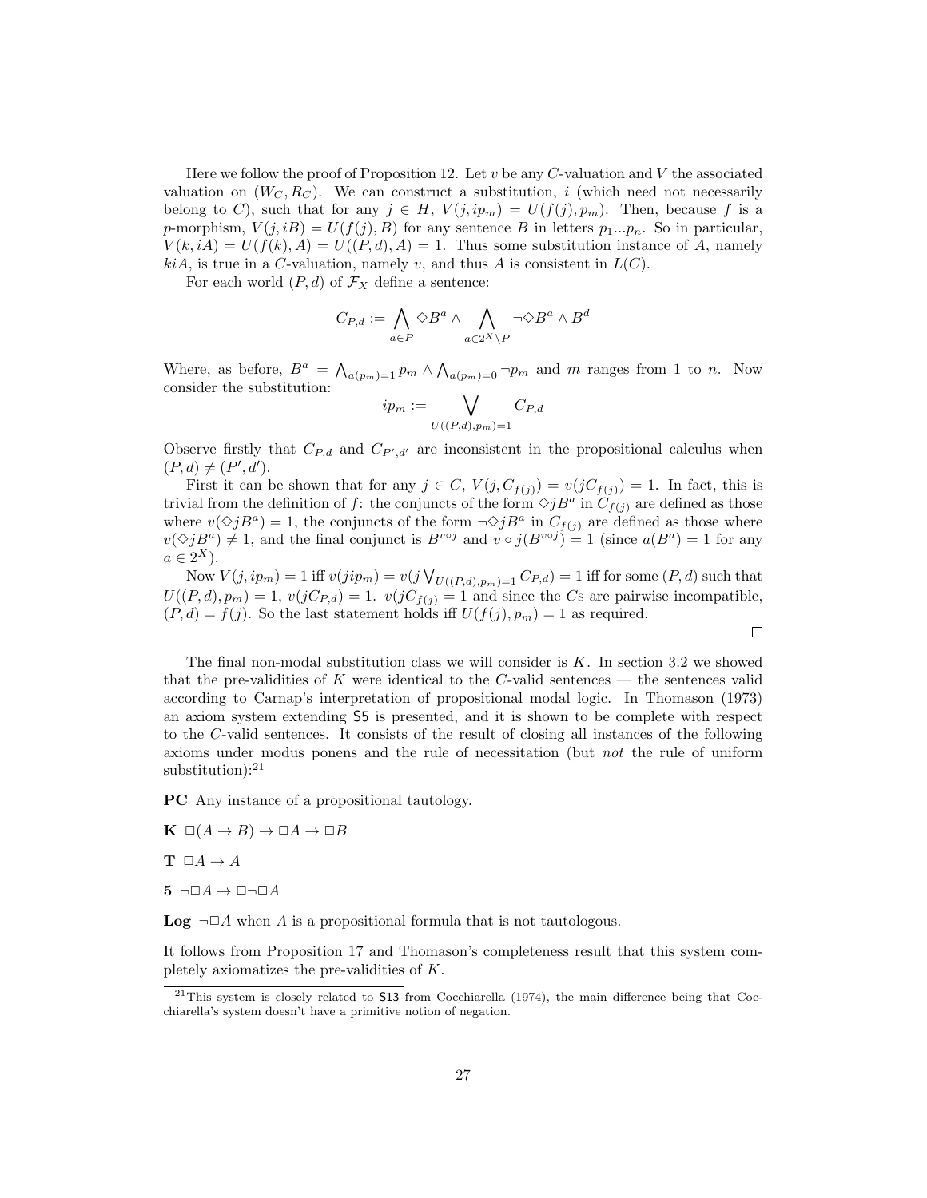Here we follow the proof of Proposition 12. Let $v$ be any $C$-valuation and $V$ the associated valuation on $(W_C, R_C)$. We can construct a substitution, $i$ (which need not necessarily belong to $C$), such that for any $j \in H$, $V(j, ip_m) = U(f(j), p_m)$. Then, because $f$ is a $p$-morphism, $V(j, iB) = U(f(j), B)$ for any sentence $B$ in letters $p_1...p_n$. So in particular, $V(k, iA) = U(f(k), A) = U((P, d), A) = 1$. Thus some substitution instance of $A$, namely $kiA$, is true in a $C$-valuation, namely $v$, and thus $A$ is consistent in $L(C)$.

For each world $(P, d)$ of $\mathcal{F}_X$ define a sentence:

$$C_{P,d} := \bigwedge_{a \in P} \Diamond B^a \wedge \bigwedge_{a \in 2^X \setminus P} \neg \Diamond B^a \wedge B^d$$

Where, as before, $B^a = \bigwedge_{a(p_m)=1} p_m \wedge \bigwedge_{a(p_m)=0} \neg p_m$ and $m$ ranges from 1 to $n$. Now consider the substitution:

$$ip_m := \bigvee_{U((P,d),p_m)=1} C_{P,d}$$

Observe firstly that $C_{P,d}$ and $C_{P',d'}$ are inconsistent in the propositional calculus when $(P, d) \neq (P', d')$.

First it can be shown that for any $j \in C$, $V(j, C_{f(j)}) = v(jC_{f(j)}) = 1$. In fact, this is trivial from the definition of $f$: the conjuncts of the form $\Diamond jB^a$ in $C_{f(j)}$ are defined as those where $v(\Diamond jB^a) = 1$, the conjuncts of the form $\neg \Diamond jB^a$ in $C_{f(j)}$ are defined as those where $v(\Diamond jB^a) \neq 1$, and the final conjunct is $B^{v \circ j}$ and $v \circ j(B^{v \circ j}) = 1$ (since $a(B^a) = 1$ for any $a \in 2^X$).

Now $V(j, ip_m) = 1$ iff $v(jip_m) = v(j \bigvee_{U((P,d),p_m)=1} C_{P,d}) = 1$ iff for some $(P, d)$ such that $U((P, d), p_m) = 1$, $v(jC_{P,d}) = 1$. $v(jC_{f(j)} = 1$ and since the $C$s are pairwise incompatible, $(P, d) = f(j)$. So the last statement holds iff $U(f(j), p_m) = 1$ as required.

□

The final non-modal substitution class we will consider is $K$. In section 3.2 we showed that the pre-validities of $K$ were identical to the $C$-valid sentences — the sentences valid according to Carnap's interpretation of propositional modal logic. In Thomason (1973) an axiom system extending S5 is presented, and it is shown to be complete with respect to the $C$-valid sentences. It consists of the result of closing all instances of the following axioms under modus ponens and the rule of necessitation (but *not* the rule of uniform substitution):[21]

**PC** Any instance of a propositional tautology.

**K** $\Box(A \to B) \to \Box A \to \Box B$

**T** $\Box A \to A$

**5** $\neg \Box A \to \Box \neg \Box A$

**Log** $\neg \Box A$ when $A$ is a propositional formula that is not tautologous.

It follows from Proposition 17 and Thomason's completeness result that this system completely axiomatizes the pre-validities of $K$.

[21] This system is closely related to S13 from Cocchiarella (1974), the main difference being that Cocchiarella's system doesn't have a primitive notion of negation.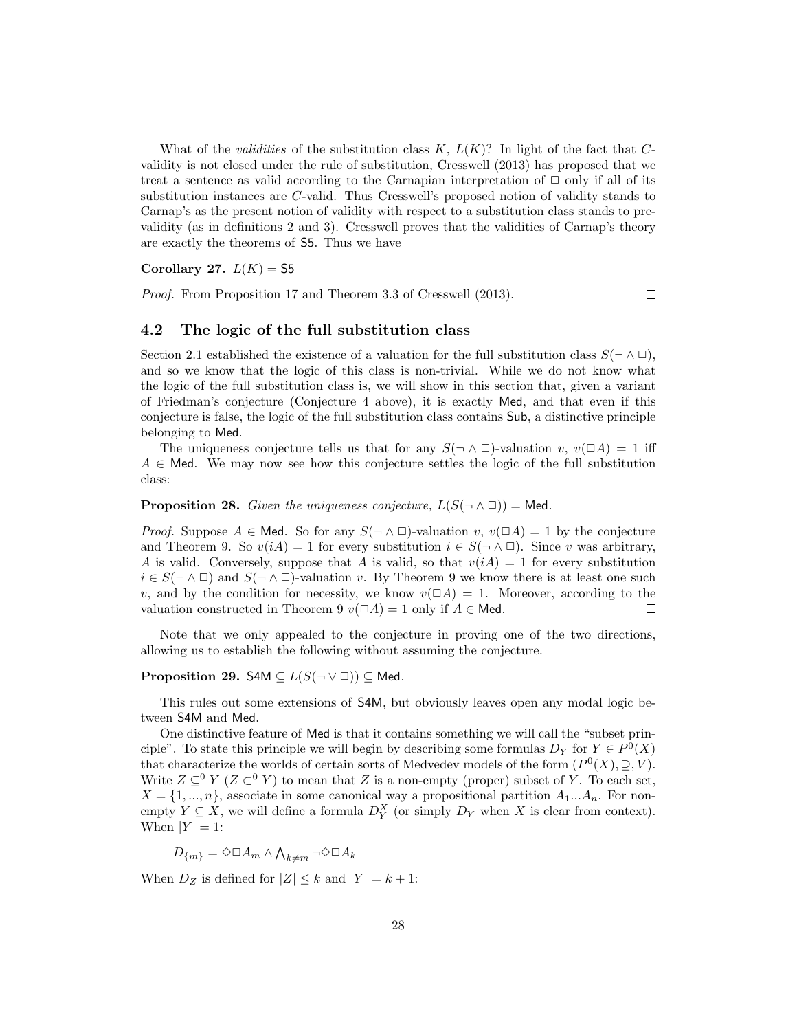What of the *validities* of the substitution class $K$, $L(K)$? In light of the fact that $C$-validity is not closed under the rule of substitution, Cresswell (2013) has proposed that we treat a sentence as valid according to the Carnapian interpretation of $\Box$ only if all of its substitution instances are $C$-valid. Thus Cresswell's proposed notion of validity stands to Carnap's as the present notion of validity with respect to a substitution class stands to pre-validity (as in definitions 2 and 3). Cresswell proves that the validities of Carnap's theory are exactly the theorems of $\mathsf{S5}$. Thus we have

**Corollary 27.** $L(K) = \mathsf{S5}$

*Proof.* From Proposition 17 and Theorem 3.3 of Cresswell (2013). □

### 4.2 The logic of the full substitution class

Section 2.1 established the existence of a valuation for the full substitution class $S(\neg \wedge \Box)$, and so we know that the logic of this class is non-trivial. While we do not know what the logic of the full substitution class is, we will show in this section that, given a variant of Friedman's conjecture (Conjecture 4 above), it is exactly $\mathsf{Med}$, and that even if this conjecture is false, the logic of the full substitution class contains $\mathsf{Sub}$, a distinctive principle belonging to $\mathsf{Med}$.

The uniqueness conjecture tells us that for any $S(\neg \wedge \Box)$-valuation $v$, $v(\Box A) = 1$ iff $A \in \mathsf{Med}$. We may now see how this conjecture settles the logic of the full substitution class:

**Proposition 28.** *Given the uniqueness conjecture, $L(S(\neg \wedge \Box)) = \mathsf{Med}$.*

*Proof.* Suppose $A \in \mathsf{Med}$. So for any $S(\neg \wedge \Box)$-valuation $v$, $v(\Box A) = 1$ by the conjecture and Theorem 9. So $v(iA) = 1$ for every substitution $i \in S(\neg \wedge \Box)$. Since $v$ was arbitrary, $A$ is valid. Conversely, suppose that $A$ is valid, so that $v(iA) = 1$ for every substitution $i \in S(\neg \wedge \Box)$ and $S(\neg \wedge \Box)$-valuation $v$. By Theorem 9 we know there is at least one such $v$, and by the condition for necessity, we know $v(\Box A) = 1$. Moreover, according to the valuation constructed in Theorem 9 $v(\Box A) = 1$ only if $A \in \mathsf{Med}$. □

Note that we only appealed to the conjecture in proving one of the two directions, allowing us to establish the following without assuming the conjecture.

**Proposition 29.** $\mathsf{S4M} \subseteq L(S(\neg \vee \Box)) \subseteq \mathsf{Med}$.

This rules out some extensions of $\mathsf{S4M}$, but obviously leaves open any modal logic between $\mathsf{S4M}$ and $\mathsf{Med}$.

One distinctive feature of $\mathsf{Med}$ is that it contains something we will call the "subset principle". To state this principle we will begin by describing some formulas $D_Y$ for $Y \in P^0(X)$ that characterize the worlds of certain sorts of Medvedev models of the form $(P^0(X), \supseteq, V)$. Write $Z \subseteq^0 Y$ ($Z \subset^0 Y$) to mean that $Z$ is a non-empty (proper) subset of $Y$. To each set, $X = \{1, ..., n\}$, associate in some canonical way a propositional partition $A_1...A_n$. For non-empty $Y \subseteq X$, we will define a formula $D^X_Y$ (or simply $D_Y$ when $X$ is clear from context). When $|Y| = 1$:

$$D_{\{m\}} = \Diamond\Box A_m \wedge \bigwedge_{k \neq m} \neg\Diamond\Box A_k$$

When $D_Z$ is defined for $|Z| \leq k$ and $|Y| = k + 1$: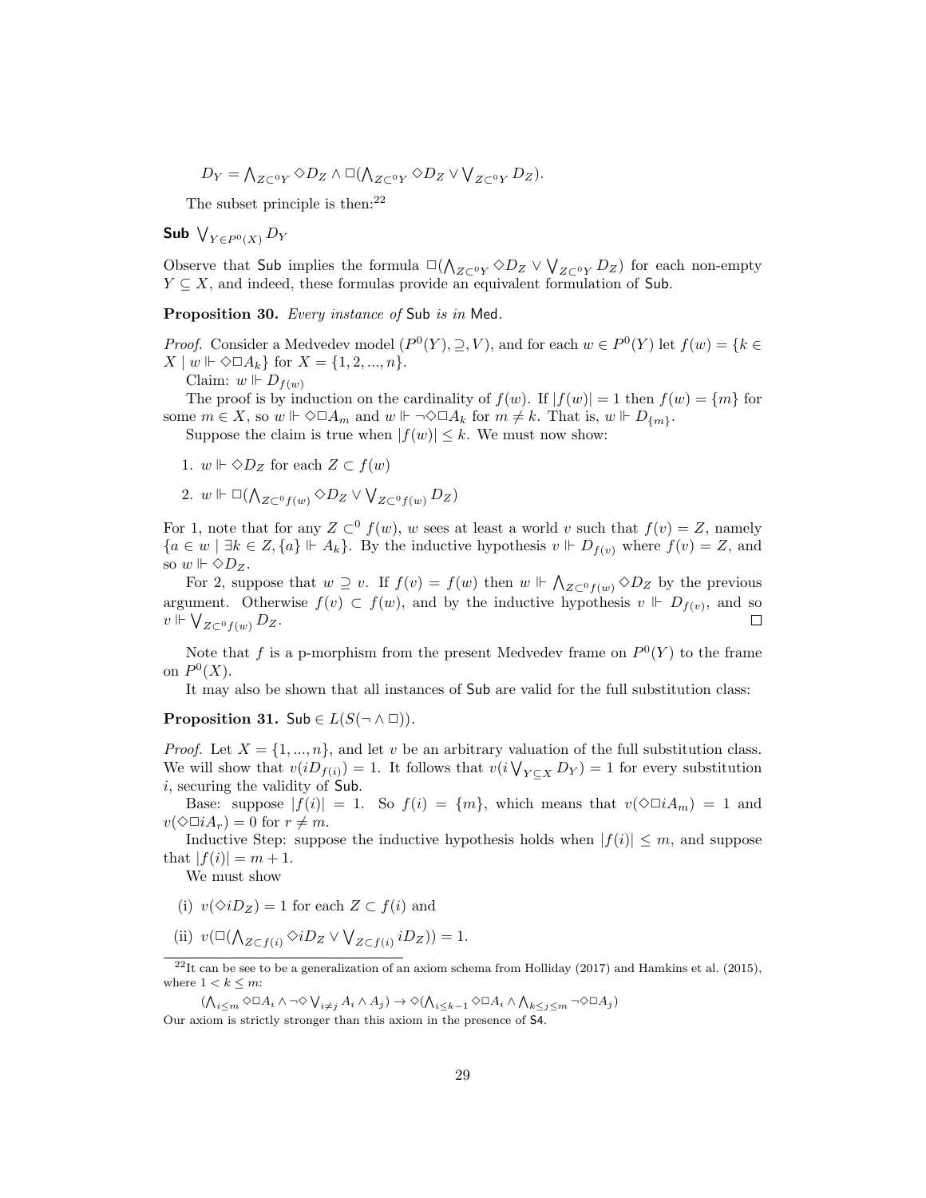$D_Y = \bigwedge_{Z \subset^0 Y} \Diamond D_Z \wedge \Box(\bigwedge_{Z \subset^0 Y} \Diamond D_Z \vee \bigvee_{Z \subset^0 Y} D_Z)$.

The subset principle is then:[22]

**Sub** $\bigvee_{Y \in P^0(X)} D_Y$

Observe that Sub implies the formula $\Box(\bigwedge_{Z \subset^0 Y} \Diamond D_Z \vee \bigvee_{Z \subset^0 Y} D_Z)$ for each non-empty $Y \subseteq X$, and indeed, these formulas provide an equivalent formulation of Sub.

**Proposition 30.** *Every instance of* Sub *is in* Med.

*Proof.* Consider a Medvedev model $(P^0(Y), \supseteq, V)$, and for each $w \in P^0(Y)$ let $f(w) = \{k \in X \mid w \Vdash \Diamond\Box A_k\}$ for $X = \{1, 2, ..., n\}$.

Claim: $w \Vdash D_{f(w)}$

The proof is by induction on the cardinality of $f(w)$. If $|f(w)| = 1$ then $f(w) = \{m\}$ for some $m \in X$, so $w \Vdash \Diamond\Box A_m$ and $w \Vdash \neg\Diamond\Box A_k$ for $m \neq k$. That is, $w \Vdash D_{\{m\}}$.

Suppose the claim is true when $|f(w)| \leq k$. We must now show:

1. $w \Vdash \Diamond D_Z$ for each $Z \subset f(w)$
2. $w \Vdash \Box(\bigwedge_{Z \subset^0 f(w)} \Diamond D_Z \vee \bigvee_{Z \subset^0 f(w)} D_Z)$

For 1, note that for any $Z \subset^0 f(w)$, $w$ sees at least a world $v$ such that $f(v) = Z$, namely $\{a \in w \mid \exists k \in Z, \{a\} \Vdash A_k\}$. By the inductive hypothesis $v \Vdash D_{f(v)}$ where $f(v) = Z$, and so $w \Vdash \Diamond D_Z$.

For 2, suppose that $w \supseteq v$. If $f(v) = f(w)$ then $w \Vdash \bigwedge_{Z \subset^0 f(w)} \Diamond D_Z$ by the previous argument. Otherwise $f(v) \subset f(w)$, and by the inductive hypothesis $v \Vdash D_{f(v)}$, and so $v \Vdash \bigvee_{Z \subset^0 f(w)} D_Z$. $\square$

Note that $f$ is a p-morphism from the present Medvedev frame on $P^0(Y)$ to the frame on $P^0(X)$.

It may also be shown that all instances of Sub are valid for the full substitution class:

**Proposition 31.** $\mathsf{Sub} \in L(S(\neg \wedge \Box))$.

*Proof.* Let $X = \{1, ..., n\}$, and let $v$ be an arbitrary valuation of the full substitution class. We will show that $v(iD_{f(i)}) = 1$. It follows that $v(i \bigvee_{Y \subseteq X} D_Y) = 1$ for every substitution $i$, securing the validity of Sub.

Base: suppose $|f(i)| = 1$. So $f(i) = \{m\}$, which means that $v(\Diamond\Box iA_m) = 1$ and $v(\Diamond\Box iA_r) = 0$ for $r \neq m$.

Inductive Step: suppose the inductive hypothesis holds when $|f(i)| \leq m$, and suppose that $|f(i)| = m + 1$.

We must show

(i) $v(\Diamond iD_Z) = 1$ for each $Z \subset f(i)$ and

(ii) $v(\Box(\bigwedge_{Z \subset f(i)} \Diamond iD_Z \vee \bigvee_{Z \subset f(i)} iD_Z)) = 1$.

---

[22] It can be see to be a generalization of an axiom schema from Holliday (2017) and Hamkins et al. (2015), where $1 < k \leq m$:

$(\bigwedge_{i \leq m} \Diamond\Box A_i \wedge \neg\Diamond \bigvee_{i \neq j} A_i \wedge A_j) \rightarrow \Diamond(\bigwedge_{i \leq k-1} \Diamond\Box A_i \wedge \bigwedge_{k \leq j \leq m} \neg\Diamond\Box A_j)$

Our axiom is strictly stronger than this axiom in the presence of S4.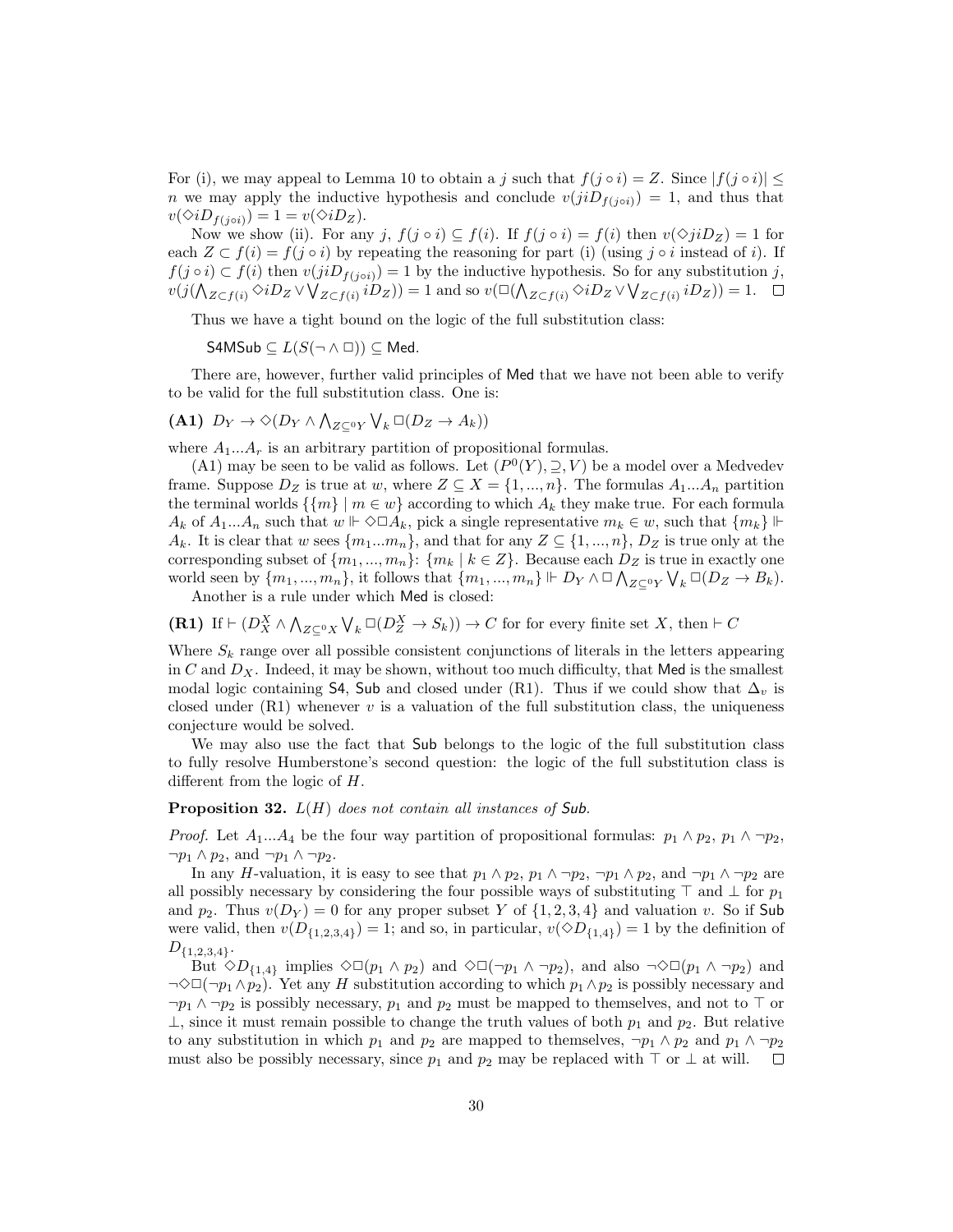For (i), we may appeal to Lemma 10 to obtain a $j$ such that $f(j \circ i) = Z$. Since $|f(j \circ i)| \leq n$ we may apply the inductive hypothesis and conclude $v(jiD_{f(j \circ i)}) = 1$, and thus that $v(\Diamond iD_{f(j \circ i)}) = 1 = v(\Diamond iD_Z)$.

Now we show (ii). For any $j$, $f(j \circ i) \subseteq f(i)$. If $f(j \circ i) = f(i)$ then $v(\Diamond jiD_Z) = 1$ for each $Z \subset f(i) = f(j \circ i)$ by repeating the reasoning for part (i) (using $j \circ i$ instead of $i$). If $f(j \circ i) \subset f(i)$ then $v(jiD_{f(j \circ i)}) = 1$ by the inductive hypothesis. So for any substitution $j$, $v(j(\bigwedge_{Z \subset f(i)} \Diamond iD_Z \vee \bigvee_{Z \subset f(i)} iD_Z)) = 1$ and so $v(\Box(\bigwedge_{Z \subset f(i)} \Diamond iD_Z \vee \bigvee_{Z \subset f(i)} iD_Z)) = 1$. ☐

Thus we have a tight bound on the logic of the full substitution class:

$$\mathsf{S4MSub} \subseteq L(S(\neg \wedge \Box)) \subseteq \mathsf{Med}.$$

There are, however, further valid principles of Med that we have not been able to verify to be valid for the full substitution class. One is:

**(A1)** $D_Y \to \Diamond(D_Y \wedge \bigwedge_{Z \subseteq^0 Y} \bigvee_k \Box(D_Z \to A_k))$

where $A_1 ... A_r$ is an arbitrary partition of propositional formulas.

(A1) may be seen to be valid as follows. Let $(P^0(Y), \supseteq, V)$ be a model over a Medvedev frame. Suppose $D_Z$ is true at $w$, where $Z \subseteq X = \{1, ..., n\}$. The formulas $A_1 ... A_n$ partition the terminal worlds $\{\{m\} \mid m \in w\}$ according to which $A_k$ they make true. For each formula $A_k$ of $A_1 ... A_n$ such that $w \Vdash \Diamond\Box A_k$, pick a single representative $m_k \in w$, such that $\{m_k\} \Vdash A_k$. It is clear that $w$ sees $\{m_1 ... m_n\}$, and that for any $Z \subseteq \{1, ..., n\}$, $D_Z$ is true only at the corresponding subset of $\{m_1, ..., m_n\}$: $\{m_k \mid k \in Z\}$. Because each $D_Z$ is true in exactly one world seen by $\{m_1, ..., m_n\}$, it follows that $\{m_1, ..., m_n\} \Vdash D_Y \wedge \Box \bigwedge_{Z \subseteq^0 Y} \bigvee_k \Box(D_Z \to B_k)$.

Another is a rule under which Med is closed:

**(R1)** If $\vdash (D_X^X \wedge \bigwedge_{Z \subseteq^0 X} \bigvee_k \Box(D_Z^X \to S_k)) \to C$ for for every finite set $X$, then $\vdash C$

Where $S_k$ range over all possible consistent conjunctions of literals in the letters appearing in $C$ and $D_X$. Indeed, it may be shown, without too much difficulty, that Med is the smallest modal logic containing S4, Sub and closed under (R1). Thus if we could show that $\Delta_v$ is closed under (R1) whenever $v$ is a valuation of the full substitution class, the uniqueness conjecture would be solved.

We may also use the fact that Sub belongs to the logic of the full substitution class to fully resolve Humberstone's second question: the logic of the full substitution class is different from the logic of $H$.

**Proposition 32.** *$L(H)$ does not contain all instances of Sub.*

*Proof.* Let $A_1 ... A_4$ be the four way partition of propositional formulas: $p_1 \wedge p_2$, $p_1 \wedge \neg p_2$, $\neg p_1 \wedge p_2$, and $\neg p_1 \wedge \neg p_2$.

In any $H$-valuation, it is easy to see that $p_1 \wedge p_2$, $p_1 \wedge \neg p_2$, $\neg p_1 \wedge p_2$, and $\neg p_1 \wedge \neg p_2$ are all possibly necessary by considering the four possible ways of substituting $\top$ and $\bot$ for $p_1$ and $p_2$. Thus $v(D_Y) = 0$ for any proper subset $Y$ of $\{1, 2, 3, 4\}$ and valuation $v$. So if Sub were valid, then $v(D_{\{1,2,3,4\}}) = 1$; and so, in particular, $v(\Diamond D_{\{1,4\}}) = 1$ by the definition of $D_{\{1,2,3,4\}}$.

But $\Diamond D_{\{1,4\}}$ implies $\Diamond\Box(p_1 \wedge p_2)$ and $\Diamond\Box(\neg p_1 \wedge \neg p_2)$, and also $\neg\Diamond\Box(p_1 \wedge \neg p_2)$ and $\neg\Diamond\Box(\neg p_1 \wedge p_2)$. Yet any $H$ substitution according to which $p_1 \wedge p_2$ is possibly necessary and $\neg p_1 \wedge \neg p_2$ is possibly necessary, $p_1$ and $p_2$ must be mapped to themselves, and not to $\top$ or $\bot$, since it must remain possible to change the truth values of both $p_1$ and $p_2$. But relative to any substitution in which $p_1$ and $p_2$ are mapped to themselves, $\neg p_1 \wedge p_2$ and $p_1 \wedge \neg p_2$ must also be possibly necessary, since $p_1$ and $p_2$ may be replaced with $\top$ or $\bot$ at will. ☐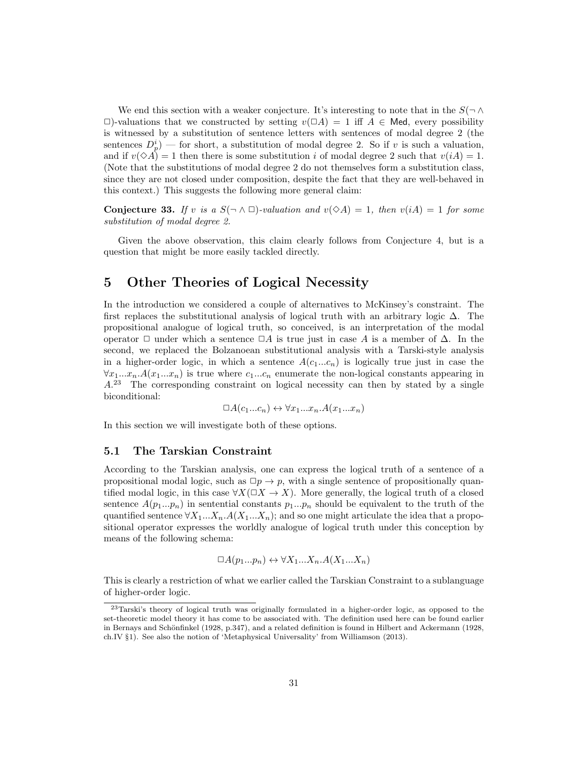We end this section with a weaker conjecture. It's interesting to note that in the $S(\neg\wedge\Box)$-valuations that we constructed by setting $v(\Box A) = 1$ iff $A \in \mathsf{Med}$, every possibility is witnessed by a substitution of sentence letters with sentences of modal degree 2 (the sentences $D^i_p$) — for short, a substitution of modal degree 2. So if $v$ is such a valuation, and if $v(\Diamond A) = 1$ then there is some substitution $i$ of modal degree 2 such that $v(iA) = 1$. (Note that the substitutions of modal degree 2 do not themselves form a substitution class, since they are not closed under composition, despite the fact that they are well-behaved in this context.) This suggests the following more general claim:

**Conjecture 33.** *If $v$ is a $S(\neg\wedge\Box)$-valuation and $v(\Diamond A) = 1$, then $v(iA) = 1$ for some substitution of modal degree 2.*

Given the above observation, this claim clearly follows from Conjecture 4, but is a question that might be more easily tackled directly.

# 5 Other Theories of Logical Necessity

In the introduction we considered a couple of alternatives to McKinsey's constraint. The first replaces the substitutional analysis of logical truth with an arbitrary logic $\Delta$. The propositional analogue of logical truth, so conceived, is an interpretation of the modal operator $\Box$ under which a sentence $\Box A$ is true just in case $A$ is a member of $\Delta$. In the second, we replaced the Bolzanoean substitutional analysis with a Tarski-style analysis in a higher-order logic, in which a sentence $A(c_1...c_n)$ is logically true just in case the $\forall x_1...x_n.A(x_1...x_n)$ is true where $c_1...c_n$ enumerate the non-logical constants appearing in $A$.[23] The corresponding constraint on logical necessity can then by stated by a single biconditional:

$$\Box A(c_1...c_n) \leftrightarrow \forall x_1...x_n.A(x_1...x_n)$$

In this section we will investigate both of these options.

## 5.1 The Tarskian Constraint

According to the Tarskian analysis, one can express the logical truth of a sentence of a propositional modal logic, such as $\Box p \to p$, with a single sentence of propositionally quantified modal logic, in this case $\forall X(\Box X \to X)$. More generally, the logical truth of a closed sentence $A(p_1...p_n)$ in sentential constants $p_1...p_n$ should be equivalent to the truth of the quantified sentence $\forall X_1...X_n.A(X_1...X_n)$; and so one might articulate the idea that a propositional operator expresses the worldly analogue of logical truth under this conception by means of the following schema:

$$\Box A(p_1...p_n) \leftrightarrow \forall X_1...X_n.A(X_1...X_n)$$

This is clearly a restriction of what we earlier called the Tarskian Constraint to a sublanguage of higher-order logic.

[23] Tarski's theory of logical truth was originally formulated in a higher-order logic, as opposed to the set-theoretic model theory it has come to be associated with. The definition used here can be found earlier in Bernays and Schönfinkel (1928, p.347), and a related definition is found in Hilbert and Ackermann (1928, ch.IV §1). See also the notion of 'Metaphysical Universality' from Williamson (2013).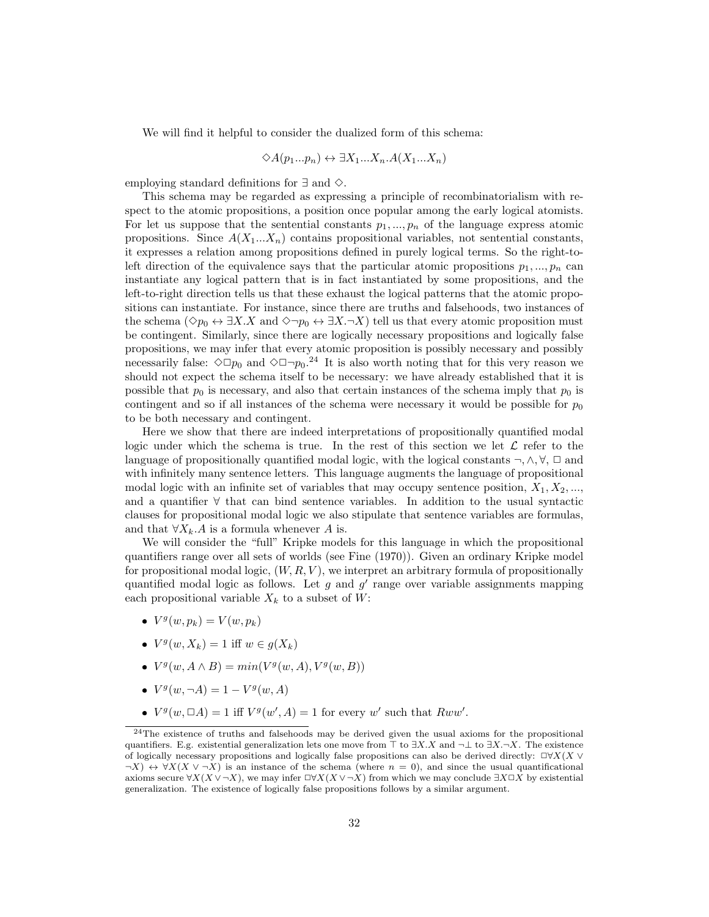We will find it helpful to consider the dualized form of this schema:

$$\Diamond A(p_1...p_n) \leftrightarrow \exists X_1...X_n.A(X_1...X_n)$$

employing standard definitions for $\exists$ and $\Diamond$.

This schema may be regarded as expressing a principle of recombinatorialism with respect to the atomic propositions, a position once popular among the early logical atomists. For let us suppose that the sentential constants $p_1, ..., p_n$ of the language express atomic propositions. Since $A(X_1...X_n)$ contains propositional variables, not sentential constants, it expresses a relation among propositions defined in purely logical terms. So the right-to-left direction of the equivalence says that the particular atomic propositions $p_1, ..., p_n$ can instantiate any logical pattern that is in fact instantiated by some propositions, and the left-to-right direction tells us that these exhaust the logical patterns that the atomic propositions can instantiate. For instance, since there are truths and falsehoods, two instances of the schema ($\Diamond p_0 \leftrightarrow \exists X.X$ and $\Diamond \neg p_0 \leftrightarrow \exists X.\neg X$) tell us that every atomic proposition must be contingent. Similarly, since there are logically necessary propositions and logically false propositions, we may infer that every atomic proposition is possibly necessary and possibly necessarily false: $\Diamond \Box p_0$ and $\Diamond \Box \neg p_0$.[24] It is also worth noting that for this very reason we should not expect the schema itself to be necessary: we have already established that it is possible that $p_0$ is necessary, and also that certain instances of the schema imply that $p_0$ is contingent and so if all instances of the schema were necessary it would be possible for $p_0$ to be both necessary and contingent.

Here we show that there are indeed interpretations of propositionally quantified modal logic under which the schema is true. In the rest of this section we let $\mathcal{L}$ refer to the language of propositionally quantified modal logic, with the logical constants $\neg, \wedge, \forall, \Box$ and with infinitely many sentence letters. This language augments the language of propositional modal logic with an infinite set of variables that may occupy sentence position, $X_1, X_2, ...$, and a quantifier $\forall$ that can bind sentence variables. In addition to the usual syntactic clauses for propositional modal logic we also stipulate that sentence variables are formulas, and that $\forall X_k.A$ is a formula whenever $A$ is.

We will consider the "full" Kripke models for this language in which the propositional quantifiers range over all sets of worlds (see Fine (1970)). Given an ordinary Kripke model for propositional modal logic, $(W, R, V)$, we interpret an arbitrary formula of propositionally quantified modal logic as follows. Let $g$ and $g'$ range over variable assignments mapping each propositional variable $X_k$ to a subset of $W$:

- $V^g(w, p_k) = V(w, p_k)$
- $V^g(w, X_k) = 1$ iff $w \in g(X_k)$
- $V^g(w, A \wedge B) = min(V^g(w, A), V^g(w, B))$
- $V^g(w, \neg A) = 1 - V^g(w, A)$
- $V^g(w, \Box A) = 1$ iff $V^g(w', A) = 1$ for every $w'$ such that $Rww'$.

[24] The existence of truths and falsehoods may be derived given the usual axioms for the propositional quantifiers. E.g. existential generalization lets one move from $\top$ to $\exists X.X$ and $\neg\bot$ to $\exists X.\neg X$. The existence of logically necessary propositions and logically false propositions can also be derived directly: $\Box \forall X(X \vee \neg X) \leftrightarrow \forall X(X \vee \neg X)$ is an instance of the schema (where $n = 0$), and since the usual quantificational axioms secure $\forall X(X \vee \neg X)$, we may infer $\Box \forall X(X \vee \neg X)$ from which we may conclude $\exists X \Box X$ by existential generalization. The existence of logically false propositions follows by a similar argument.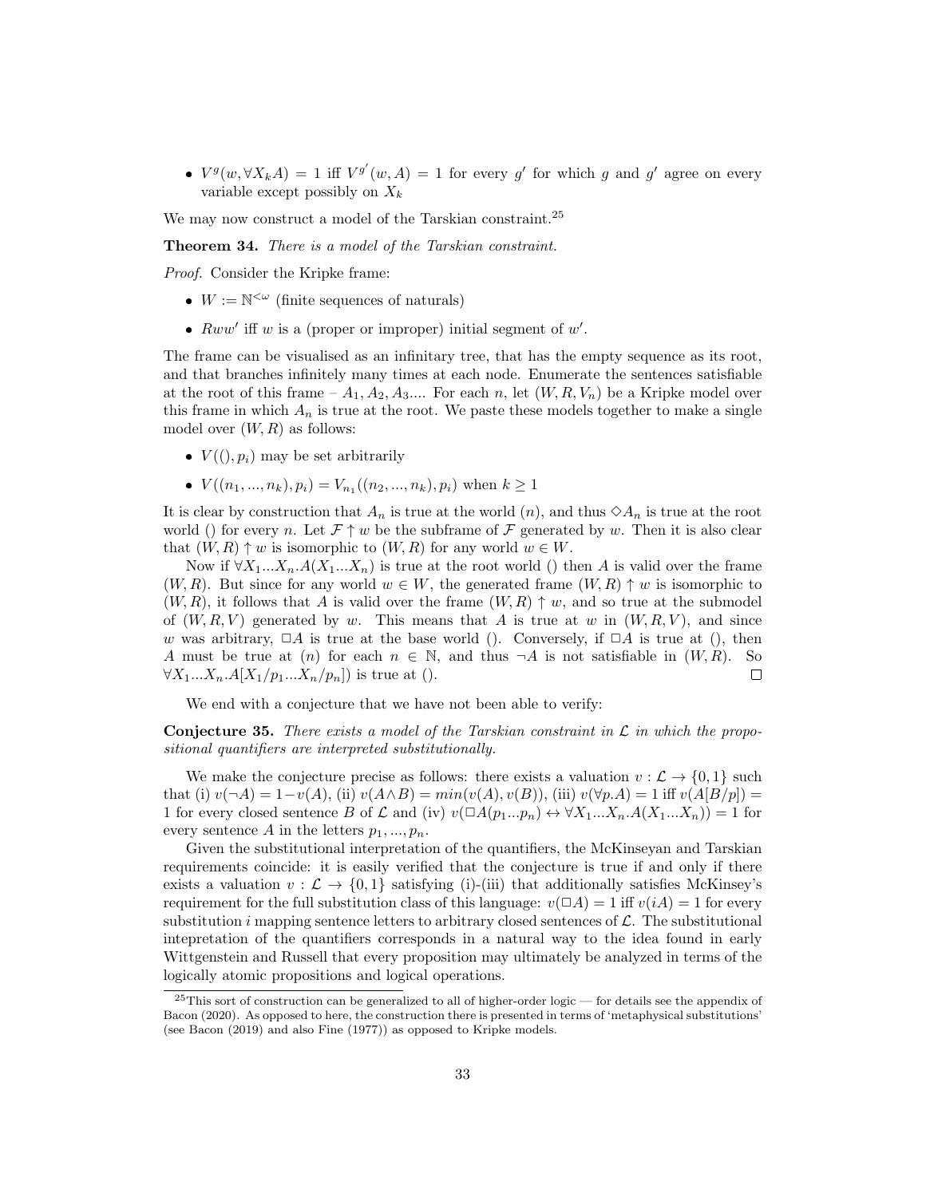- $V^g(w, \forall X_k A) = 1$ iff $V^{g'}(w, A) = 1$ for every $g'$ for which $g$ and $g'$ agree on every variable except possibly on $X_k$

We may now construct a model of the Tarskian constraint.[25]

**Theorem 34.** *There is a model of the Tarskian constraint.*

*Proof.* Consider the Kripke frame:

- $W := \mathbb{N}^{<\omega}$ (finite sequences of naturals)
- $Rww'$ iff $w$ is a (proper or improper) initial segment of $w'$.

The frame can be visualised as an infinitary tree, that has the empty sequence as its root, and that branches infinitely many times at each node. Enumerate the sentences satisfiable at the root of this frame – $A_1, A_2, A_3....$ For each $n$, let $(W, R, V_n)$ be a Kripke model over this frame in which $A_n$ is true at the root. We paste these models together to make a single model over $(W, R)$ as follows:

- $V((), p_i)$ may be set arbitrarily
- $V((n_1, ..., n_k), p_i) = V_{n_1}((n_2, ..., n_k), p_i)$ when $k \geq 1$

It is clear by construction that $A_n$ is true at the world $(n)$, and thus $\Diamond A_n$ is true at the root world $()$ for every $n$. Let $\mathcal{F} \uparrow w$ be the subframe of $\mathcal{F}$ generated by $w$. Then it is also clear that $(W, R) \uparrow w$ is isomorphic to $(W, R)$ for any world $w \in W$.

Now if $\forall X_1...X_n.A(X_1...X_n)$ is true at the root world $()$ then $A$ is valid over the frame $(W, R)$. But since for any world $w \in W$, the generated frame $(W, R) \uparrow w$ is isomorphic to $(W, R)$, it follows that $A$ is valid over the frame $(W, R) \uparrow w$, and so true at the submodel of $(W, R, V)$ generated by $w$. This means that $A$ is true at $w$ in $(W, R, V)$, and since $w$ was arbitrary, $\Box A$ is true at the base world $()$. Conversely, if $\Box A$ is true at $()$, then $A$ must be true at $(n)$ for each $n \in \mathbb{N}$, and thus $\neg A$ is not satisfiable in $(W, R)$. So $\forall X_1...X_n.A[X_1/p_1...X_n/p_n])$ is true at $()$. $\square$

We end with a conjecture that we have not been able to verify:

**Conjecture 35.** *There exists a model of the Tarskian constraint in $\mathcal{L}$ in which the propositional quantifiers are interpreted substitutionally.*

We make the conjecture precise as follows: there exists a valuation $v : \mathcal{L} \to \{0, 1\}$ such that (i) $v(\neg A) = 1 - v(A)$, (ii) $v(A \wedge B) = min(v(A), v(B))$, (iii) $v(\forall p.A) = 1$ iff $v(A[B/p]) = 1$ for every closed sentence $B$ of $\mathcal{L}$ and (iv) $v(\Box A(p_1...p_n) \leftrightarrow \forall X_1...X_n.A(X_1...X_n)) = 1$ for every sentence $A$ in the letters $p_1, ..., p_n$.

Given the substitutional interpretation of the quantifiers, the McKinseyan and Tarskian requirements coincide: it is easily verified that the conjecture is true if and only if there exists a valuation $v : \mathcal{L} \to \{0, 1\}$ satisfying (i)-(iii) that additionally satisfies McKinsey's requirement for the full substitution class of this language: $v(\Box A) = 1$ iff $v(iA) = 1$ for every substitution $i$ mapping sentence letters to arbitrary closed sentences of $\mathcal{L}$. The substitutional intepretation of the quantifiers corresponds in a natural way to the idea found in early Wittgenstein and Russell that every proposition may ultimately be analyzed in terms of the logically atomic propositions and logical operations.

[25]This sort of construction can be generalized to all of higher-order logic — for details see the appendix of Bacon (2020). As opposed to here, the construction there is presented in terms of 'metaphysical substitutions' (see Bacon (2019) and also Fine (1977)) as opposed to Kripke models.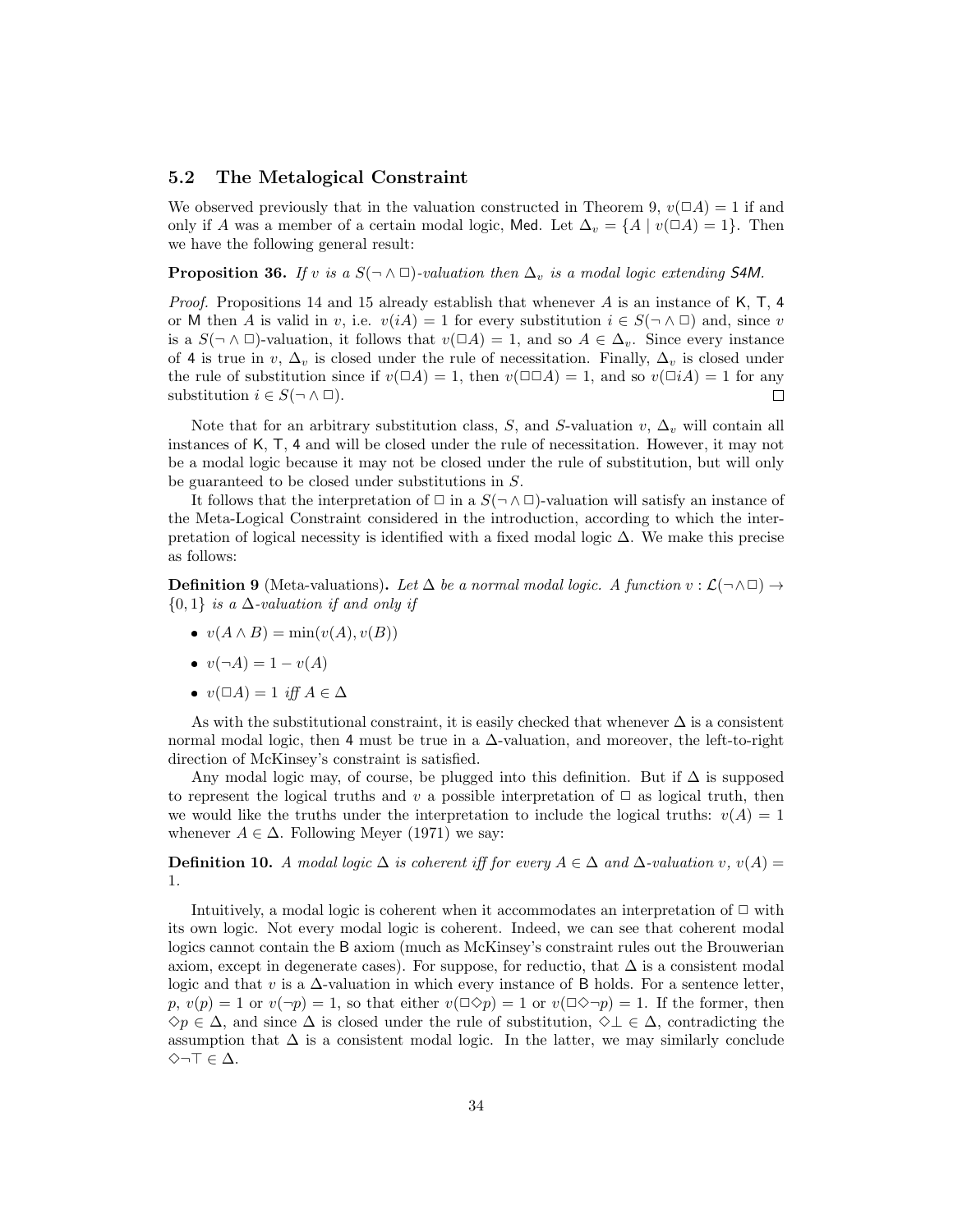## 5.2 The Metalogical Constraint

We observed previously that in the valuation constructed in Theorem 9, $v(\Box A) = 1$ if and only if $A$ was a member of a certain modal logic, Med. Let $\Delta_v = \{A \mid v(\Box A) = 1\}$. Then we have the following general result:

**Proposition 36.** *If $v$ is a $S(\neg \wedge \Box)$-valuation then $\Delta_v$ is a modal logic extending S4M.*

*Proof.* Propositions 14 and 15 already establish that whenever $A$ is an instance of K, T, 4 or M then $A$ is valid in $v$, i.e. $v(iA) = 1$ for every substitution $i \in S(\neg \wedge \Box)$ and, since $v$ is a $S(\neg \wedge \Box)$-valuation, it follows that $v(\Box A) = 1$, and so $A \in \Delta_v$. Since every instance of 4 is true in $v$, $\Delta_v$ is closed under the rule of necessitation. Finally, $\Delta_v$ is closed under the rule of substitution since if $v(\Box A) = 1$, then $v(\Box\Box A) = 1$, and so $v(\Box iA) = 1$ for any substitution $i \in S(\neg \wedge \Box)$. ◻

Note that for an arbitrary substitution class, $S$, and $S$-valuation $v$, $\Delta_v$ will contain all instances of K, T, 4 and will be closed under the rule of necessitation. However, it may not be a modal logic because it may not be closed under the rule of substitution, but will only be guaranteed to be closed under substitutions in $S$.

It follows that the interpretation of $\Box$ in a $S(\neg \wedge \Box)$-valuation will satisfy an instance of the Meta-Logical Constraint considered in the introduction, according to which the interpretation of logical necessity is identified with a fixed modal logic $\Delta$. We make this precise as follows:

**Definition 9** (Meta-valuations)**.** *Let $\Delta$ be a normal modal logic. A function $v : \mathcal{L}(\neg\wedge\Box) \to \{0, 1\}$ is a $\Delta$-valuation if and only if*

- $v(A \wedge B) = \min(v(A), v(B))$
- $v(\neg A) = 1 - v(A)$
- $v(\Box A) = 1$ *iff* $A \in \Delta$

As with the substitutional constraint, it is easily checked that whenever $\Delta$ is a consistent normal modal logic, then 4 must be true in a $\Delta$-valuation, and moreover, the left-to-right direction of McKinsey's constraint is satisfied.

Any modal logic may, of course, be plugged into this definition. But if $\Delta$ is supposed to represent the logical truths and $v$ a possible interpretation of $\Box$ as logical truth, then we would like the truths under the interpretation to include the logical truths: $v(A) = 1$ whenever $A \in \Delta$. Following Meyer (1971) we say:

**Definition 10.** *A modal logic $\Delta$ is coherent iff for every $A \in \Delta$ and $\Delta$-valuation $v$, $v(A) = 1$.*

Intuitively, a modal logic is coherent when it accommodates an interpretation of $\Box$ with its own logic. Not every modal logic is coherent. Indeed, we can see that coherent modal logics cannot contain the B axiom (much as McKinsey's constraint rules out the Brouwerian axiom, except in degenerate cases). For suppose, for reductio, that $\Delta$ is a consistent modal logic and that $v$ is a $\Delta$-valuation in which every instance of B holds. For a sentence letter, $p$, $v(p) = 1$ or $v(\neg p) = 1$, so that either $v(\Box\Diamond p) = 1$ or $v(\Box\Diamond\neg p) = 1$. If the former, then $\Diamond p \in \Delta$, and since $\Delta$ is closed under the rule of substitution, $\Diamond\bot \in \Delta$, contradicting the assumption that $\Delta$ is a consistent modal logic. In the latter, we may similarly conclude $\Diamond\neg\top \in \Delta$.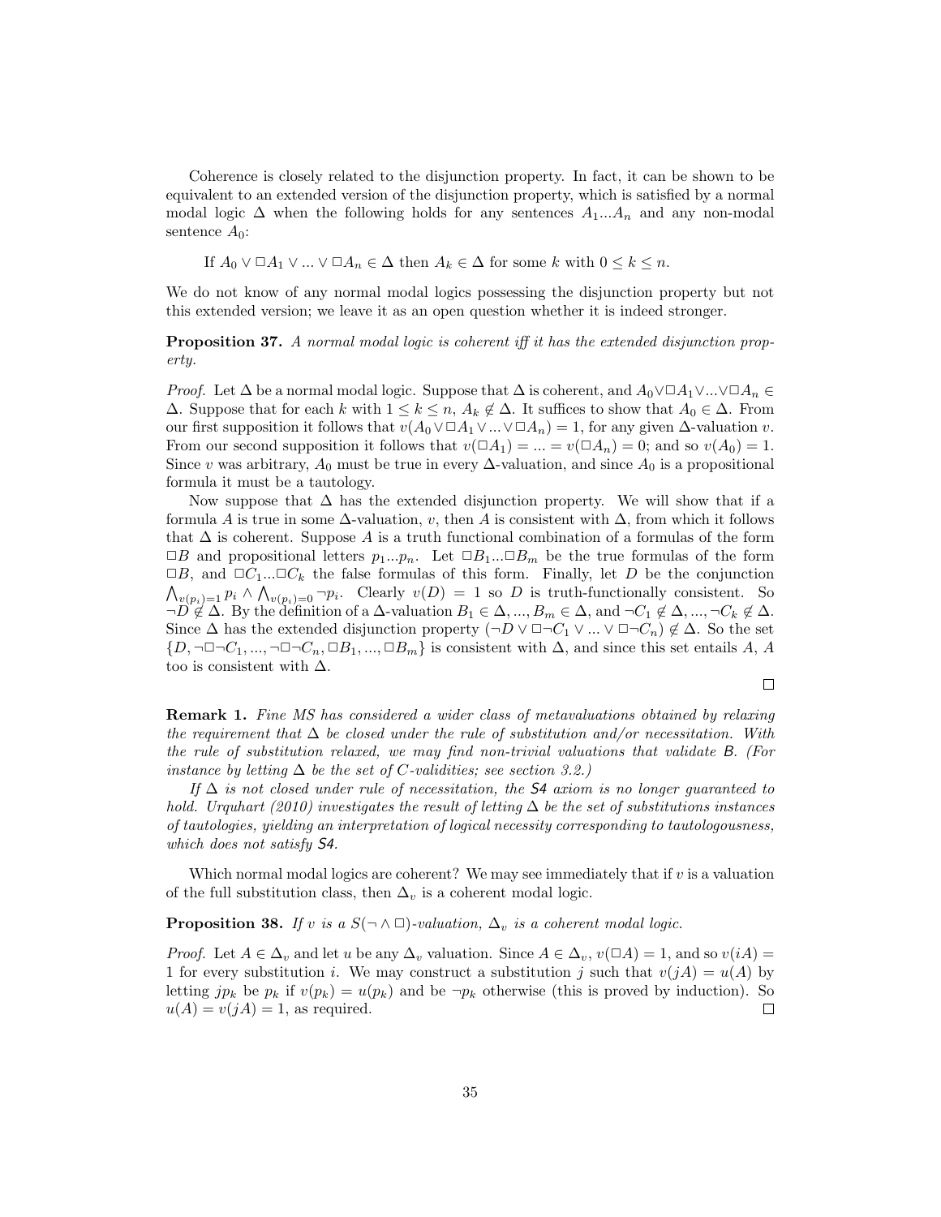Coherence is closely related to the disjunction property. In fact, it can be shown to be equivalent to an extended version of the disjunction property, which is satisfied by a normal modal logic $\Delta$ when the following holds for any sentences $A_1 ... A_n$ and any non-modal sentence $A_0$:

> If $A_0 \vee \Box A_1 \vee ... \vee \Box A_n \in \Delta$ then $A_k \in \Delta$ for some $k$ with $0 \leq k \leq n$.

We do not know of any normal modal logics possessing the disjunction property but not this extended version; we leave it as an open question whether it is indeed stronger.

**Proposition 37.** *A normal modal logic is coherent iff it has the extended disjunction property.*

*Proof.* Let $\Delta$ be a normal modal logic. Suppose that $\Delta$ is coherent, and $A_0 \vee \Box A_1 \vee ... \vee \Box A_n \in \Delta$. Suppose that for each $k$ with $1 \leq k \leq n$, $A_k \notin \Delta$. It suffices to show that $A_0 \in \Delta$. From our first supposition it follows that $v(A_0 \vee \Box A_1 \vee ... \vee \Box A_n) = 1$, for any given $\Delta$-valuation $v$. From our second supposition it follows that $v(\Box A_1) = ... = v(\Box A_n) = 0$; and so $v(A_0) = 1$. Since $v$ was arbitrary, $A_0$ must be true in every $\Delta$-valuation, and since $A_0$ is a propositional formula it must be a tautology.

Now suppose that $\Delta$ has the extended disjunction property. We will show that if a formula $A$ is true in some $\Delta$-valuation, $v$, then $A$ is consistent with $\Delta$, from which it follows that $\Delta$ is coherent. Suppose $A$ is a truth functional combination of a formulas of the form $\Box B$ and propositional letters $p_1 ... p_n$. Let $\Box B_1 ... \Box B_m$ be the true formulas of the form $\Box B$, and $\Box C_1 ... \Box C_k$ the false formulas of this form. Finally, let $D$ be the conjunction $\bigwedge_{v(p_i)=1} p_i \wedge \bigwedge_{v(p_i)=0} \neg p_i$. Clearly $v(D) = 1$ so $D$ is truth-functionally consistent. So $\neg D \notin \Delta$. By the definition of a $\Delta$-valuation $B_1 \in \Delta, ..., B_m \in \Delta$, and $\neg C_1 \notin \Delta, ..., \neg C_k \notin \Delta$. Since $\Delta$ has the extended disjunction property $(\neg D \vee \Box \neg C_1 \vee ... \vee \Box \neg C_n) \notin \Delta$. So the set $\{D, \neg \Box \neg C_1, ..., \neg \Box \neg C_n, \Box B_1, ..., \Box B_m\}$ is consistent with $\Delta$, and since this set entails $A$, $A$ too is consistent with $\Delta$.

$\Box$

**Remark 1.** *Fine MS has considered a wider class of metavaluations obtained by relaxing the requirement that $\Delta$ be closed under the rule of substitution and/or necessitation. With the rule of substitution relaxed, we may find non-trivial valuations that validate* B. *(For instance by letting $\Delta$ be the set of C-validities; see section 3.2.)*

*If $\Delta$ is not closed under rule of necessitation, the* S4 *axiom is no longer guaranteed to hold. Urquhart (2010) investigates the result of letting $\Delta$ be the set of substitutions instances of tautologies, yielding an interpretation of logical necessity corresponding to tautologousness, which does not satisfy* S4.

Which normal modal logics are coherent? We may see immediately that if $v$ is a valuation of the full substitution class, then $\Delta_v$ is a coherent modal logic.

**Proposition 38.** *If $v$ is a $S(\neg \wedge \Box)$-valuation, $\Delta_v$ is a coherent modal logic.*

*Proof.* Let $A \in \Delta_v$ and let $u$ be any $\Delta_v$ valuation. Since $A \in \Delta_v$, $v(\Box A) = 1$, and so $v(iA) = 1$ for every substitution $i$. We may construct a substitution $j$ such that $v(jA) = u(A)$ by letting $jp_k$ be $p_k$ if $v(p_k) = u(p_k)$ and be $\neg p_k$ otherwise (this is proved by induction). So $u(A) = v(jA) = 1$, as required. $\Box$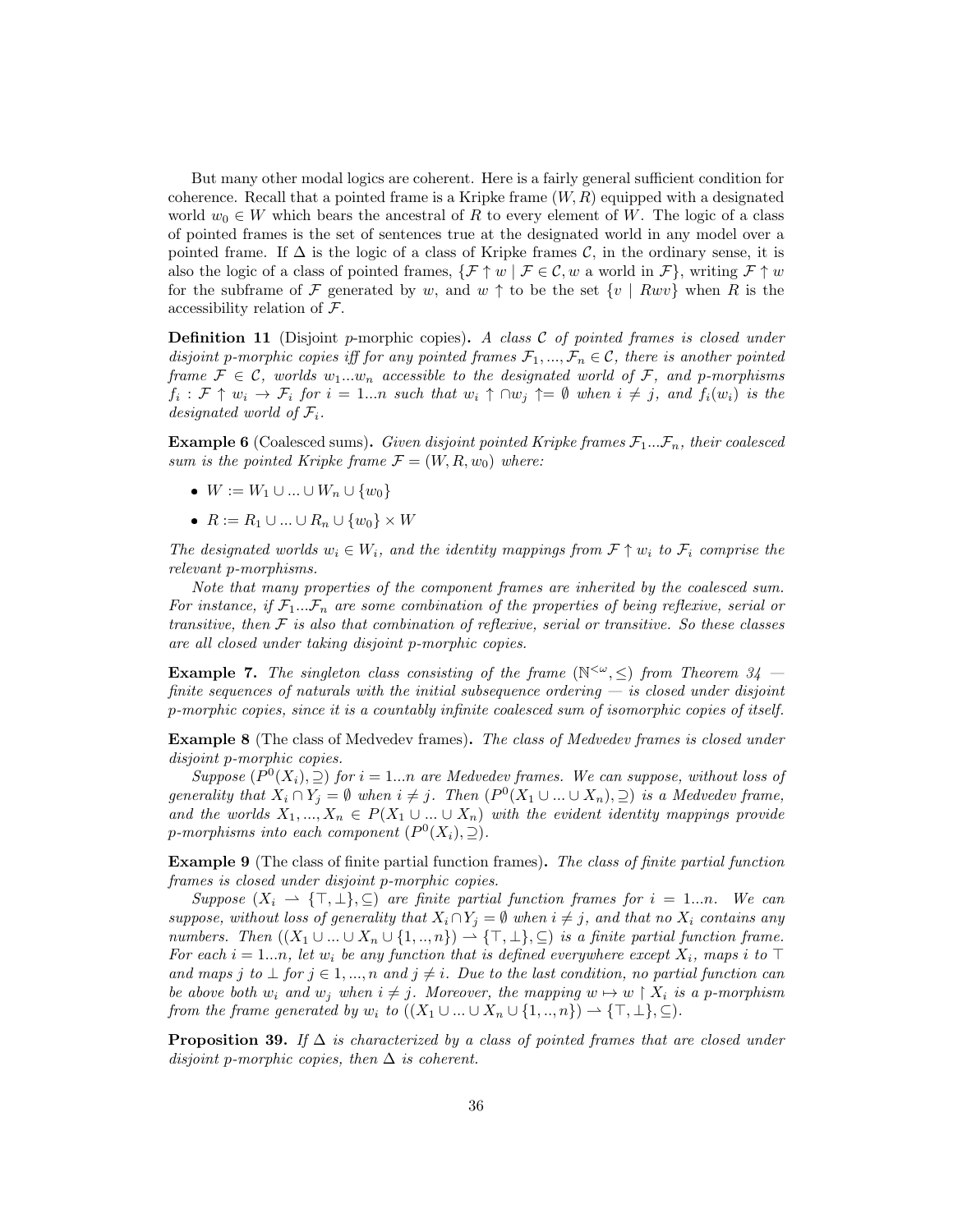But many other modal logics are coherent. Here is a fairly general sufficient condition for coherence. Recall that a pointed frame is a Kripke frame $(W, R)$ equipped with a designated world $w_0 \in W$ which bears the ancestral of $R$ to every element of $W$. The logic of a class of pointed frames is the set of sentences true at the designated world in any model over a pointed frame. If $\Delta$ is the logic of a class of Kripke frames $\mathcal{C}$, in the ordinary sense, it is also the logic of a class of pointed frames, $\{\mathcal{F} \uparrow w \mid \mathcal{F} \in \mathcal{C}, w \text{ a world in } \mathcal{F}\}$, writing $\mathcal{F} \uparrow w$ for the subframe of $\mathcal{F}$ generated by $w$, and $w \uparrow$ to be the set $\{v \mid Rwv\}$ when $R$ is the accessibility relation of $\mathcal{F}$.

**Definition 11** (Disjoint $p$-morphic copies)**.** *A class $\mathcal{C}$ of pointed frames is closed under disjoint p-morphic copies iff for any pointed frames $\mathcal{F}_1, ..., \mathcal{F}_n \in \mathcal{C}$, there is another pointed frame $\mathcal{F} \in \mathcal{C}$, worlds $w_1 ... w_n$ accessible to the designated world of $\mathcal{F}$, and p-morphisms $f_i : \mathcal{F} \uparrow w_i \to \mathcal{F}_i$ for $i = 1...n$ such that $w_i \uparrow \cap w_j \uparrow = \emptyset$ when $i \neq j$, and $f_i(w_i)$ is the designated world of $\mathcal{F}_i$.*

**Example 6** (Coalesced sums)**.** *Given disjoint pointed Kripke frames $\mathcal{F}_1 ... \mathcal{F}_n$, their coalesced sum is the pointed Kripke frame $\mathcal{F} = (W, R, w_0)$ where:*

- $W := W_1 \cup ... \cup W_n \cup \{w_0\}$
- $R := R_1 \cup ... \cup R_n \cup \{w_0\} \times W$

*The designated worlds $w_i \in W_i$, and the identity mappings from $\mathcal{F} \uparrow w_i$ to $\mathcal{F}_i$ comprise the relevant p-morphisms.*

*Note that many properties of the component frames are inherited by the coalesced sum. For instance, if $\mathcal{F}_1 ... \mathcal{F}_n$ are some combination of the properties of being reflexive, serial or transitive, then $\mathcal{F}$ is also that combination of reflexive, serial or transitive. So these classes are all closed under taking disjoint p-morphic copies.*

**Example 7.** *The singleton class consisting of the frame $(\mathbb{N}^{<\omega}, \leq)$ from Theorem 34 — finite sequences of naturals with the initial subsequence ordering — is closed under disjoint p-morphic copies, since it is a countably infinite coalesced sum of isomorphic copies of itself.*

**Example 8** (The class of Medvedev frames)**.** *The class of Medvedev frames is closed under disjoint p-morphic copies.*

*Suppose $(P^0(X_i), \supseteq)$ for $i = 1...n$ are Medvedev frames. We can suppose, without loss of generality that $X_i \cap Y_j = \emptyset$ when $i \neq j$. Then $(P^0(X_1 \cup ... \cup X_n), \supseteq)$ is a Medvedev frame, and the worlds $X_1, ..., X_n \in P(X_1 \cup ... \cup X_n)$ with the evident identity mappings provide p-morphisms into each component $(P^0(X_i), \supseteq)$.*

**Example 9** (The class of finite partial function frames)**.** *The class of finite partial function frames is closed under disjoint p-morphic copies.*

*Suppose $(X_i \rightharpoonup \{\top, \bot\}, \subseteq)$ are finite partial function frames for $i = 1...n$. We can suppose, without loss of generality that $X_i \cap Y_j = \emptyset$ when $i \neq j$, and that no $X_i$ contains any numbers. Then $((X_1 \cup ... \cup X_n \cup \{1, .., n\}) \rightharpoonup \{\top, \bot\}, \subseteq)$ is a finite partial function frame. For each $i = 1...n$, let $w_i$ be any function that is defined everywhere except $X_i$, maps $i$ to $\top$ and maps $j$ to $\bot$ for $j \in 1, ..., n$ and $j \neq i$. Due to the last condition, no partial function can be above both $w_i$ and $w_j$ when $i \neq j$. Moreover, the mapping $w \mapsto w \upharpoonright X_i$ is a p-morphism from the frame generated by $w_i$ to $((X_1 \cup ... \cup X_n \cup \{1, .., n\}) \rightharpoonup \{\top, \bot\}, \subseteq)$.*

**Proposition 39.** *If $\Delta$ is characterized by a class of pointed frames that are closed under disjoint p-morphic copies, then $\Delta$ is coherent.*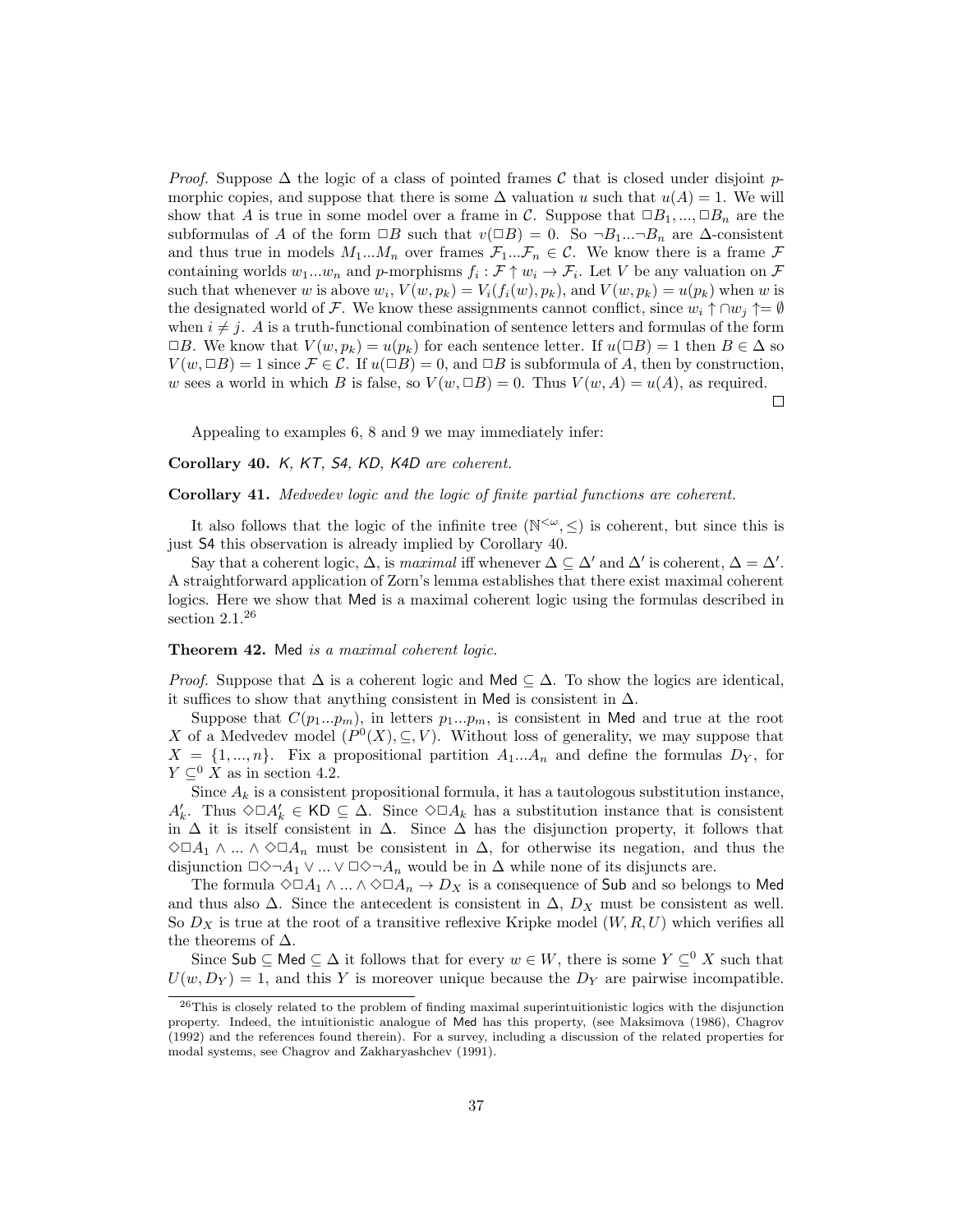*Proof.* Suppose $\Delta$ the logic of a class of pointed frames $\mathcal{C}$ that is closed under disjoint $p$-morphic copies, and suppose that there is some $\Delta$ valuation $u$ such that $u(A) = 1$. We will show that $A$ is true in some model over a frame in $\mathcal{C}$. Suppose that $\Box B_1, ..., \Box B_n$ are the subformulas of $A$ of the form $\Box B$ such that $v(\Box B) = 0$. So $\neg B_1 ... \neg B_n$ are $\Delta$-consistent and thus true in models $M_1 ... M_n$ over frames $\mathcal{F}_1 ... \mathcal{F}_n \in \mathcal{C}$. We know there is a frame $\mathcal{F}$ containing worlds $w_1 ... w_n$ and $p$-morphisms $f_i : \mathcal{F} \uparrow w_i \to \mathcal{F}_i$. Let $V$ be any valuation on $\mathcal{F}$ such that whenever $w$ is above $w_i$, $V(w, p_k) = V_i(f_i(w), p_k)$, and $V(w, p_k) = u(p_k)$ when $w$ is the designated world of $\mathcal{F}$. We know these assignments cannot conflict, since $w_i \uparrow \cap w_j \uparrow = \emptyset$ when $i \neq j$. $A$ is a truth-functional combination of sentence letters and formulas of the form $\Box B$. We know that $V(w, p_k) = u(p_k)$ for each sentence letter. If $u(\Box B) = 1$ then $B \in \Delta$ so $V(w, \Box B) = 1$ since $\mathcal{F} \in \mathcal{C}$. If $u(\Box B) = 0$, and $\Box B$ is subformula of $A$, then by construction, $w$ sees a world in which $B$ is false, so $V(w, \Box B) = 0$. Thus $V(w, A) = u(A)$, as required. $\square$

Appealing to examples 6, 8 and 9 we may immediately infer:

**Corollary 40.** *K, KT, S4, KD, K4D are coherent.*

**Corollary 41.** *Medvedev logic and the logic of finite partial functions are coherent.*

It also follows that the logic of the infinite tree $(\mathbb{N}^{<\omega}, \leq)$ is coherent, but since this is just S4 this observation is already implied by Corollary 40.

Say that a coherent logic, $\Delta$, is *maximal* iff whenever $\Delta \subseteq \Delta'$ and $\Delta'$ is coherent, $\Delta = \Delta'$. A straightforward application of Zorn's lemma establishes that there exist maximal coherent logics. Here we show that Med is a maximal coherent logic using the formulas described in section 2.1.[26]

**Theorem 42.** Med *is a maximal coherent logic.*

*Proof.* Suppose that $\Delta$ is a coherent logic and Med $\subseteq \Delta$. To show the logics are identical, it suffices to show that anything consistent in Med is consistent in $\Delta$.

Suppose that $C(p_1 ... p_m)$, in letters $p_1 ... p_m$, is consistent in Med and true at the root $X$ of a Medvedev model $(P^0(X), \subseteq, V)$. Without loss of generality, we may suppose that $X = \{1, ..., n\}$. Fix a propositional partition $A_1 ... A_n$ and define the formulas $D_Y$, for $Y \subseteq^0 X$ as in section 4.2.

Since $A_k$ is a consistent propositional formula, it has a tautologous substitution instance, $A'_k$. Thus $\Diamond\Box A'_k \in$ KD $\subseteq \Delta$. Since $\Diamond\Box A_k$ has a substitution instance that is consistent in $\Delta$ it is itself consistent in $\Delta$. Since $\Delta$ has the disjunction property, it follows that $\Diamond\Box A_1 \wedge ... \wedge \Diamond\Box A_n$ must be consistent in $\Delta$, for otherwise its negation, and thus the disjunction $\Box\Diamond\neg A_1 \vee ... \vee \Box\Diamond\neg A_n$ would be in $\Delta$ while none of its disjuncts are.

The formula $\Diamond\Box A_1 \wedge ... \wedge \Diamond\Box A_n \to D_X$ is a consequence of Sub and so belongs to Med and thus also $\Delta$. Since the antecedent is consistent in $\Delta$, $D_X$ must be consistent as well. So $D_X$ is true at the root of a transitive reflexive Kripke model $(W, R, U)$ which verifies all the theorems of $\Delta$.

Since Sub $\subseteq$ Med $\subseteq \Delta$ it follows that for every $w \in W$, there is some $Y \subseteq^0 X$ such that $U(w, D_Y) = 1$, and this $Y$ is moreover unique because the $D_Y$ are pairwise incompatible.

[26] This is closely related to the problem of finding maximal superintuitionistic logics with the disjunction property. Indeed, the intuitionistic analogue of Med has this property, (see Maksimova (1986), Chagrov (1992) and the references found therein). For a survey, including a discussion of the related properties for modal systems, see Chagrov and Zakharyaschev (1991).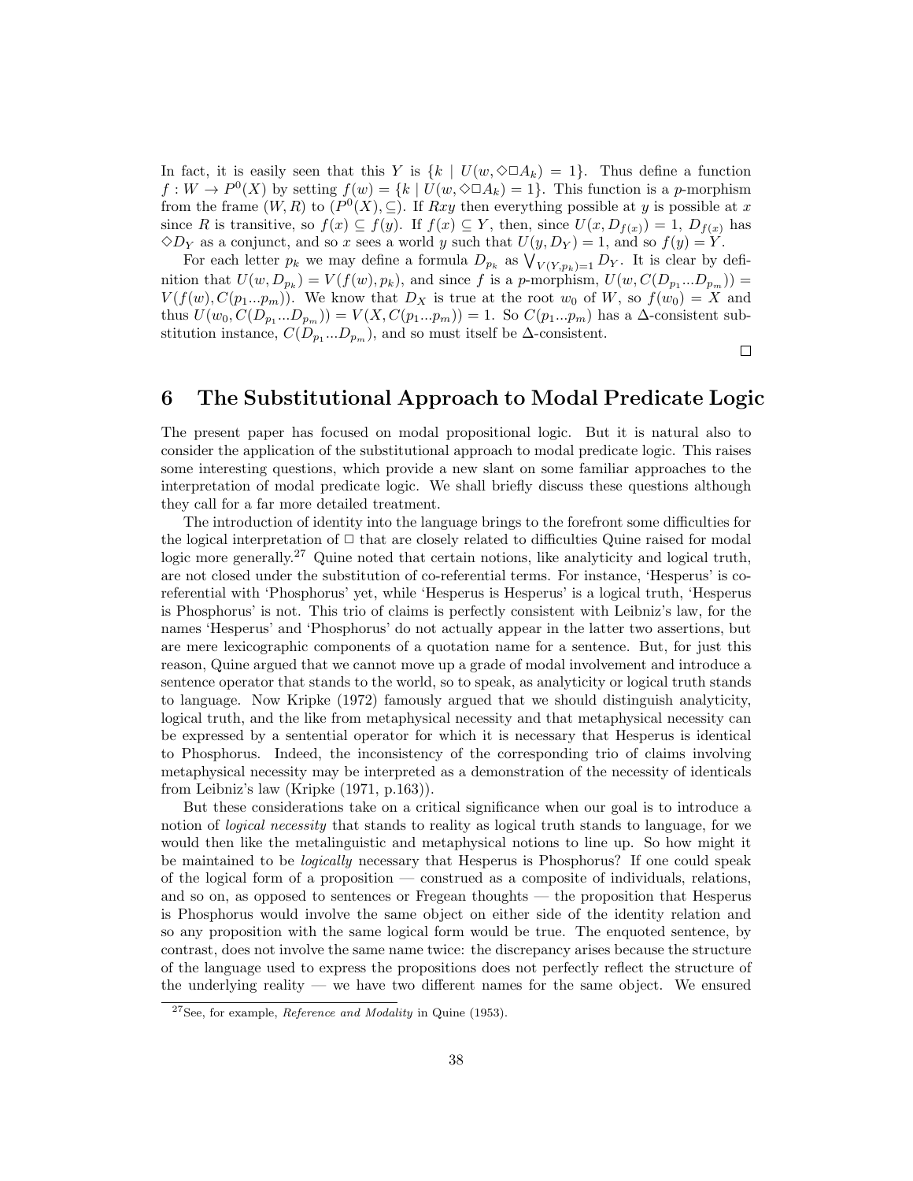In fact, it is easily seen that this $Y$ is $\{k \mid U(w, \Diamond\Box A_k) = 1\}$. Thus define a function $f : W \to P^0(X)$ by setting $f(w) = \{k \mid U(w, \Diamond\Box A_k) = 1\}$. This function is a $p$-morphism from the frame $(W, R)$ to $(P^0(X), \subseteq)$. If $Rxy$ then everything possible at $y$ is possible at $x$ since $R$ is transitive, so $f(x) \subseteq f(y)$. If $f(x) \subseteq Y$, then, since $U(x, D_{f(x)}) = 1$, $D_{f(x)}$ has $\Diamond D_Y$ as a conjunct, and so $x$ sees a world $y$ such that $U(y, D_Y) = 1$, and so $f(y) = Y$.

For each letter $p_k$ we may define a formula $D_{p_k}$ as $\bigvee_{V(Y,p_k)=1} D_Y$. It is clear by definition that $U(w, D_{p_k}) = V(f(w), p_k)$, and since $f$ is a $p$-morphism, $U(w, C(D_{p_1}...D_{p_m})) = V(f(w), C(p_1...p_m))$. We know that $D_X$ is true at the root $w_0$ of $W$, so $f(w_0) = X$ and thus $U(w_0, C(D_{p_1}...D_{p_m})) = V(X, C(p_1...p_m)) = 1$. So $C(p_1...p_m)$ has a $\Delta$-consistent substitution instance, $C(D_{p_1}...D_{p_m})$, and so must itself be $\Delta$-consistent.

$\Box$

# 6 The Substitutional Approach to Modal Predicate Logic

The present paper has focused on modal propositional logic. But it is natural also to consider the application of the substitutional approach to modal predicate logic. This raises some interesting questions, which provide a new slant on some familiar approaches to the interpretation of modal predicate logic. We shall briefly discuss these questions although they call for a far more detailed treatment.

The introduction of identity into the language brings to the forefront some difficulties for the logical interpretation of $\Box$ that are closely related to difficulties Quine raised for modal logic more generally.[27] Quine noted that certain notions, like analyticity and logical truth, are not closed under the substitution of co-referential terms. For instance, 'Hesperus' is co-referential with 'Phosphorus' yet, while 'Hesperus is Hesperus' is a logical truth, 'Hesperus is Phosphorus' is not. This trio of claims is perfectly consistent with Leibniz's law, for the names 'Hesperus' and 'Phosphorus' do not actually appear in the latter two assertions, but are mere lexicographic components of a quotation name for a sentence. But, for just this reason, Quine argued that we cannot move up a grade of modal involvement and introduce a sentence operator that stands to the world, so to speak, as analyticity or logical truth stands to language. Now Kripke (1972) famously argued that we should distinguish analyticity, logical truth, and the like from metaphysical necessity and that metaphysical necessity can be expressed by a sentential operator for which it is necessary that Hesperus is identical to Phosphorus. Indeed, the inconsistency of the corresponding trio of claims involving metaphysical necessity may be interpreted as a demonstration of the necessity of identicals from Leibniz's law (Kripke (1971, p.163)).

But these considerations take on a critical significance when our goal is to introduce a notion of *logical necessity* that stands to reality as logical truth stands to language, for we would then like the metalinguistic and metaphysical notions to line up. So how might it be maintained to be *logically* necessary that Hesperus is Phosphorus? If one could speak of the logical form of a proposition — construed as a composite of individuals, relations, and so on, as opposed to sentences or Fregean thoughts — the proposition that Hesperus is Phosphorus would involve the same object on either side of the identity relation and so any proposition with the same logical form would be true. The enquoted sentence, by contrast, does not involve the same name twice: the discrepancy arises because the structure of the language used to express the propositions does not perfectly reflect the structure of the underlying reality — we have two different names for the same object. We ensured

[27] See, for example, *Reference and Modality* in Quine (1953).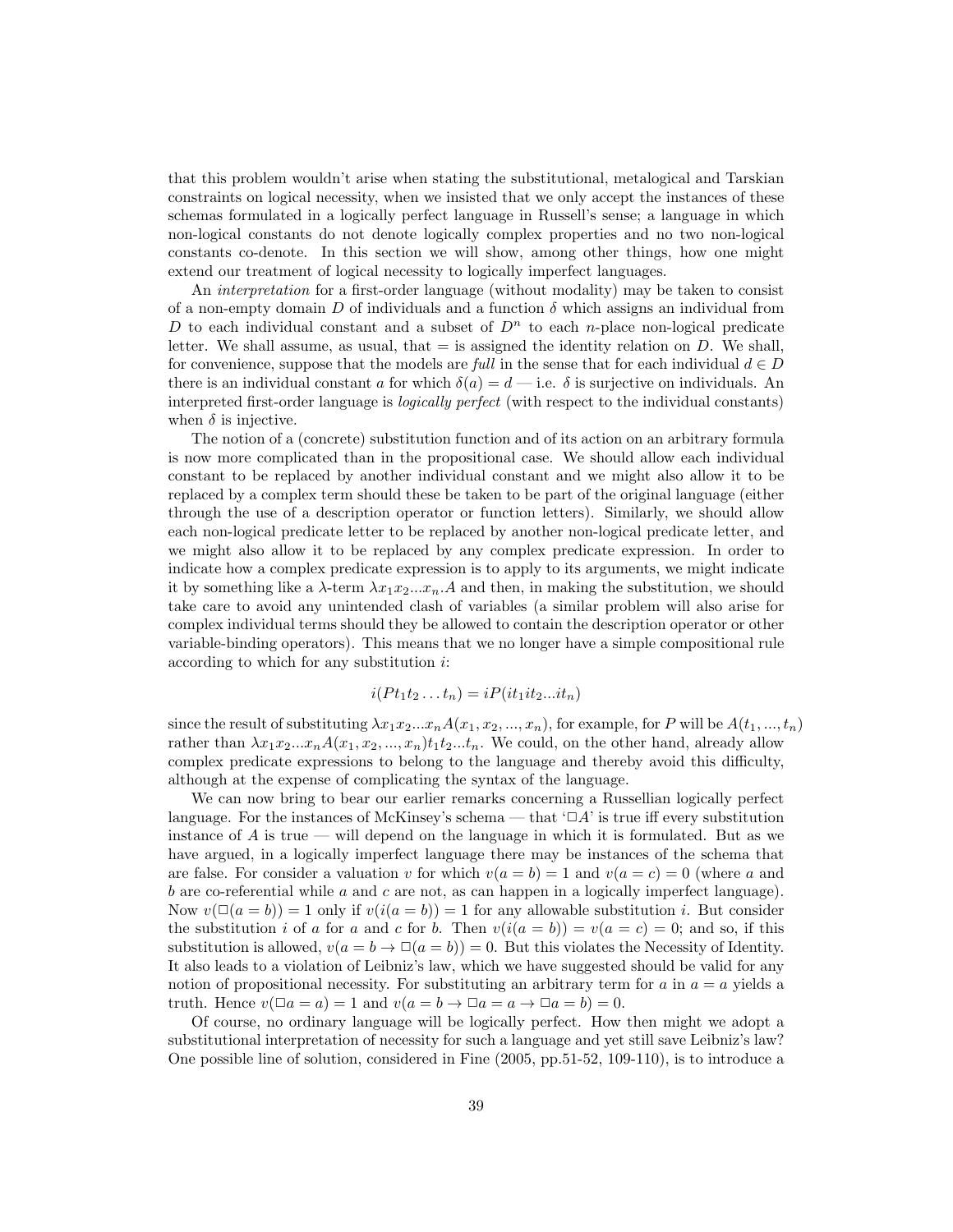that this problem wouldn't arise when stating the substitutional, metalogical and Tarskian constraints on logical necessity, when we insisted that we only accept the instances of these schemas formulated in a logically perfect language in Russell's sense; a language in which non-logical constants do not denote logically complex properties and no two non-logical constants co-denote. In this section we will show, among other things, how one might extend our treatment of logical necessity to logically imperfect languages.

An *interpretation* for a first-order language (without modality) may be taken to consist of a non-empty domain $D$ of individuals and a function $\delta$ which assigns an individual from $D$ to each individual constant and a subset of $D^n$ to each $n$-place non-logical predicate letter. We shall assume, as usual, that $=$ is assigned the identity relation on $D$. We shall, for convenience, suppose that the models are *full* in the sense that for each individual $d \in D$ there is an individual constant $a$ for which $\delta(a) = d$ — i.e. $\delta$ is surjective on individuals. An interpreted first-order language is *logically perfect* (with respect to the individual constants) when $\delta$ is injective.

The notion of a (concrete) substitution function and of its action on an arbitrary formula is now more complicated than in the propositional case. We should allow each individual constant to be replaced by another individual constant and we might also allow it to be replaced by a complex term should these be taken to be part of the original language (either through the use of a description operator or function letters). Similarly, we should allow each non-logical predicate letter to be replaced by another non-logical predicate letter, and we might also allow it to be replaced by any complex predicate expression. In order to indicate how a complex predicate expression is to apply to its arguments, we might indicate it by something like a $\lambda$-term $\lambda x_1 x_2 ... x_n.A$ and then, in making the substitution, we should take care to avoid any unintended clash of variables (a similar problem will also arise for complex individual terms should they be allowed to contain the description operator or other variable-binding operators). This means that we no longer have a simple compositional rule according to which for any substitution $i$:

$$i(Pt_1 t_2 \ldots t_n) = iP(it_1 it_2 ... it_n)$$

since the result of substituting $\lambda x_1 x_2 ... x_n A(x_1, x_2, ..., x_n)$, for example, for $P$ will be $A(t_1, ..., t_n)$ rather than $\lambda x_1 x_2 ... x_n A(x_1, x_2, ..., x_n) t_1 t_2 ... t_n$. We could, on the other hand, already allow complex predicate expressions to belong to the language and thereby avoid this difficulty, although at the expense of complicating the syntax of the language.

We can now bring to bear our earlier remarks concerning a Russellian logically perfect language. For the instances of McKinsey's schema — that '$\Box A$' is true iff every substitution instance of $A$ is true — will depend on the language in which it is formulated. But as we have argued, in a logically imperfect language there may be instances of the schema that are false. For consider a valuation $v$ for which $v(a = b) = 1$ and $v(a = c) = 0$ (where $a$ and $b$ are co-referential while $a$ and $c$ are not, as can happen in a logically imperfect language). Now $v(\Box(a = b)) = 1$ only if $v(i(a = b)) = 1$ for any allowable substitution $i$. But consider the substitution $i$ of $a$ for $a$ and $c$ for $b$. Then $v(i(a = b)) = v(a = c) = 0$; and so, if this substitution is allowed, $v(a = b \rightarrow \Box(a = b)) = 0$. But this violates the Necessity of Identity. It also leads to a violation of Leibniz's law, which we have suggested should be valid for any notion of propositional necessity. For substituting an arbitrary term for $a$ in $a = a$ yields a truth. Hence $v(\Box a = a) = 1$ and $v(a = b \rightarrow \Box a = a \rightarrow \Box a = b) = 0$.

Of course, no ordinary language will be logically perfect. How then might we adopt a substitutional interpretation of necessity for such a language and yet still save Leibniz's law? One possible line of solution, considered in Fine (2005, pp.51-52, 109-110), is to introduce a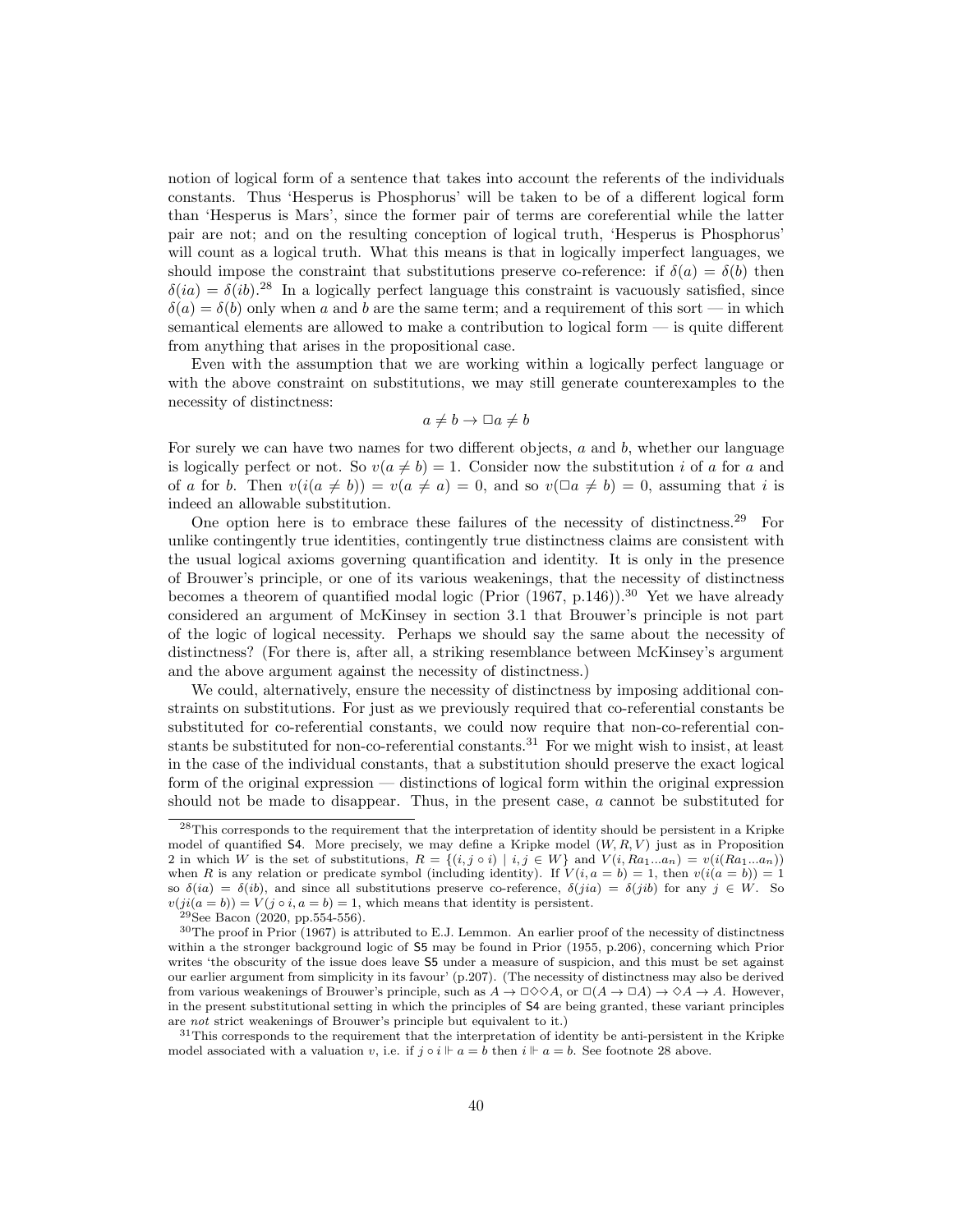notion of logical form of a sentence that takes into account the referents of the individuals constants. Thus 'Hesperus is Phosphorus' will be taken to be of a different logical form than 'Hesperus is Mars', since the former pair of terms are coreferential while the latter pair are not; and on the resulting conception of logical truth, 'Hesperus is Phosphorus' will count as a logical truth. What this means is that in logically imperfect languages, we should impose the constraint that substitutions preserve co-reference: if $\delta(a) = \delta(b)$ then $\delta(ia) = \delta(ib)$.[28] In a logically perfect language this constraint is vacuously satisfied, since $\delta(a) = \delta(b)$ only when $a$ and $b$ are the same term; and a requirement of this sort — in which semantical elements are allowed to make a contribution to logical form — is quite different from anything that arises in the propositional case.

Even with the assumption that we are working within a logically perfect language or with the above constraint on substitutions, we may still generate counterexamples to the necessity of distinctness:

$$a \neq b \to \Box a \neq b$$

For surely we can have two names for two different objects, $a$ and $b$, whether our language is logically perfect or not. So $v(a \neq b) = 1$. Consider now the substitution $i$ of $a$ for $a$ and of $a$ for $b$. Then $v(i(a \neq b)) = v(a \neq a) = 0$, and so $v(\Box a \neq b) = 0$, assuming that $i$ is indeed an allowable substitution.

One option here is to embrace these failures of the necessity of distinctness.[29] For unlike contingently true identities, contingently true distinctness claims are consistent with the usual logical axioms governing quantification and identity. It is only in the presence of Brouwer's principle, or one of its various weakenings, that the necessity of distinctness becomes a theorem of quantified modal logic (Prior (1967, p.146)).[30] Yet we have already considered an argument of McKinsey in section 3.1 that Brouwer's principle is not part of the logic of logical necessity. Perhaps we should say the same about the necessity of distinctness? (For there is, after all, a striking resemblance between McKinsey's argument and the above argument against the necessity of distinctness.)

We could, alternatively, ensure the necessity of distinctness by imposing additional constraints on substitutions. For just as we previously required that co-referential constants be substituted for co-referential constants, we could now require that non-co-referential constants be substituted for non-co-referential constants.[31] For we might wish to insist, at least in the case of the individual constants, that a substitution should preserve the exact logical form of the original expression — distinctions of logical form within the original expression should not be made to disappear. Thus, in the present case, $a$ cannot be substituted for

---

[28] This corresponds to the requirement that the interpretation of identity should be persistent in a Kripke model of quantified S4. More precisely, we may define a Kripke model $(W, R, V)$ just as in Proposition 2 in which $W$ is the set of substitutions, $R = \{(i, j \circ i) \mid i, j \in W\}$ and $V(i, Ra_1...a_n) = v(i(Ra_1...a_n))$ when $R$ is any relation or predicate symbol (including identity). If $V(i, a = b) = 1$, then $v(i(a = b)) = 1$ so $\delta(ia) = \delta(ib)$, and since all substitutions preserve co-reference, $\delta(jia) = \delta(jib)$ for any $j \in W$. So $v(ji(a = b)) = V(j \circ i, a = b) = 1$, which means that identity is persistent.

[29] See Bacon (2020, pp.554-556).

[30] The proof in Prior (1967) is attributed to E.J. Lemmon. An earlier proof of the necessity of distinctness within a the stronger background logic of S5 may be found in Prior (1955, p.206), concerning which Prior writes 'the obscurity of the issue does leave S5 under a measure of suspicion, and this must be set against our earlier argument from simplicity in its favour' (p.207). (The necessity of distinctness may also be derived from various weakenings of Brouwer's principle, such as $A \to \Box\Diamond\Diamond A$, or $\Box(A \to \Box A) \to \Diamond A \to A$. However, in the present substitutional setting in which the principles of S4 are being granted, these variant principles are *not* strict weakenings of Brouwer's principle but equivalent to it.)

[31] This corresponds to the requirement that the interpretation of identity be anti-persistent in the Kripke model associated with a valuation $v$, i.e. if $j \circ i \Vdash a = b$ then $i \Vdash a = b$. See footnote 28 above.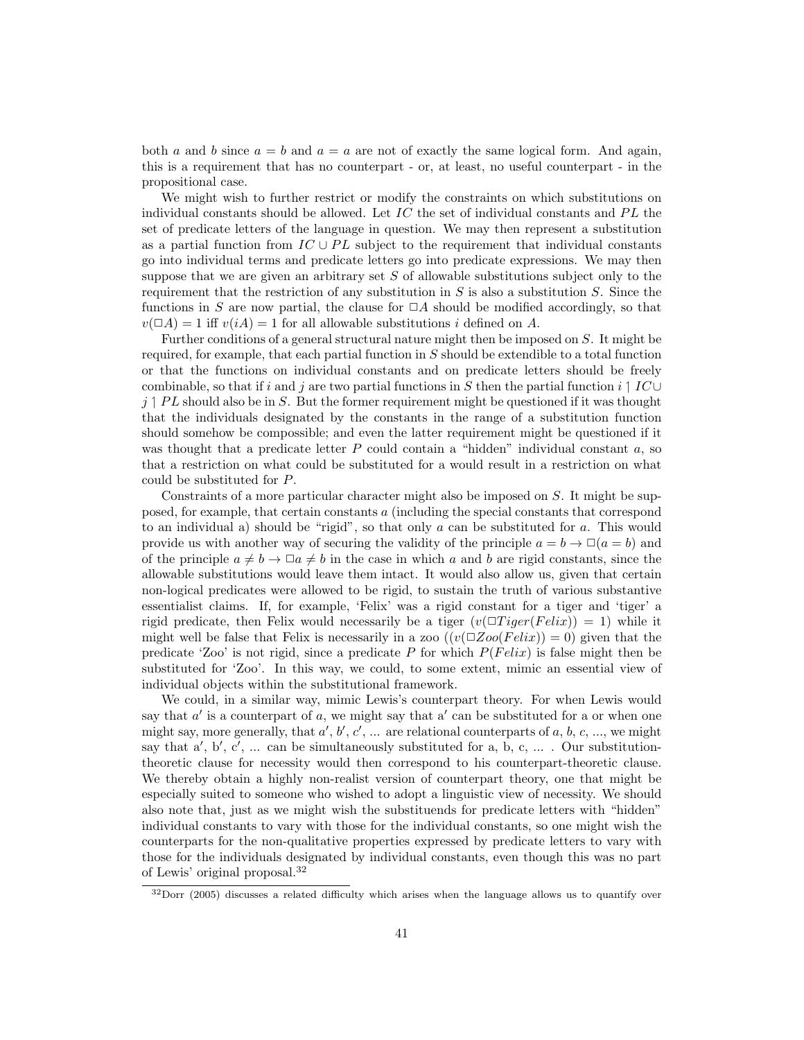both $a$ and $b$ since $a = b$ and $a = a$ are not of exactly the same logical form. And again, this is a requirement that has no counterpart - or, at least, no useful counterpart - in the propositional case.

We might wish to further restrict or modify the constraints on which substitutions on individual constants should be allowed. Let $IC$ the set of individual constants and $PL$ the set of predicate letters of the language in question. We may then represent a substitution as a partial function from $IC \cup PL$ subject to the requirement that individual constants go into individual terms and predicate letters go into predicate expressions. We may then suppose that we are given an arbitrary set $S$ of allowable substitutions subject only to the requirement that the restriction of any substitution in $S$ is also a substitution $S$. Since the functions in $S$ are now partial, the clause for $\Box A$ should be modified accordingly, so that $v(\Box A) = 1$ iff $v(iA) = 1$ for all allowable substitutions $i$ defined on $A$.

Further conditions of a general structural nature might then be imposed on $S$. It might be required, for example, that each partial function in $S$ should be extendible to a total function or that the functions on individual constants and on predicate letters should be freely combinable, so that if $i$ and $j$ are two partial functions in $S$ then the partial function $i \restriction IC \cup j \restriction PL$ should also be in $S$. But the former requirement might be questioned if it was thought that the individuals designated by the constants in the range of a substitution function should somehow be compossible; and even the latter requirement might be questioned if it was thought that a predicate letter $P$ could contain a "hidden" individual constant $a$, so that a restriction on what could be substituted for $a$ would result in a restriction on what could be substituted for $P$.

Constraints of a more particular character might also be imposed on $S$. It might be supposed, for example, that certain constants $a$ (including the special constants that correspond to an individual a) should be "rigid", so that only $a$ can be substituted for $a$. This would provide us with another way of securing the validity of the principle $a = b \rightarrow \Box(a = b)$ and of the principle $a \neq b \rightarrow \Box a \neq b$ in the case in which $a$ and $b$ are rigid constants, since the allowable substitutions would leave them intact. It would also allow us, given that certain non-logical predicates were allowed to be rigid, to sustain the truth of various substantive essentialist claims. If, for example, 'Felix' was a rigid constant for a tiger and 'tiger' a rigid predicate, then Felix would necessarily be a tiger ($v(\Box Tiger(Felix)) = 1$) while it might well be false that Felix is necessarily in a zoo (($v(\Box Zoo(Felix)) = 0$) given that the predicate 'Zoo' is not rigid, since a predicate $P$ for which $P(Felix)$ is false might then be substituted for 'Zoo'. In this way, we could, to some extent, mimic an essential view of individual objects within the substitutional framework.

We could, in a similar way, mimic Lewis's counterpart theory. For when Lewis would say that $a'$ is a counterpart of $a$, we might say that a$'$ can be substituted for a or when one might say, more generally, that $a'$, $b'$, $c'$, ... are relational counterparts of $a$, $b$, $c$, ..., we might say that a$'$, b$'$, c$'$, ... can be simultaneously substituted for a, b, c, ... . Our substitution-theoretic clause for necessity would then correspond to his counterpart-theoretic clause. We thereby obtain a highly non-realist version of counterpart theory, one that might be especially suited to someone who wished to adopt a linguistic view of necessity. We should also note that, just as we might wish the substituends for predicate letters with "hidden" individual constants to vary with those for the individual constants, so one might wish the counterparts for the non-qualitative properties expressed by predicate letters to vary with those for the individuals designated by individual constants, even though this was no part of Lewis' original proposal.[32]

[32] Dorr (2005) discusses a related difficulty which arises when the language allows us to quantify over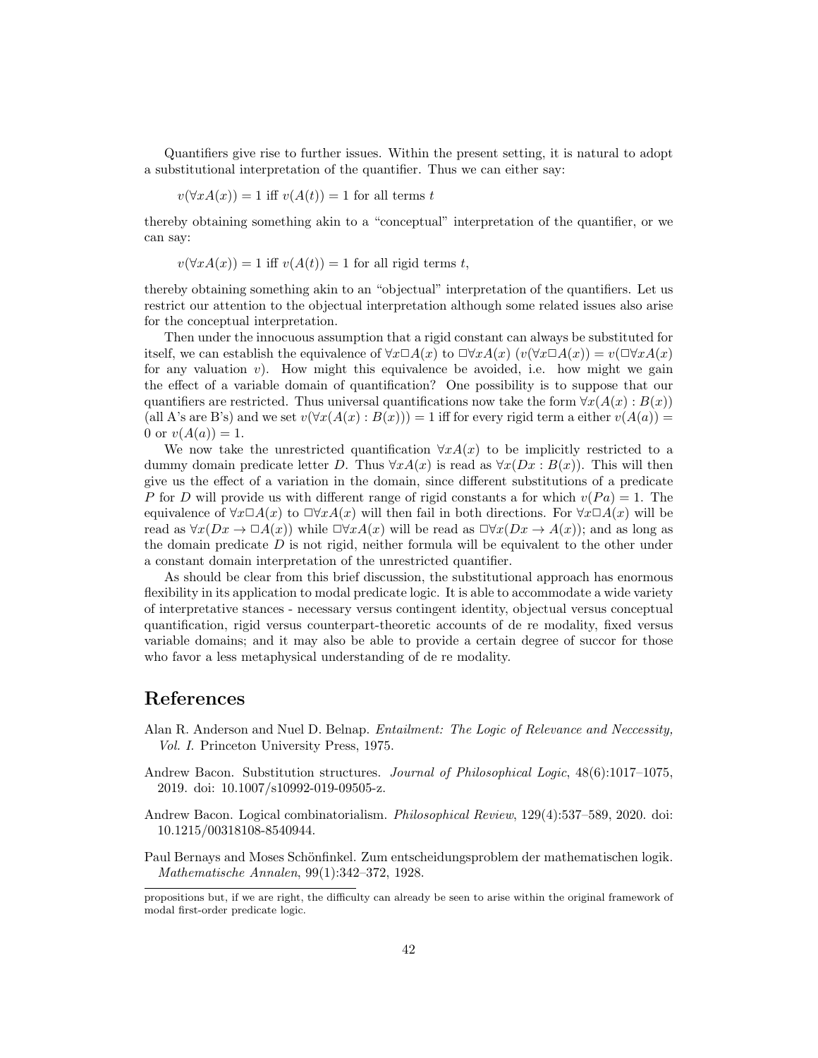Quantifiers give rise to further issues. Within the present setting, it is natural to adopt a substitutional interpretation of the quantifier. Thus we can either say:

$v(\forall x A(x)) = 1$ iff $v(A(t)) = 1$ for all terms $t$

thereby obtaining something akin to a "conceptual" interpretation of the quantifier, or we can say:

$v(\forall x A(x)) = 1$ iff $v(A(t)) = 1$ for all rigid terms $t$,

thereby obtaining something akin to an "objectual" interpretation of the quantifiers. Let us restrict our attention to the objectual interpretation although some related issues also arise for the conceptual interpretation.

Then under the innocuous assumption that a rigid constant can always be substituted for itself, we can establish the equivalence of $\forall x \Box A(x)$ to $\Box \forall x A(x)$ ($v(\forall x \Box A(x)) = v(\Box \forall x A(x)$ for any valuation $v$). How might this equivalence be avoided, i.e. how might we gain the effect of a variable domain of quantification? One possibility is to suppose that our quantifiers are restricted. Thus universal quantifications now take the form $\forall x(A(x) : B(x))$ (all A's are B's) and we set $v(\forall x(A(x) : B(x))) = 1$ iff for every rigid term a either $v(A(a)) = 0$ or $v(A(a)) = 1$.

We now take the unrestricted quantification $\forall x A(x)$ to be implicitly restricted to a dummy domain predicate letter $D$. Thus $\forall x A(x)$ is read as $\forall x(Dx : B(x))$. This will then give us the effect of a variation in the domain, since different substitutions of a predicate $P$ for $D$ will provide us with different range of rigid constants a for which $v(Pa) = 1$. The equivalence of $\forall x \Box A(x)$ to $\Box \forall x A(x)$ will then fail in both directions. For $\forall x \Box A(x)$ will be read as $\forall x(Dx \rightarrow \Box A(x))$ while $\Box \forall x A(x)$ will be read as $\Box \forall x(Dx \rightarrow A(x))$; and as long as the domain predicate $D$ is not rigid, neither formula will be equivalent to the other under a constant domain interpretation of the unrestricted quantifier.

As should be clear from this brief discussion, the substitutional approach has enormous flexibility in its application to modal predicate logic. It is able to accommodate a wide variety of interpretative stances - necessary versus contingent identity, objectual versus conceptual quantification, rigid versus counterpart-theoretic accounts of de re modality, fixed versus variable domains; and it may also be able to provide a certain degree of succor for those who favor a less metaphysical understanding of de re modality.

## References

Alan R. Anderson and Nuel D. Belnap. *Entailment: The Logic of Relevance and Neccessity, Vol. I.* Princeton University Press, 1975.

Andrew Bacon. Substitution structures. *Journal of Philosophical Logic*, 48(6):1017–1075, 2019. doi: 10.1007/s10992-019-09505-z.

Andrew Bacon. Logical combinatorialism. *Philosophical Review*, 129(4):537–589, 2020. doi: 10.1215/00318108-8540944.

Paul Bernays and Moses Schönfinkel. Zum entscheidungsproblem der mathematischen logik. *Mathematische Annalen*, 99(1):342–372, 1928.

---

propositions but, if we are right, the difficulty can already be seen to arise within the original framework of modal first-order predicate logic.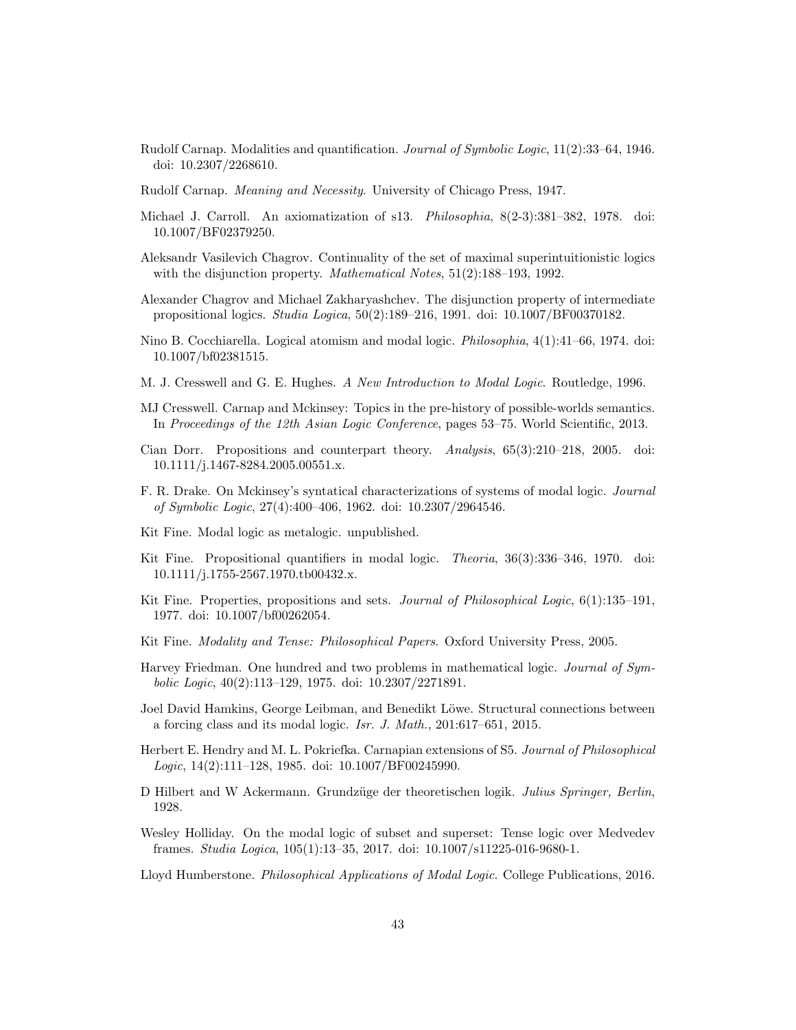Rudolf Carnap. Modalities and quantification. *Journal of Symbolic Logic*, 11(2):33–64, 1946. doi: 10.2307/2268610.

Rudolf Carnap. *Meaning and Necessity*. University of Chicago Press, 1947.

Michael J. Carroll. An axiomatization of s13. *Philosophia*, 8(2-3):381–382, 1978. doi: 10.1007/BF02379250.

Aleksandr Vasilevich Chagrov. Continuality of the set of maximal superintuitionistic logics with the disjunction property. *Mathematical Notes*, 51(2):188–193, 1992.

Alexander Chagrov and Michael Zakharyashchev. The disjunction property of intermediate propositional logics. *Studia Logica*, 50(2):189–216, 1991. doi: 10.1007/BF00370182.

Nino B. Cocchiarella. Logical atomism and modal logic. *Philosophia*, 4(1):41–66, 1974. doi: 10.1007/bf02381515.

M. J. Cresswell and G. E. Hughes. *A New Introduction to Modal Logic*. Routledge, 1996.

MJ Cresswell. Carnap and Mckinsey: Topics in the pre-history of possible-worlds semantics. In *Proceedings of the 12th Asian Logic Conference*, pages 53–75. World Scientific, 2013.

Cian Dorr. Propositions and counterpart theory. *Analysis*, 65(3):210–218, 2005. doi: 10.1111/j.1467-8284.2005.00551.x.

F. R. Drake. On Mckinsey's syntatical characterizations of systems of modal logic. *Journal of Symbolic Logic*, 27(4):400–406, 1962. doi: 10.2307/2964546.

Kit Fine. Modal logic as metalogic. unpublished.

Kit Fine. Propositional quantifiers in modal logic. *Theoria*, 36(3):336–346, 1970. doi: 10.1111/j.1755-2567.1970.tb00432.x.

Kit Fine. Properties, propositions and sets. *Journal of Philosophical Logic*, 6(1):135–191, 1977. doi: 10.1007/bf00262054.

Kit Fine. *Modality and Tense: Philosophical Papers*. Oxford University Press, 2005.

Harvey Friedman. One hundred and two problems in mathematical logic. *Journal of Symbolic Logic*, 40(2):113–129, 1975. doi: 10.2307/2271891.

Joel David Hamkins, George Leibman, and Benedikt Löwe. Structural connections between a forcing class and its modal logic. *Isr. J. Math.*, 201:617–651, 2015.

Herbert E. Hendry and M. L. Pokriefka. Carnapian extensions of S5. *Journal of Philosophical Logic*, 14(2):111–128, 1985. doi: 10.1007/BF00245990.

D Hilbert and W Ackermann. Grundzüge der theoretischen logik. *Julius Springer, Berlin*, 1928.

Wesley Holliday. On the modal logic of subset and superset: Tense logic over Medvedev frames. *Studia Logica*, 105(1):13–35, 2017. doi: 10.1007/s11225-016-9680-1.

Lloyd Humberstone. *Philosophical Applications of Modal Logic*. College Publications, 2016.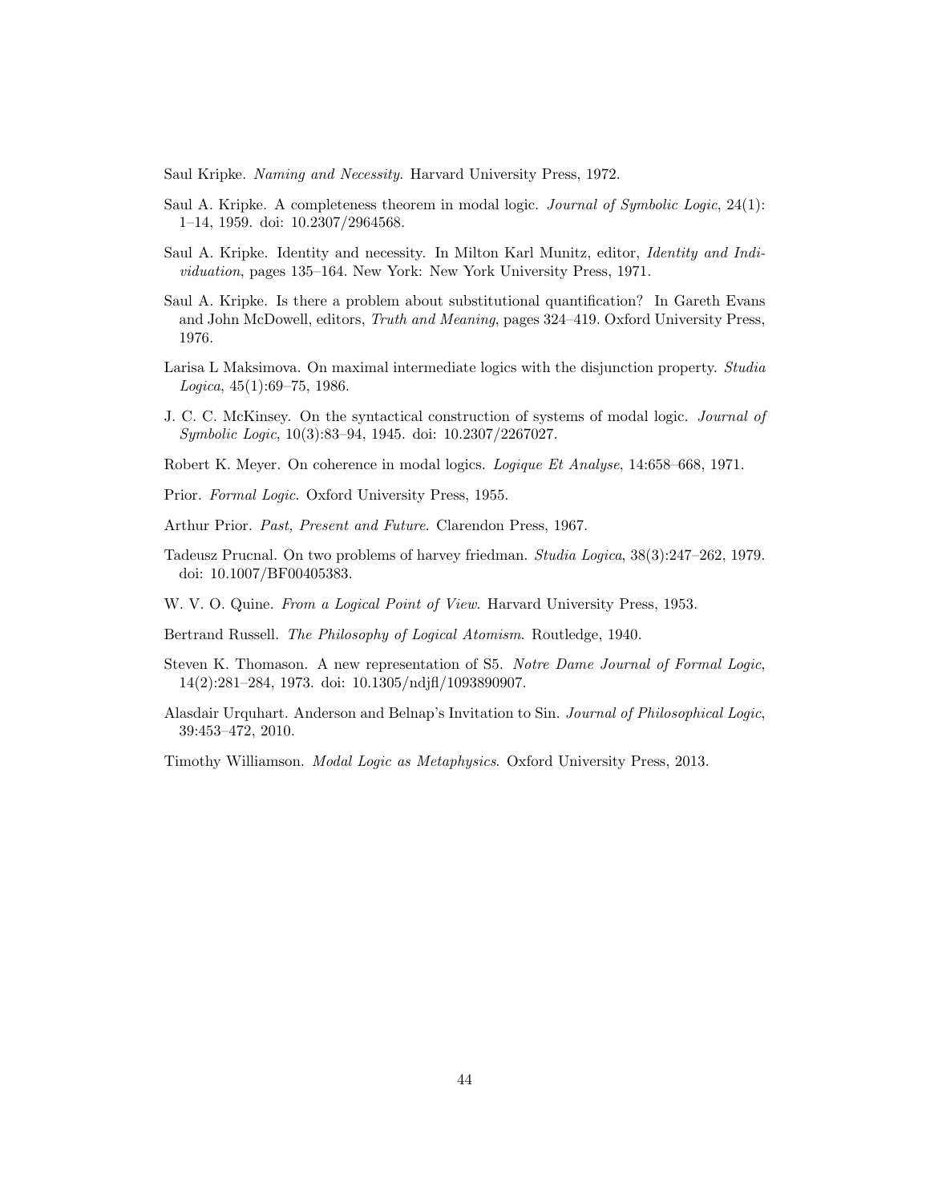Saul Kripke. *Naming and Necessity*. Harvard University Press, 1972.

Saul A. Kripke. A completeness theorem in modal logic. *Journal of Symbolic Logic*, 24(1): 1–14, 1959. doi: 10.2307/2964568.

Saul A. Kripke. Identity and necessity. In Milton Karl Munitz, editor, *Identity and Individuation*, pages 135–164. New York: New York University Press, 1971.

Saul A. Kripke. Is there a problem about substitutional quantification? In Gareth Evans and John McDowell, editors, *Truth and Meaning*, pages 324–419. Oxford University Press, 1976.

Larisa L Maksimova. On maximal intermediate logics with the disjunction property. *Studia Logica*, 45(1):69–75, 1986.

J. C. C. McKinsey. On the syntactical construction of systems of modal logic. *Journal of Symbolic Logic*, 10(3):83–94, 1945. doi: 10.2307/2267027.

Robert K. Meyer. On coherence in modal logics. *Logique Et Analyse*, 14:658–668, 1971.

Prior. *Formal Logic*. Oxford University Press, 1955.

Arthur Prior. *Past, Present and Future*. Clarendon Press, 1967.

Tadeusz Prucnal. On two problems of harvey friedman. *Studia Logica*, 38(3):247–262, 1979. doi: 10.1007/BF00405383.

W. V. O. Quine. *From a Logical Point of View*. Harvard University Press, 1953.

Bertrand Russell. *The Philosophy of Logical Atomism*. Routledge, 1940.

Steven K. Thomason. A new representation of S5. *Notre Dame Journal of Formal Logic*, 14(2):281–284, 1973. doi: 10.1305/ndjfl/1093890907.

Alasdair Urquhart. Anderson and Belnap's Invitation to Sin. *Journal of Philosophical Logic*, 39:453–472, 2010.

Timothy Williamson. *Modal Logic as Metaphysics*. Oxford University Press, 2013.